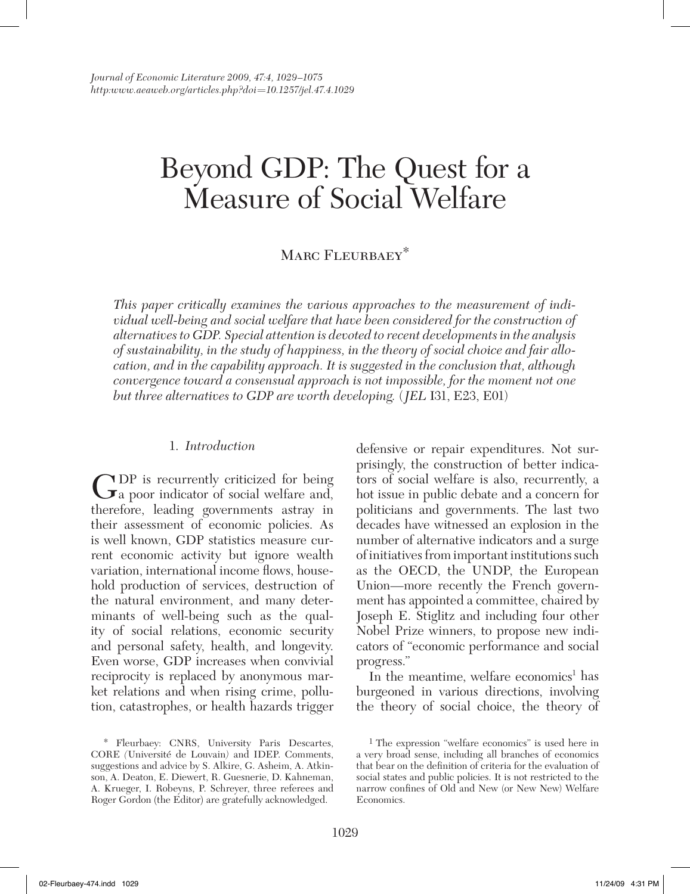# Beyond GDP: The Quest for a Measure of Social Welfare

Marc Fleurbaey*

*This paper critically examines the various approaches to the measurement of individual well-being and social welfare that have been considered for the construction of alternatives to GDP. Special attention is devoted to recent developments in the analysis of sustainability, in the study of happiness, in the theory of social choice and fair allocation, and in the capability approach. It is suggested in the conclusion that, although convergence toward a consensual approach is not impossible, for the moment not one but three alternatives to GDP are worth developing.* (*JEL* I31, E23, E01)

## 1. *Introduction*

GDP is recurrently criticized for being a poor indicator of social welfare and, therefore, leading governments astray in their assessment of economic policies. As is well known, GDP statistics measure current economic activity but ignore wealth variation, international income flows, household production of services, destruction of the natural environment, and many determinants of well-being such as the quality of social relations, economic security and personal safety, health, and longevity. Even worse, GDP increases when convivial reciprocity is replaced by anonymous market relations and when rising crime, pollution, catastrophes, or health hazards trigger defensive or repair expenditures. Not surprisingly, the construction of better indicators of social welfare is also, recurrently, a hot issue in public debate and a concern for politicians and governments. The last two decades have witnessed an explosion in the number of alternative indicators and a surge of initiatives from important institutions such as the OECD, the UNDP, the European Union—more recently the French government has appointed a committee, chaired by Joseph E. Stiglitz and including four other Nobel Prize winners, to propose new indicators of "economic performance and social progress."

In the meantime, welfare economics[1] has burgeoned in various directions, involving the theory of social choice, the theory of

\* Fleurbaey: CNRS, University Paris Descartes, CORE (Université de Louvain) and IDEP. Comments, suggestions and advice by S. Alkire, G. Asheim, A. Atkinson, A. Deaton, E. Diewert, R. Guesnerie, D. Kahneman, A. Krueger, I. Robeyns, P. Schreyer, three referees and Roger Gordon (the Editor) are gratefully acknowledged.

[1] The expression "welfare economics" is used here in a very broad sense, including all branches of economics that bear on the definition of criteria for the evaluation of social states and public policies. It is not restricted to the narrow confines of Old and New (or New New) Welfare Economics.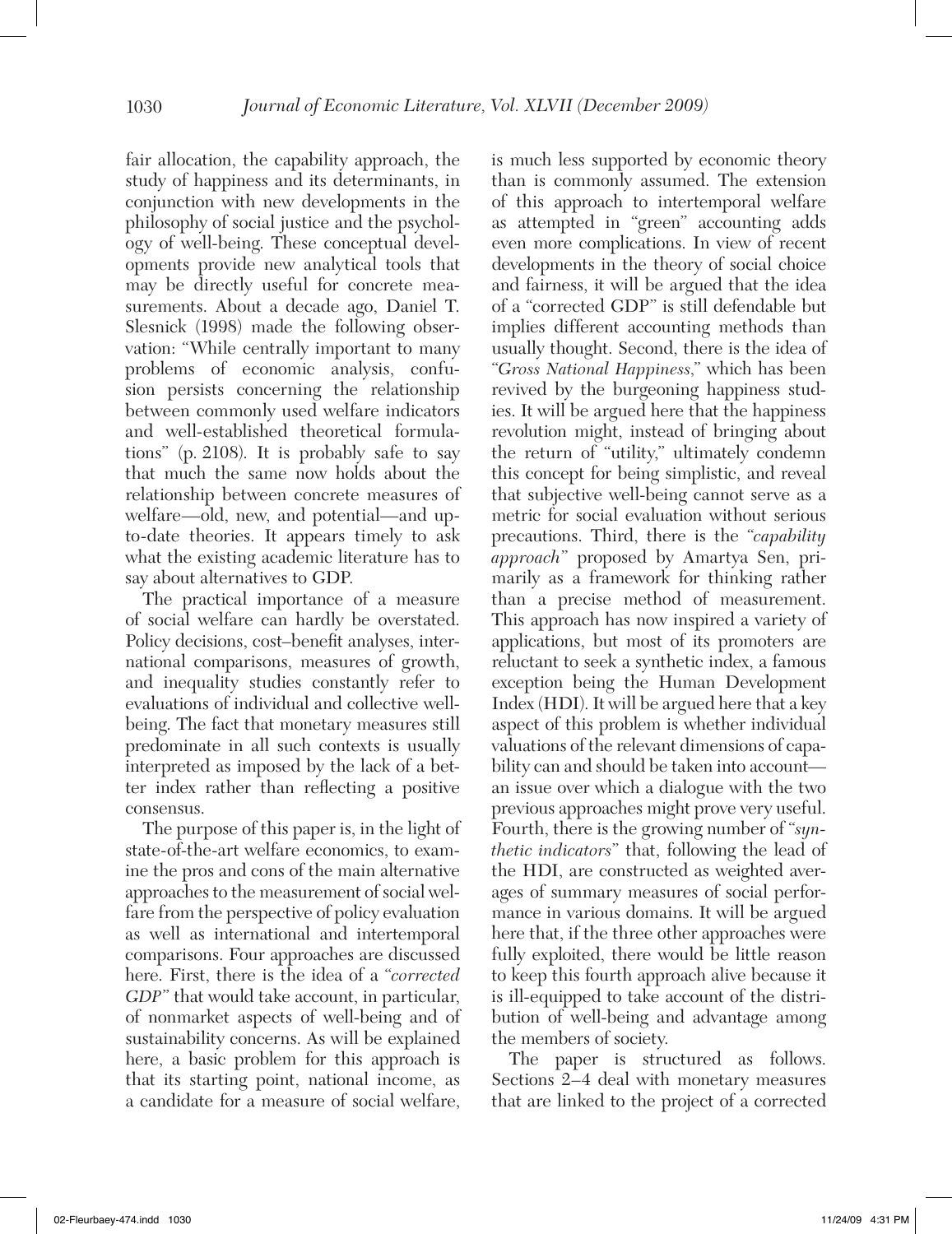fair allocation, the capability approach, the study of happiness and its determinants, in conjunction with new developments in the philosophy of social justice and the psychology of well-being. These conceptual developments provide new analytical tools that may be directly useful for concrete measurements. About a decade ago, Daniel T. Slesnick (1998) made the following observation: "While centrally important to many problems of economic analysis, confusion persists concerning the relationship between commonly used welfare indicators and well-established theoretical formulations" (p. 2108). It is probably safe to say that much the same now holds about the relationship between concrete measures of welfare—old, new, and potential—and up-to-date theories. It appears timely to ask what the existing academic literature has to say about alternatives to GDP.

The practical importance of a measure of social welfare can hardly be overstated. Policy decisions, cost–benefit analyses, international comparisons, measures of growth, and inequality studies constantly refer to evaluations of individual and collective well-being. The fact that monetary measures still predominate in all such contexts is usually interpreted as imposed by the lack of a better index rather than reflecting a positive consensus.

The purpose of this paper is, in the light of state-of-the-art welfare economics, to examine the pros and cons of the main alternative approaches to the measurement of social welfare from the perspective of policy evaluation as well as international and intertemporal comparisons. Four approaches are discussed here. First, there is the idea of a *"corrected GDP"* that would take account, in particular, of nonmarket aspects of well-being and of sustainability concerns. As will be explained here, a basic problem for this approach is that its starting point, national income, as a candidate for a measure of social welfare, is much less supported by economic theory than is commonly assumed. The extension of this approach to intertemporal welfare as attempted in "green" accounting adds even more complications. In view of recent developments in the theory of social choice and fairness, it will be argued that the idea of a "corrected GDP" is still defendable but implies different accounting methods than usually thought. Second, there is the idea of "*Gross National Happiness*," which has been revived by the burgeoning happiness studies. It will be argued here that the happiness revolution might, instead of bringing about the return of "utility," ultimately condemn this concept for being simplistic, and reveal that subjective well-being cannot serve as a metric for social evaluation without serious precautions. Third, there is the *"capability approach"* proposed by Amartya Sen, primarily as a framework for thinking rather than a precise method of measurement. This approach has now inspired a variety of applications, but most of its promoters are reluctant to seek a synthetic index, a famous exception being the Human Development Index (HDI). It will be argued here that a key aspect of this problem is whether individual valuations of the relevant dimensions of capability can and should be taken into account—an issue over which a dialogue with the two previous approaches might prove very useful. Fourth, there is the growing number of "*synthetic indicators*" that, following the lead of the HDI, are constructed as weighted averages of summary measures of social performance in various domains. It will be argued here that, if the three other approaches were fully exploited, there would be little reason to keep this fourth approach alive because it is ill-equipped to take account of the distribution of well-being and advantage among the members of society.

The paper is structured as follows. Sections 2–4 deal with monetary measures that are linked to the project of a corrected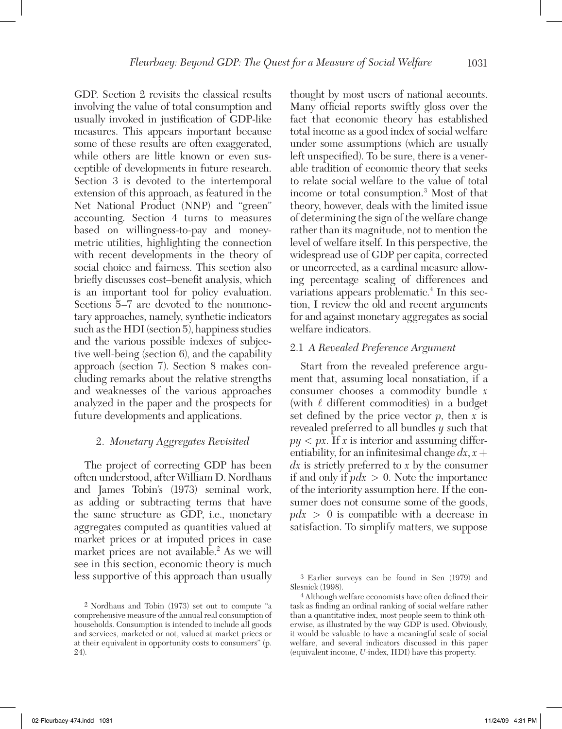GDP. Section 2 revisits the classical results involving the value of total consumption and usually invoked in justification of GDP-like measures. This appears important because some of these results are often exaggerated, while others are little known or even susceptible of developments in future research. Section 3 is devoted to the intertemporal extension of this approach, as featured in the Net National Product (NNP) and "green" accounting. Section 4 turns to measures based on willingness-to-pay and money-metric utilities, highlighting the connection with recent developments in the theory of social choice and fairness. This section also briefly discusses cost–benefit analysis, which is an important tool for policy evaluation. Sections 5–7 are devoted to the nonmonetary approaches, namely, synthetic indicators such as the HDI (section 5), happiness studies and the various possible indexes of subjective well-being (section 6), and the capability approach (section 7). Section 8 makes concluding remarks about the relative strengths and weaknesses of the various approaches analyzed in the paper and the prospects for future developments and applications.

## 2. *Monetary Aggregates Revisited*

The project of correcting GDP has been often understood, after William D. Nordhaus and James Tobin's (1973) seminal work, as adding or subtracting terms that have the same structure as GDP, i.e., monetary aggregates computed as quantities valued at market prices or at imputed prices in case market prices are not available.[2] As we will see in this section, economic theory is much less supportive of this approach than usually thought by most users of national accounts. Many official reports swiftly gloss over the fact that economic theory has established total income as a good index of social welfare under some assumptions (which are usually left unspecified). To be sure, there is a venerable tradition of economic theory that seeks to relate social welfare to the value of total income or total consumption.[3] Most of that theory, however, deals with the limited issue of determining the sign of the welfare change rather than its magnitude, not to mention the level of welfare itself. In this perspective, the widespread use of GDP per capita, corrected or uncorrected, as a cardinal measure allowing percentage scaling of differences and variations appears problematic.[4] In this section, I review the old and recent arguments for and against monetary aggregates as social welfare indicators.

### 2.1 *A Revealed Preference Argument*

Start from the revealed preference argument that, assuming local nonsatiation, if a consumer chooses a commodity bundle $x$ (with $\ell$ different commodities) in a budget set defined by the price vector $p$, then $x$ is revealed preferred to all bundles $y$ such that $py < px$. If $x$ is interior and assuming differentiability, for an infinitesimal change $dx$, $x + dx$ is strictly preferred to $x$ by the consumer if and only if $pdx > 0$. Note the importance of the interiority assumption here. If the consumer does not consume some of the goods, $pdx > 0$ is compatible with a decrease in satisfaction. To simplify matters, we suppose

[2] Nordhaus and Tobin (1973) set out to compute "a comprehensive measure of the annual real consumption of households. Consumption is intended to include all goods and services, marketed or not, valued at market prices or at their equivalent in opportunity costs to consumers" (p. 24).

[3] Earlier surveys can be found in Sen (1979) and Slesnick (1998).

[4] Although welfare economists have often defined their task as finding an ordinal ranking of social welfare rather than a quantitative index, most people seem to think otherwise, as illustrated by the way GDP is used. Obviously, it would be valuable to have a meaningful scale of social welfare, and several indicators discussed in this paper (equivalent income, *U*-index, HDI) have this property.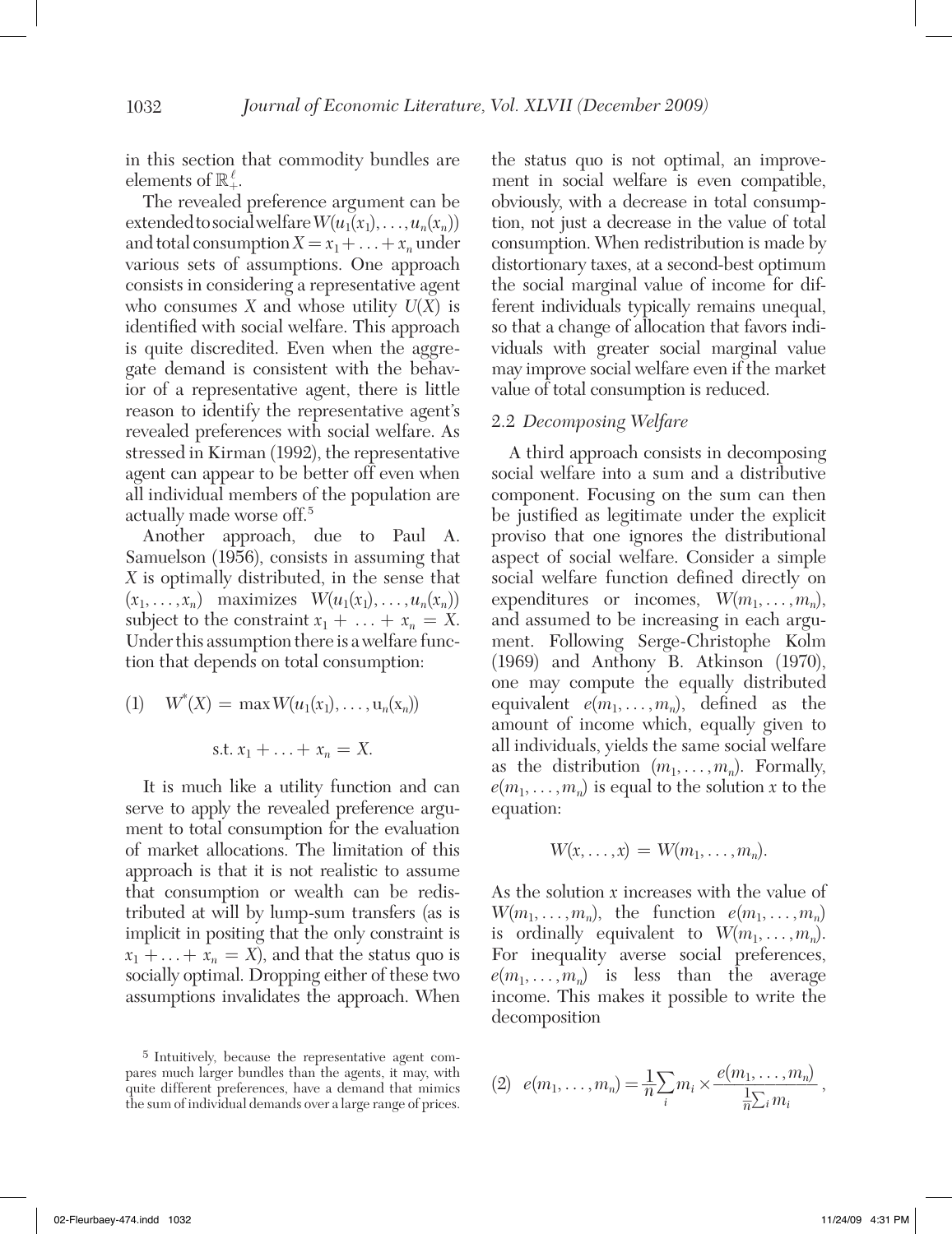in this section that commodity bundles are elements of $\mathbb{R}^{\ell}_{+}$.

The revealed preference argument can be extended to social welfare $W(u_1(x_1), \ldots, u_n(x_n))$ and total consumption $X = x_1 + \ldots + x_n$ under various sets of assumptions. One approach consists in considering a representative agent who consumes $X$ and whose utility $U(X)$ is identified with social welfare. This approach is quite discredited. Even when the aggregate demand is consistent with the behavior of a representative agent, there is little reason to identify the representative agent's revealed preferences with social welfare. As stressed in Kirman (1992), the representative agent can appear to be better off even when all individual members of the population are actually made worse off.[5]

Another approach, due to Paul A. Samuelson (1956), consists in assuming that $X$ is optimally distributed, in the sense that $(x_1, \ldots, x_n)$ maximizes $W(u_1(x_1), \ldots, u_n(x_n))$ subject to the constraint $x_1 + \ldots + x_n = X$. Under this assumption there is a welfare function that depends on total consumption:

$$(1) \quad W^{*}(X) = \max W(u_1(x_1), \ldots, u_n(x_n))$$

$$\text{s.t. } x_1 + \ldots + x_n = X.$$

It is much like a utility function and can serve to apply the revealed preference argument to total consumption for the evaluation of market allocations. The limitation of this approach is that it is not realistic to assume that consumption or wealth can be redistributed at will by lump-sum transfers (as is implicit in positing that the only constraint is $x_1 + \ldots + x_n = X$), and that the status quo is socially optimal. Dropping either of these two assumptions invalidates the approach. When the status quo is not optimal, an improvement in social welfare is even compatible, obviously, with a decrease in total consumption, not just a decrease in the value of total consumption. When redistribution is made by distortionary taxes, at a second-best optimum the social marginal value of income for different individuals typically remains unequal, so that a change of allocation that favors individuals with greater social marginal value may improve social welfare even if the market value of total consumption is reduced.

### 2.2 *Decomposing Welfare*

A third approach consists in decomposing social welfare into a sum and a distributive component. Focusing on the sum can then be justified as legitimate under the explicit proviso that one ignores the distributional aspect of social welfare. Consider a simple social welfare function defined directly on expenditures or incomes, $W(m_1, \ldots, m_n)$, and assumed to be increasing in each argument. Following Serge-Christophe Kolm (1969) and Anthony B. Atkinson (1970), one may compute the equally distributed equivalent $e(m_1, \ldots, m_n)$, defined as the amount of income which, equally given to all individuals, yields the same social welfare as the distribution $(m_1, \ldots, m_n)$. Formally, $e(m_1, \ldots, m_n)$ is equal to the solution $x$ to the equation:

$$W(x, \ldots, x) = W(m_1, \ldots, m_n).$$

As the solution $x$ increases with the value of $W(m_1, \ldots, m_n)$, the function $e(m_1, \ldots, m_n)$ is ordinally equivalent to $W(m_1, \ldots, m_n)$. For inequality averse social preferences, $e(m_1, \ldots, m_n)$ is less than the average income. This makes it possible to write the decomposition

$$(2) \quad e(m_1, \ldots, m_n) = \frac{1}{n}\sum_i m_i \times \frac{e(m_1, \ldots, m_n)}{\frac{1}{n}\sum_i m_i},$$

[5] Intuitively, because the representative agent compares much larger bundles than the agents, it may, with quite different preferences, have a demand that mimics the sum of individual demands over a large range of prices.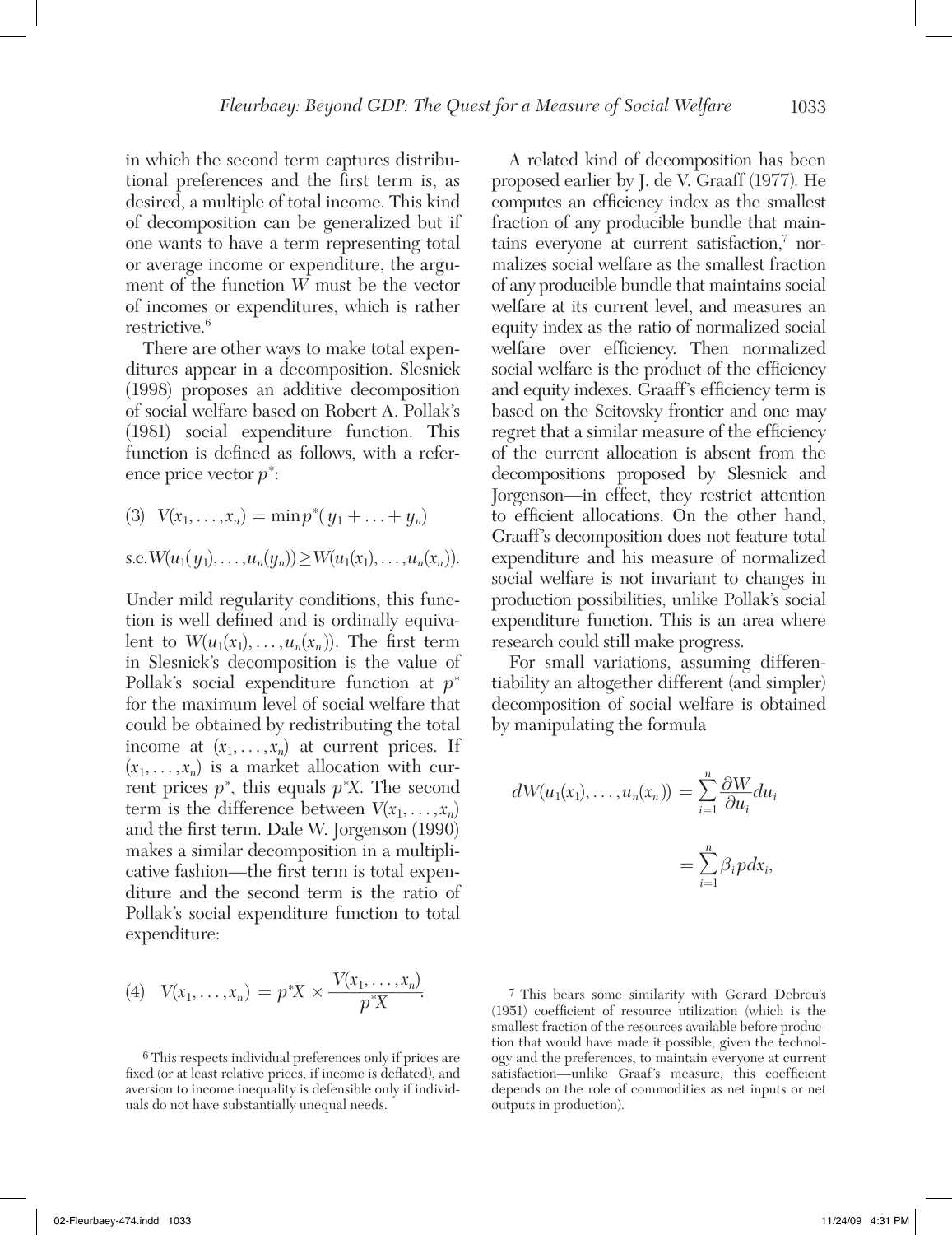in which the second term captures distributional preferences and the first term is, as desired, a multiple of total income. This kind of decomposition can be generalized but if one wants to have a term representing total or average income or expenditure, the argument of the function $W$ must be the vector of incomes or expenditures, which is rather restrictive.[6]

There are other ways to make total expenditures appear in a decomposition. Slesnick (1998) proposes an additive decomposition of social welfare based on Robert A. Pollak's (1981) social expenditure function. This function is defined as follows, with a reference price vector $p^*$:

$$(3) \quad V(x_1, \ldots, x_n) = \min p^*(y_1 + \ldots + y_n)$$

$$\text{s.c.} W(u_1(y_1), \ldots, u_n(y_n)) \geq W(u_1(x_1), \ldots, u_n(x_n)).$$

Under mild regularity conditions, this function is well defined and is ordinally equivalent to $W(u_1(x_1), \ldots, u_n(x_n))$. The first term in Slesnick's decomposition is the value of Pollak's social expenditure function at $p^*$ for the maximum level of social welfare that could be obtained by redistributing the total income at $(x_1, \ldots, x_n)$ at current prices. If $(x_1, \ldots, x_n)$ is a market allocation with current prices $p^*$, this equals $p^*X$. The second term is the difference between $V(x_1, \ldots, x_n)$ and the first term. Dale W. Jorgenson (1990) makes a similar decomposition in a multiplicative fashion—the first term is total expenditure and the second term is the ratio of Pollak's social expenditure function to total expenditure:

$$(4) \quad V(x_1, \ldots, x_n) = p^*X \times \frac{V(x_1, \ldots, x_n)}{p^*X}.$$

A related kind of decomposition has been proposed earlier by J. de V. Graaff (1977). He computes an efficiency index as the smallest fraction of any producible bundle that maintains everyone at current satisfaction,[7] normalizes social welfare as the smallest fraction of any producible bundle that maintains social welfare at its current level, and measures an equity index as the ratio of normalized social welfare over efficiency. Then normalized social welfare is the product of the efficiency and equity indexes. Graaff's efficiency term is based on the Scitovsky frontier and one may regret that a similar measure of the efficiency of the current allocation is absent from the decompositions proposed by Slesnick and Jorgenson—in effect, they restrict attention to efficient allocations. On the other hand, Graaff's decomposition does not feature total expenditure and his measure of normalized social welfare is not invariant to changes in production possibilities, unlike Pollak's social expenditure function. This is an area where research could still make progress.

For small variations, assuming differentiability an altogether different (and simpler) decomposition of social welfare is obtained by manipulating the formula

$$dW(u_1(x_1), \ldots, u_n(x_n)) = \sum_{i=1}^{n} \frac{\partial W}{\partial u_i} du_i$$

$$= \sum_{i=1}^{n} \beta_i p dx_i,$$

[6] This respects individual preferences only if prices are fixed (or at least relative prices, if income is deflated), and aversion to income inequality is defensible only if individuals do not have substantially unequal needs.

[7] This bears some similarity with Gerard Debreu's (1951) coefficient of resource utilization (which is the smallest fraction of the resources available before production that would have made it possible, given the technology and the preferences, to maintain everyone at current satisfaction—unlike Graaf's measure, this coefficient depends on the role of commodities as net inputs or net outputs in production).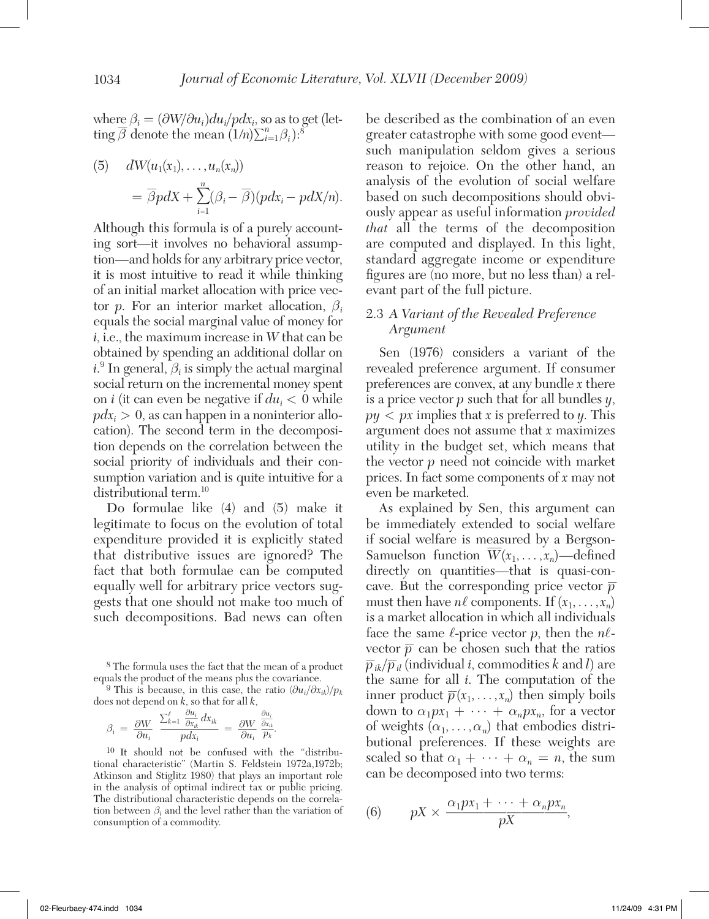where $\beta_i = (\partial W/\partial u_i)du_i/pdx_i$, so as to get (letting $\overline{\beta}$ denote the mean $(1/n)\sum_{i=1}^{n}\beta_i$):[8]

$$(5)\quad dW(u_1(x_1), \ldots, u_n(x_n)) = \overline{\beta}pdX + \sum_{i=1}^{n}(\beta_i - \overline{\beta})(pdx_i - pdX/n).$$

Although this formula is of a purely accounting sort—it involves no behavioral assumption—and holds for any arbitrary price vector, it is most intuitive to read it while thinking of an initial market allocation with price vector $p$. For an interior market allocation, $\beta_i$ equals the social marginal value of money for $i$, i.e., the maximum increase in $W$ that can be obtained by spending an additional dollar on $i$.[9] In general, $\beta_i$ is simply the actual marginal social return on the incremental money spent on $i$ (it can even be negative if $du_i < 0$ while $pdx_i > 0$, as can happen in a noninterior allocation). The second term in the decomposition depends on the correlation between the social priority of individuals and their consumption variation and is quite intuitive for a distributional term.[10]

Do formulae like (4) and (5) make it legitimate to focus on the evolution of total expenditure provided it is explicitly stated that distributive issues are ignored? The fact that both formulae can be computed equally well for arbitrary price vectors suggests that one should not make too much of such decompositions. Bad news can often be described as the combination of an even greater catastrophe with some good event—such manipulation seldom gives a serious reason to rejoice. On the other hand, an analysis of the evolution of social welfare based on such decompositions should obviously appear as useful information *provided that* all the terms of the decomposition are computed and displayed. In this light, standard aggregate income or expenditure figures are (no more, but no less than) a relevant part of the full picture.

### 2.3 *A Variant of the Revealed Preference Argument*

Sen (1976) considers a variant of the revealed preference argument. If consumer preferences are convex, at any bundle $x$ there is a price vector $p$ such that for all bundles $y$, $py < px$ implies that $x$ is preferred to $y$. This argument does not assume that $x$ maximizes utility in the budget set, which means that the vector $p$ need not coincide with market prices. In fact some components of $x$ may not even be marketed.

As explained by Sen, this argument can be immediately extended to social welfare if social welfare is measured by a Bergson-Samuelson function $\overline{W}(x_1, \ldots, x_n)$—defined directly on quantities—that is quasi-concave. But the corresponding price vector $\overline{p}$ must then have $n\ell$ components. If $(x_1, \ldots, x_n)$ is a market allocation in which all individuals face the same $\ell$-price vector $p$, then the $n\ell$-vector $\overline{p}$ can be chosen such that the ratios $\overline{p}_{ik}/\overline{p}_{il}$ (individual $i$, commodities $k$ and $l$) are the same for all $i$. The computation of the inner product $\overline{p}(x_1, \ldots, x_n)$ then simply boils down to $\alpha_1 px_1 + \cdots + \alpha_n px_n$, for a vector of weights $(\alpha_1, \ldots, \alpha_n)$ that embodies distributional preferences. If these weights are scaled so that $\alpha_1 + \cdots + \alpha_n = n$, the sum can be decomposed into two terms:

$$(6)\qquad pX \times \frac{\alpha_1 px_1 + \cdots + \alpha_n px_n}{pX},$$

---

[8] The formula uses the fact that the mean of a product equals the product of the means plus the covariance.

[9] This is because, in this case, the ratio $(\partial u_i/\partial x_{ik})/p_k$ does not depend on $k$, so that for all $k$,

$$\beta_i = \frac{\partial W}{\partial u_i}\frac{\sum_{k=1}^{\ell}\frac{\partial u_i}{\partial x_{ik}}dx_{ik}}{pdx_i} = \frac{\partial W}{\partial u_i}\frac{\frac{\partial u_i}{\partial x_{ik}}}{p_k}.$$

[10] It should not be confused with the "distributional characteristic" (Martin S. Feldstein 1972a,1972b; Atkinson and Stiglitz 1980) that plays an important role in the analysis of optimal indirect tax or public pricing. The distributional characteristic depends on the correlation between $\beta_i$ and the level rather than the variation of consumption of a commodity.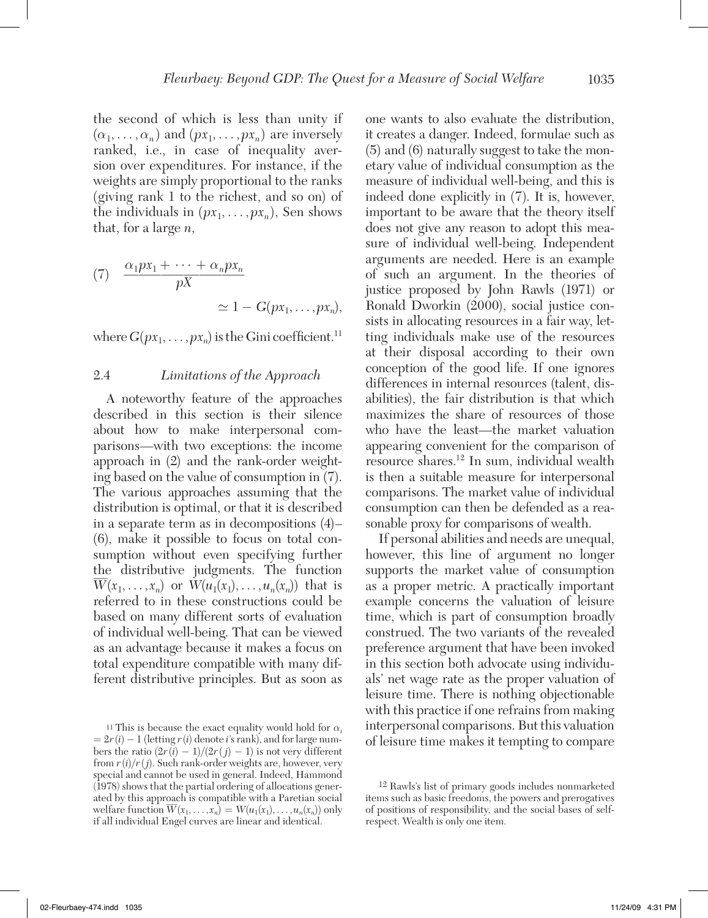the second of which is less than unity if $(\alpha_1, \ldots, \alpha_n)$ and $(px_1, \ldots, px_n)$ are inversely ranked, i.e., in case of inequality aversion over expenditures. For instance, if the weights are simply proportional to the ranks (giving rank 1 to the richest, and so on) of the individuals in $(px_1, \ldots, px_n)$, Sen shows that, for a large $n$,

$$(7) \quad \frac{\alpha_1 px_1 + \cdots + \alpha_n px_n}{pX} \simeq 1 - G(px_1, \ldots, px_n),$$

where $G(px_1, \ldots, px_n)$ is the Gini coefficient.[11]

### 2.4 *Limitations of the Approach*

A noteworthy feature of the approaches described in this section is their silence about how to make interpersonal comparisons—with two exceptions: the income approach in (2) and the rank-order weighting based on the value of consumption in (7). The various approaches assuming that the distribution is optimal, or that it is described in a separate term as in decompositions (4)–(6), make it possible to focus on total consumption without even specifying further the distributive judgments. The function $\overline{W}(x_1, \ldots, x_n)$ or $W(u_1(x_1), \ldots, u_n(x_n))$ that is referred to in these constructions could be based on many different sorts of evaluation of individual well-being. That can be viewed as an advantage because it makes a focus on total expenditure compatible with many different distributive principles. But as soon as one wants to also evaluate the distribution, it creates a danger. Indeed, formulae such as (5) and (6) naturally suggest to take the monetary value of individual consumption as the measure of individual well-being, and this is indeed done explicitly in (7). It is, however, important to be aware that the theory itself does not give any reason to adopt this measure of individual well-being. Independent arguments are needed. Here is an example of such an argument. In the theories of justice proposed by John Rawls (1971) or Ronald Dworkin (2000), social justice consists in allocating resources in a fair way, letting individuals make use of the resources at their disposal according to their own conception of the good life. If one ignores differences in internal resources (talent, disabilities), the fair distribution is that which maximizes the share of resources of those who have the least—the market valuation appearing convenient for the comparison of resource shares.[12] In sum, individual wealth is then a suitable measure for interpersonal comparisons. The market value of individual consumption can then be defended as a reasonable proxy for comparisons of wealth.

If personal abilities and needs are unequal, however, this line of argument no longer supports the market value of consumption as a proper metric. A practically important example concerns the valuation of leisure time, which is part of consumption broadly construed. The two variants of the revealed preference argument that have been invoked in this section both advocate using individuals' net wage rate as the proper valuation of leisure time. There is nothing objectionable with this practice if one refrains from making interpersonal comparisons. But this valuation of leisure time makes it tempting to compare

---

[11] This is because the exact equality would hold for $\alpha_i = 2r(i) - 1$ (letting $r(i)$ denote $i$'s rank), and for large numbers the ratio $(2r(i) - 1)/(2r(j) - 1)$ is not very different from $r(i)/r(j)$. Such rank-order weights are, however, very special and cannot be used in general. Indeed, Hammond (1978) shows that the partial ordering of allocations generated by this approach is compatible with a Paretian social welfare function $\overline{W}(x_1, \ldots, x_n) = W(u_1(x_1), \ldots, u_n(x_n))$ only if all individual Engel curves are linear and identical.

[12] Rawls's list of primary goods includes nonmarketed items such as basic freedoms, the powers and prerogatives of positions of responsibility, and the social bases of self-respect. Wealth is only one item.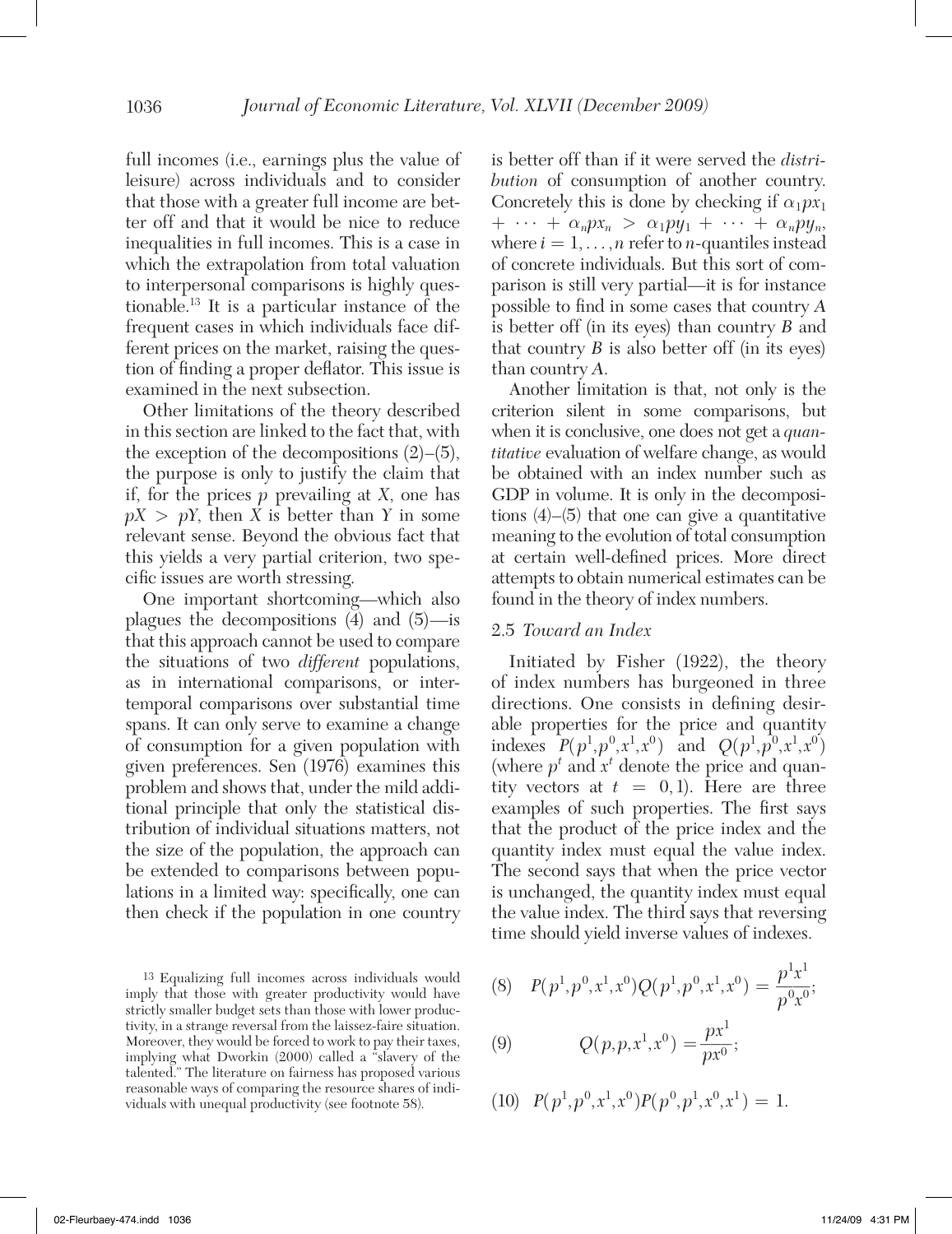full incomes (i.e., earnings plus the value of leisure) across individuals and to consider that those with a greater full income are better off and that it would be nice to reduce inequalities in full incomes. This is a case in which the extrapolation from total valuation to interpersonal comparisons is highly questionable.[13] It is a particular instance of the frequent cases in which individuals face different prices on the market, raising the question of finding a proper deflator. This issue is examined in the next subsection.

Other limitations of the theory described in this section are linked to the fact that, with the exception of the decompositions (2)–(5), the purpose is only to justify the claim that if, for the prices $p$ prevailing at $X$, one has $pX > pY$, then $X$ is better than $Y$ in some relevant sense. Beyond the obvious fact that this yields a very partial criterion, two specific issues are worth stressing.

One important shortcoming—which also plagues the decompositions (4) and (5)—is that this approach cannot be used to compare the situations of two *different* populations, as in international comparisons, or intertemporal comparisons over substantial time spans. It can only serve to examine a change of consumption for a given population with given preferences. Sen (1976) examines this problem and shows that, under the mild additional principle that only the statistical distribution of individual situations matters, not the size of the population, the approach can be extended to comparisons between populations in a limited way: specifically, one can then check if the population in one country is better off than if it were served the *distribution* of consumption of another country. Concretely this is done by checking if $\alpha_1 px_1 + \cdots + \alpha_n px_n > \alpha_1 py_1 + \cdots + \alpha_n py_n$, where $i = 1, \ldots, n$ refer to $n$-quantiles instead of concrete individuals. But this sort of comparison is still very partial—it is for instance possible to find in some cases that country $A$ is better off (in its eyes) than country $B$ and that country $B$ is also better off (in its eyes) than country $A$.

Another limitation is that, not only is the criterion silent in some comparisons, but when it is conclusive, one does not get a *quantitative* evaluation of welfare change, as would be obtained with an index number such as GDP in volume. It is only in the decompositions (4)–(5) that one can give a quantitative meaning to the evolution of total consumption at certain well-defined prices. More direct attempts to obtain numerical estimates can be found in the theory of index numbers.

### 2.5 *Toward an Index*

Initiated by Fisher (1922), the theory of index numbers has burgeoned in three directions. One consists in defining desirable properties for the price and quantity indexes $P(p^1, p^0, x^1, x^0)$ and $Q(p^1, p^0, x^1, x^0)$ (where $p^t$ and $x^t$ denote the price and quantity vectors at $t = 0, 1$). Here are three examples of such properties. The first says that the product of the price index and the quantity index must equal the value index. The second says that when the price vector is unchanged, the quantity index must equal the value index. The third says that reversing time should yield inverse values of indexes.

$$(8) \quad P(p^1, p^0, x^1, x^0) Q(p^1, p^0, x^1, x^0) = \frac{p^1 x^1}{p^0 x^0};$$

$$(9) \quad Q(p, p, x^1, x^0) = \frac{p x^1}{p x^0};$$

$$(10) \quad P(p^1, p^0, x^1, x^0) P(p^0, p^1, x^0, x^1) = 1.$$

[13] Equalizing full incomes across individuals would imply that those with greater productivity would have strictly smaller budget sets than those with lower productivity, in a strange reversal from the laissez-faire situation. Moreover, they would be forced to work to pay their taxes, implying what Dworkin (2000) called a "slavery of the talented." The literature on fairness has proposed various reasonable ways of comparing the resource shares of individuals with unequal productivity (see footnote 58).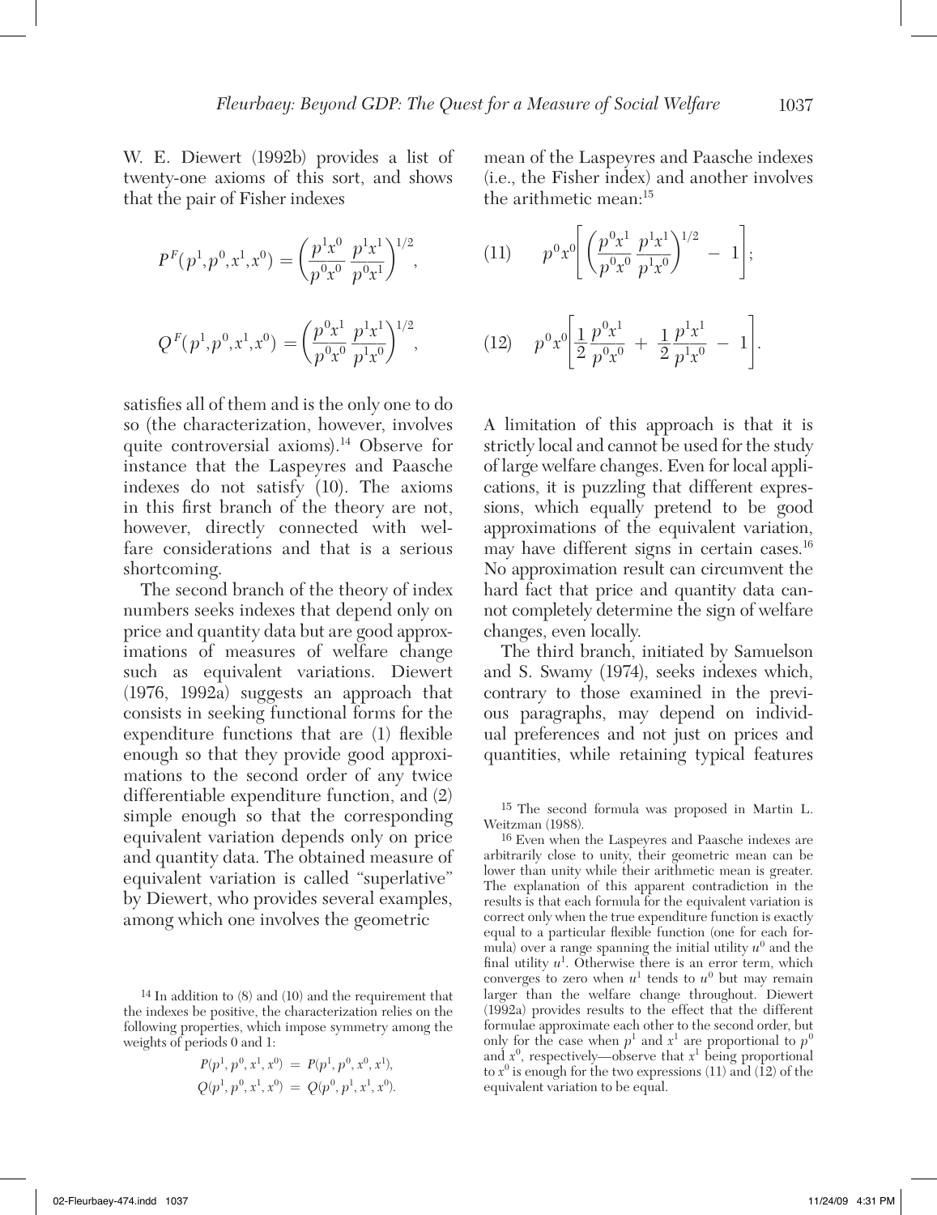W. E. Diewert (1992b) provides a list of twenty-one axioms of this sort, and shows that the pair of Fisher indexes

$$P^F(p^1,p^0,x^1,x^0) = \left(\frac{p^1x^0}{p^0x^0}\,\frac{p^1x^1}{p^0x^1}\right)^{1/2},$$

$$Q^F(p^1,p^0,x^1,x^0) = \left(\frac{p^0x^1}{p^0x^0}\,\frac{p^1x^1}{p^1x^0}\right)^{1/2},$$

satisfies all of them and is the only one to do so (the characterization, however, involves quite controversial axioms).[14] Observe for instance that the Laspeyres and Paasche indexes do not satisfy (10). The axioms in this first branch of the theory are not, however, directly connected with welfare considerations and that is a serious shortcoming.

The second branch of the theory of index numbers seeks indexes that depend only on price and quantity data but are good approximations of measures of welfare change such as equivalent variations. Diewert (1976, 1992a) suggests an approach that consists in seeking functional forms for the expenditure functions that are (1) flexible enough so that they provide good approximations to the second order of any twice differentiable expenditure function, and (2) simple enough so that the corresponding equivalent variation depends only on price and quantity data. The obtained measure of equivalent variation is called "superlative" by Diewert, who provides several examples, among which one involves the geometric mean of the Laspeyres and Paasche indexes (i.e., the Fisher index) and another involves the arithmetic mean:[15]

$$(11) \qquad p^0x^0\left[\left(\frac{p^0x^1}{p^0x^0}\,\frac{p^1x^1}{p^1x^0}\right)^{1/2} - 1\right];$$

$$(12) \qquad p^0x^0\left[\frac{1}{2}\,\frac{p^0x^1}{p^0x^0} + \frac{1}{2}\,\frac{p^1x^1}{p^1x^0} - 1\right].$$

A limitation of this approach is that it is strictly local and cannot be used for the study of large welfare changes. Even for local applications, it is puzzling that different expressions, which equally pretend to be good approximations of the equivalent variation, may have different signs in certain cases.[16] No approximation result can circumvent the hard fact that price and quantity data cannot completely determine the sign of welfare changes, even locally.

The third branch, initiated by Samuelson and S. Swamy (1974), seeks indexes which, contrary to those examined in the previous paragraphs, may depend on individual preferences and not just on prices and quantities, while retaining typical features

[14] In addition to (8) and (10) and the requirement that the indexes be positive, the characterization relies on the following properties, which impose symmetry among the weights of periods 0 and 1:

$$P(p^1,p^0,x^1,x^0) = P(p^1,p^0,x^0,x^1),$$
$$Q(p^1,p^0,x^1,x^0) = Q(p^0,p^1,x^1,x^0).$$

[15] The second formula was proposed in Martin L. Weitzman (1988).

[16] Even when the Laspeyres and Paasche indexes are arbitrarily close to unity, their geometric mean can be lower than unity while their arithmetic mean is greater. The explanation of this apparent contradiction in the results is that each formula for the equivalent variation is correct only when the true expenditure function is exactly equal to a particular flexible function (one for each formula) over a range spanning the initial utility $u^0$ and the final utility $u^1$. Otherwise there is an error term, which converges to zero when $u^1$ tends to $u^0$ but may remain larger than the welfare change throughout. Diewert (1992a) provides results to the effect that the different formulae approximate each other to the second order, but only for the case when $p^1$ and $x^1$ are proportional to $p^0$ and $x^0$, respectively—observe that $x^1$ being proportional to $x^0$ is enough for the two expressions (11) and (12) of the equivalent variation to be equal.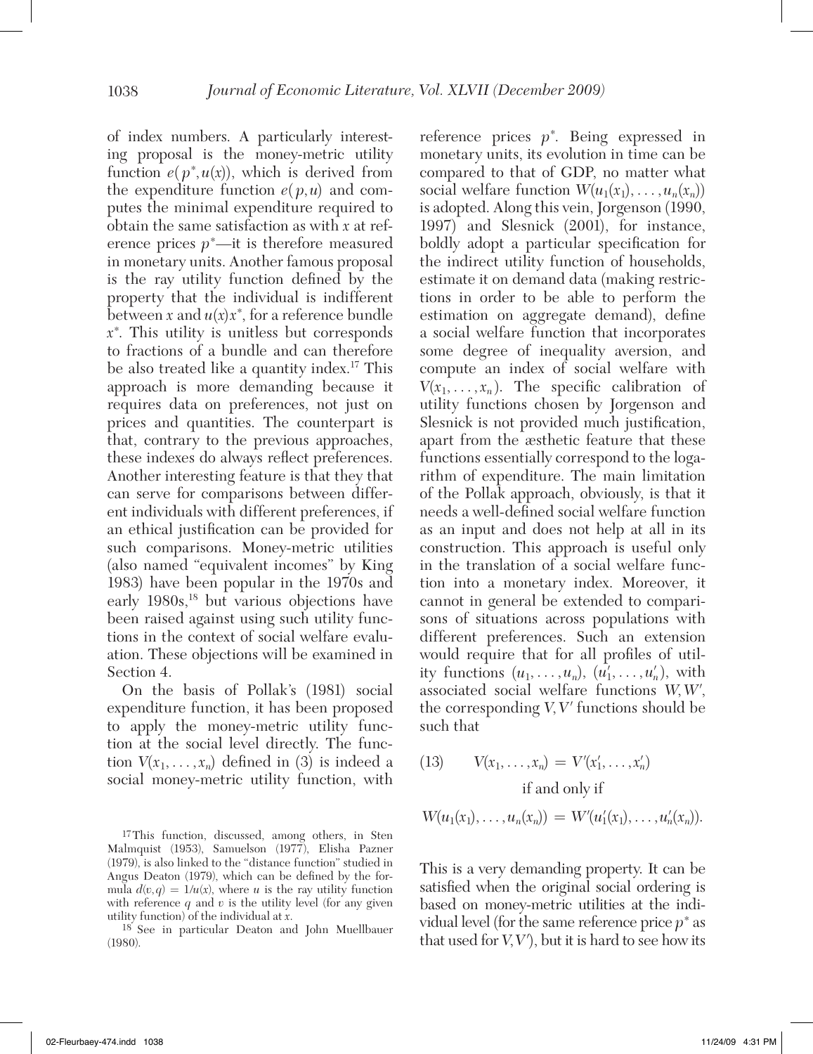of index numbers. A particularly interesting proposal is the money-metric utility function $e(p^*, u(x))$, which is derived from the expenditure function $e(p,u)$ and computes the minimal expenditure required to obtain the same satisfaction as with $x$ at reference prices $p^*$—it is therefore measured in monetary units. Another famous proposal is the ray utility function defined by the property that the individual is indifferent between $x$ and $u(x)x^*$, for a reference bundle $x^*$. This utility is unitless but corresponds to fractions of a bundle and can therefore be also treated like a quantity index.[17] This approach is more demanding because it requires data on preferences, not just on prices and quantities. The counterpart is that, contrary to the previous approaches, these indexes do always reflect preferences. Another interesting feature is that they that can serve for comparisons between different individuals with different preferences, if an ethical justification can be provided for such comparisons. Money-metric utilities (also named "equivalent incomes" by King 1983) have been popular in the 1970s and early 1980s,[18] but various objections have been raised against using such utility functions in the context of social welfare evaluation. These objections will be examined in Section 4.

On the basis of Pollak's (1981) social expenditure function, it has been proposed to apply the money-metric utility function at the social level directly. The function $V(x_1, \ldots, x_n)$ defined in (3) is indeed a social money-metric utility function, with reference prices $p^*$. Being expressed in monetary units, its evolution in time can be compared to that of GDP, no matter what social welfare function $W(u_1(x_1), \ldots, u_n(x_n))$ is adopted. Along this vein, Jorgenson (1990, 1997) and Slesnick (2001), for instance, boldly adopt a particular specification for the indirect utility function of households, estimate it on demand data (making restrictions in order to be able to perform the estimation on aggregate demand), define a social welfare function that incorporates some degree of inequality aversion, and compute an index of social welfare with $V(x_1, \ldots, x_n)$. The specific calibration of utility functions chosen by Jorgenson and Slesnick is not provided much justification, apart from the æsthetic feature that these functions essentially correspond to the logarithm of expenditure. The main limitation of the Pollak approach, obviously, is that it needs a well-defined social welfare function as an input and does not help at all in its construction. This approach is useful only in the translation of a social welfare function into a monetary index. Moreover, it cannot in general be extended to comparisons of situations across populations with different preferences. Such an extension would require that for all profiles of utility functions $(u_1, \ldots, u_n)$, $(u'_1, \ldots, u'_n)$, with associated social welfare functions $W, W'$, the corresponding $V, V'$ functions should be such that

$$(13) \qquad V(x_1, \ldots, x_n) = V'(x'_1, \ldots, x'_n)$$
$$\text{if and only if}$$
$$W(u_1(x_1), \ldots, u_n(x_n)) = W'(u'_1(x_1), \ldots, u'_n(x_n)).$$

This is a very demanding property. It can be satisfied when the original social ordering is based on money-metric utilities at the individual level (for the same reference price $p^*$ as that used for $V, V'$), but it is hard to see how its

[17] This function, discussed, among others, in Sten Malmquist (1953), Samuelson (1977), Elisha Pazner (1979), is also linked to the "distance function" studied in Angus Deaton (1979), which can be defined by the formula $d(v,q) = 1/u(x)$, where $u$ is the ray utility function with reference $q$ and $v$ is the utility level (for any given utility function) of the individual at $x$.

[18] See in particular Deaton and John Muellbauer (1980).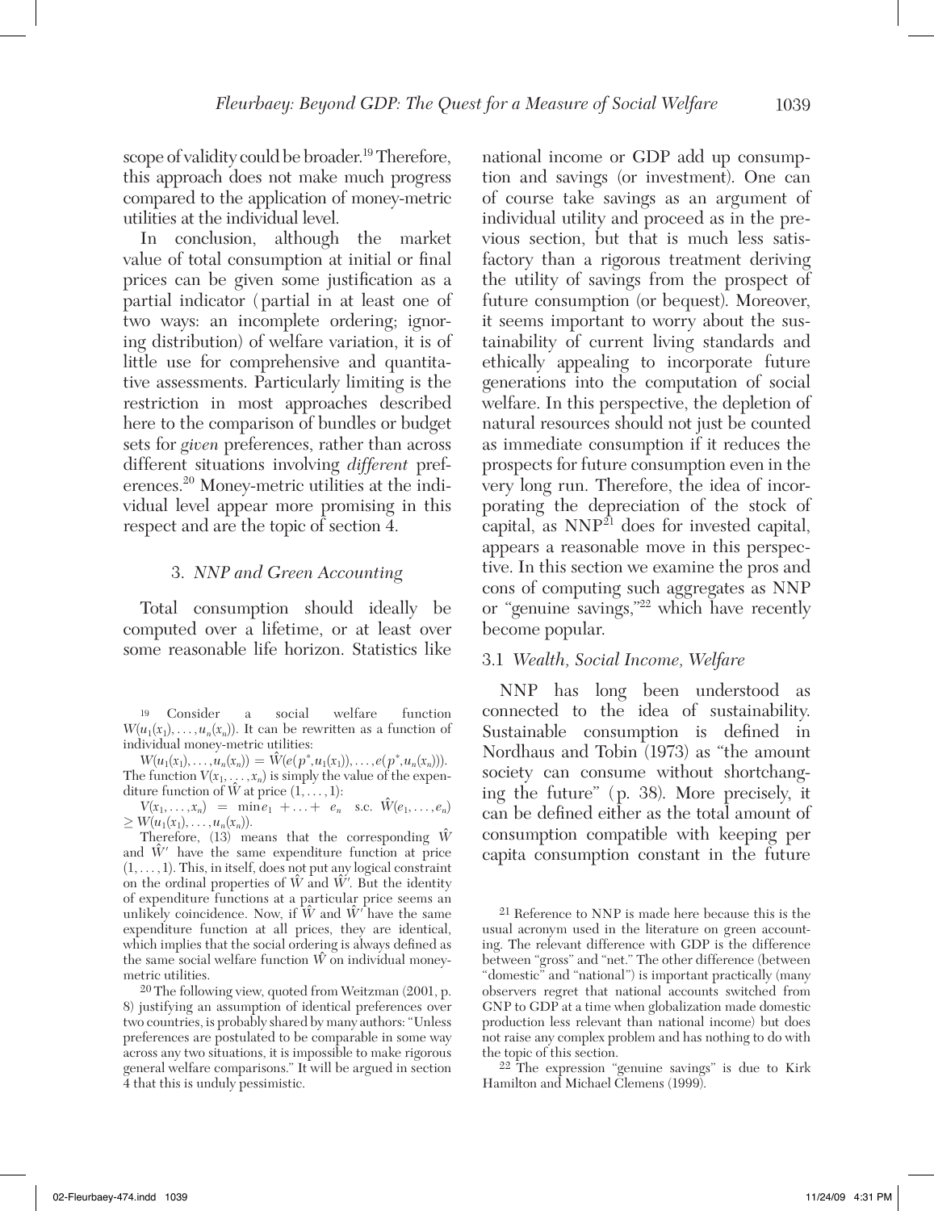scope of validity could be broader.[19] Therefore, this approach does not make much progress compared to the application of money-metric utilities at the individual level.

In conclusion, although the market value of total consumption at initial or final prices can be given some justification as a partial indicator (partial in at least one of two ways: an incomplete ordering; ignoring distribution) of welfare variation, it is of little use for comprehensive and quantitative assessments. Particularly limiting is the restriction in most approaches described here to the comparison of bundles or budget sets for *given* preferences, rather than across different situations involving *different* preferences.[20] Money-metric utilities at the individual level appear more promising in this respect and are the topic of section 4.

## 3. *NNP and Green Accounting*

Total consumption should ideally be computed over a lifetime, or at least over some reasonable life horizon. Statistics like national income or GDP add up consumption and savings (or investment). One can of course take savings as an argument of individual utility and proceed as in the previous section, but that is much less satisfactory than a rigorous treatment deriving the utility of savings from the prospect of future consumption (or bequest). Moreover, it seems important to worry about the sustainability of current living standards and ethically appealing to incorporate future generations into the computation of social welfare. In this perspective, the depletion of natural resources should not just be counted as immediate consumption if it reduces the prospects for future consumption even in the very long run. Therefore, the idea of incorporating the depreciation of the stock of capital, as NNP[21] does for invested capital, appears a reasonable move in this perspective. In this section we examine the pros and cons of computing such aggregates as NNP or "genuine savings,"[22] which have recently become popular.

### 3.1 *Wealth, Social Income, Welfare*

NNP has long been understood as connected to the idea of sustainability. Sustainable consumption is defined in Nordhaus and Tobin (1973) as "the amount society can consume without shortchanging the future" (p. 38). More precisely, it can be defined either as the total amount of consumption compatible with keeping per capita consumption constant in the future

---

[19] Consider a social welfare function $W(u_1(x_1), \ldots, u_n(x_n))$. It can be rewritten as a function of individual money-metric utilities:

$W(u_1(x_1), \ldots, u_n(x_n)) = \hat{W}(e(p^*, u_1(x_1)), \ldots, e(p^*, u_n(x_n)))$. The function $V(x_1, \ldots, x_n)$ is simply the value of the expenditure function of $\hat{W}$ at price $(1, \ldots, 1)$:

$V(x_1, \ldots, x_n) = \min e_1 + \ldots + e_n$ s.c. $\hat{W}(e_1, \ldots, e_n) \geq W(u_1(x_1), \ldots, u_n(x_n))$.

Therefore, (13) means that the corresponding $\hat{W}$ and $\hat{W}'$ have the same expenditure function at price $(1, \ldots, 1)$. This, in itself, does not put any logical constraint on the ordinal properties of $\hat{W}$ and $\hat{W}'$. But the identity of expenditure functions at a particular price seems an unlikely coincidence. Now, if $\hat{W}$ and $\hat{W}'$ have the same expenditure function at all prices, they are identical, which implies that the social ordering is always defined as the same social welfare function $\hat{W}$ on individual money-metric utilities.

[20] The following view, quoted from Weitzman (2001, p. 8) justifying an assumption of identical preferences over two countries, is probably shared by many authors: "Unless preferences are postulated to be comparable in some way across any two situations, it is impossible to make rigorous general welfare comparisons." It will be argued in section 4 that this is unduly pessimistic.

[21] Reference to NNP is made here because this is the usual acronym used in the literature on green accounting. The relevant difference with GDP is the difference between "gross" and "net." The other difference (between "domestic" and "national") is important practically (many observers regret that national accounts switched from GNP to GDP at a time when globalization made domestic production less relevant than national income) but does not raise any complex problem and has nothing to do with the topic of this section.

[22] The expression "genuine savings" is due to Kirk Hamilton and Michael Clemens (1999).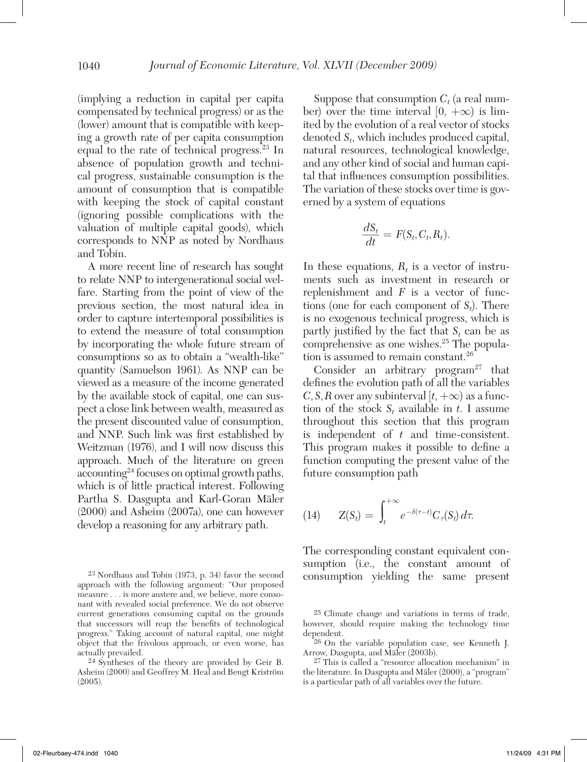(implying a reduction in capital per capita compensated by technical progress) or as the (lower) amount that is compatible with keeping a growth rate of per capita consumption equal to the rate of technical progress.[23] In absence of population growth and technical progress, sustainable consumption is the amount of consumption that is compatible with keeping the stock of capital constant (ignoring possible complications with the valuation of multiple capital goods), which corresponds to NNP as noted by Nordhaus and Tobin.

A more recent line of research has sought to relate NNP to intergenerational social welfare. Starting from the point of view of the previous section, the most natural idea in order to capture intertemporal possibilities is to extend the measure of total consumption by incorporating the whole future stream of consumptions so as to obtain a "wealth-like" quantity (Samuelson 1961). As NNP can be viewed as a measure of the income generated by the available stock of capital, one can suspect a close link between wealth, measured as the present discounted value of consumption, and NNP. Such link was first established by Weitzman (1976), and I will now discuss this approach. Much of the literature on green accounting[24] focuses on optimal growth paths, which is of little practical interest. Following Partha S. Dasgupta and Karl-Goran Mäler (2000) and Asheim (2007a), one can however develop a reasoning for any arbitrary path.

Suppose that consumption $C_t$ (a real number) over the time interval $[0, +\infty)$ is limited by the evolution of a real vector of stocks denoted $S_t$, which includes produced capital, natural resources, technological knowledge, and any other kind of social and human capital that influences consumption possibilities. The variation of these stocks over time is governed by a system of equations

$$\frac{dS_t}{dt} = F(S_t, C_t, R_t).$$

In these equations, $R_t$ is a vector of instruments such as investment in research or replenishment and $F$ is a vector of functions (one for each component of $S_t$). There is no exogenous technical progress, which is partly justified by the fact that $S_t$ can be as comprehensive as one wishes.[25] The population is assumed to remain constant.[26]

Consider an arbitrary program[27] that defines the evolution path of all the variables $C, S, R$ over any subinterval $[t, +\infty)$ as a function of the stock $S_t$ available in $t$. I assume throughout this section that this program is independent of $t$ and time-consistent. This program makes it possible to define a function computing the present value of the future consumption path

$$(14) \qquad Z(S_t) = \int_t^{+\infty} e^{-\delta(\tau - t)} C_\tau(S_t)\, d\tau.$$

The corresponding constant equivalent consumption (i.e., the constant amount of consumption yielding the same present

---

[23] Nordhaus and Tobin (1973, p. 34) favor the second approach with the following argument: "Our proposed measure . . . is more austere and, we believe, more consonant with revealed social preference. We do not observe current generations consuming capital on the grounds that successors will reap the benefits of technological progress." Taking account of natural capital, one might object that the frivolous approach, or even worse, has actually prevailed.

[24] Syntheses of the theory are provided by Geir B. Asheim (2000) and Geoffrey M. Heal and Bengt Kriström (2005).

[25] Climate change and variations in terms of trade, however, should require making the technology time dependent.

[26] On the variable population case, see Kenneth J. Arrow, Dasgupta, and Mäler (2003b).

[27] This is called a "resource allocation mechanism" in the literature. In Dasgupta and Mäler (2000), a "program" is a particular path of all variables over the future.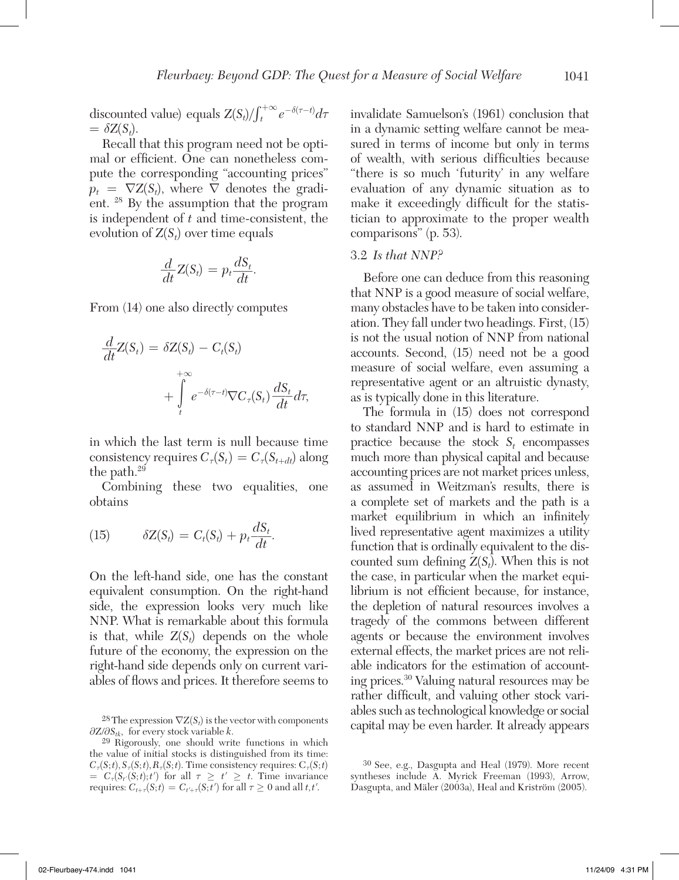discounted value) equals $Z(S_t)/\int_t^{+\infty} e^{-\delta(\tau - t)}d\tau = \delta Z(S_t)$.

Recall that this program need not be optimal or efficient. One can nonetheless compute the corresponding "accounting prices" $p_t = \nabla Z(S_t)$, where $\nabla$ denotes the gradient.[28] By the assumption that the program is independent of $t$ and time-consistent, the evolution of $Z(S_t)$ over time equals

$$\frac{d}{dt}Z(S_t) = p_t \frac{dS_t}{dt}.$$

From (14) one also directly computes

$$\frac{d}{dt}Z(S_t) = \delta Z(S_t) - C_t(S_t) + \int_t^{+\infty} e^{-\delta(\tau - t)} \nabla C_\tau(S_t) \frac{dS_t}{dt} d\tau,$$

in which the last term is null because time consistency requires $C_\tau(S_t) = C_\tau(S_{t+dt})$ along the path.[29]

Combining these two equalities, one obtains

$$(15) \qquad \delta Z(S_t) = C_t(S_t) + p_t \frac{dS_t}{dt}.$$

On the left-hand side, one has the constant equivalent consumption. On the right-hand side, the expression looks very much like NNP. What is remarkable about this formula is that, while $Z(S_t)$ depends on the whole future of the economy, the expression on the right-hand side depends only on current variables of flows and prices. It therefore seems to invalidate Samuelson's (1961) conclusion that in a dynamic setting welfare cannot be measured in terms of income but only in terms of wealth, with serious difficulties because "there is so much 'futurity' in any welfare evaluation of any dynamic situation as to make it exceedingly difficult for the statistician to approximate to the proper wealth comparisons" (p. 53).

### 3.2 *Is that NNP?*

Before one can deduce from this reasoning that NNP is a good measure of social welfare, many obstacles have to be taken into consideration. They fall under two headings. First, (15) is not the usual notion of NNP from national accounts. Second, (15) need not be a good measure of social welfare, even assuming a representative agent or an altruistic dynasty, as is typically done in this literature.

The formula in (15) does not correspond to standard NNP and is hard to estimate in practice because the stock $S_t$ encompasses much more than physical capital and because accounting prices are not market prices unless, as assumed in Weitzman's results, there is a complete set of markets and the path is a market equilibrium in which an infinitely lived representative agent maximizes a utility function that is ordinally equivalent to the discounted sum defining $Z(S_t)$. When this is not the case, in particular when the market equilibrium is not efficient because, for instance, the depletion of natural resources involves a tragedy of the commons between different agents or because the environment involves external effects, the market prices are not reliable indicators for the estimation of accounting prices.[30] Valuing natural resources may be rather difficult, and valuing other stock variables such as technological knowledge or social capital may be even harder. It already appears

[28] The expression $\nabla Z(S_t)$ is the vector with components $\partial Z / \partial S_{tk}$, for every stock variable $k$.

[29] Rigorously, one should write functions in which the value of initial stocks is distinguished from its time: $C_\tau(S;t), S_\tau(S;t), R_\tau(S;t)$. Time consistency requires: $C_\tau(S;t) = C_\tau(S_{t'}(S;t);t')$ for all $\tau \geq t' \geq t$. Time invariance requires: $C_{t+\tau}(S;t) = C_{t'+\tau}(S;t')$ for all $\tau \geq 0$ and all $t, t'$.

[30] See, e.g., Dasgupta and Heal (1979). More recent syntheses include A. Myrick Freeman (1993), Arrow, Dasgupta, and Mäler (2003a), Heal and Kriström (2005).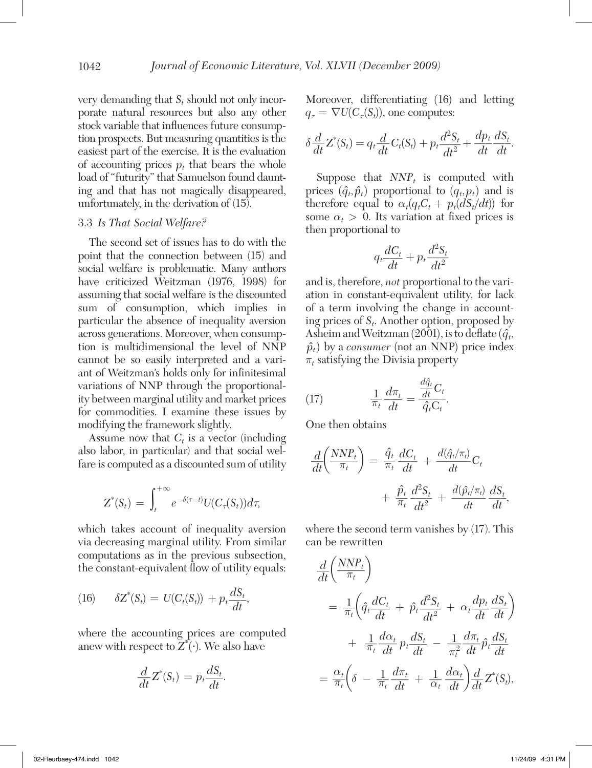very demanding that $S_t$ should not only incorporate natural resources but also any other stock variable that influences future consumption prospects. But measuring quantities is the easiest part of the exercise. It is the evaluation of accounting prices $p_t$ that bears the whole load of "futurity" that Samuelson found daunting and that has not magically disappeared, unfortunately, in the derivation of (15).

### 3.3 *Is That Social Welfare?*

The second set of issues has to do with the point that the connection between (15) and social welfare is problematic. Many authors have criticized Weitzman (1976, 1998) for assuming that social welfare is the discounted sum of consumption, which implies in particular the absence of inequality aversion across generations. Moreover, when consumption is multidimensional the level of NNP cannot be so easily interpreted and a variant of Weitzman's holds only for infinitesimal variations of NNP through the proportionality between marginal utility and market prices for commodities. I examine these issues by modifying the framework slightly.

Assume now that $C_t$ is a vector (including also labor, in particular) and that social welfare is computed as a discounted sum of utility

$$Z^*(S_t) = \int_t^{+\infty} e^{-\delta(\tau - t)} U(C_\tau(S_t)) d\tau,$$

which takes account of inequality aversion via decreasing marginal utility. From similar computations as in the previous subsection, the constant-equivalent flow of utility equals:

$$(16) \qquad \delta Z^*(S_t) = U(C_t(S_t)) + p_t \frac{dS_t}{dt},$$

where the accounting prices are computed anew with respect to $Z^*(\cdot)$. We also have

$$\frac{d}{dt} Z^*(S_t) = p_t \frac{dS_t}{dt}.$$

Moreover, differentiating (16) and letting $q_\tau = \nabla U(C_\tau(S_t))$, one computes:

$$\delta \frac{d}{dt} Z^*(S_t) = q_t \frac{d}{dt} C_t(S_t) + p_t \frac{d^2 S_t}{dt^2} + \frac{dp_t}{dt}\frac{dS_t}{dt}.$$

Suppose that $NNP_t$ is computed with prices $(\hat{q}_t, \hat{p}_t)$ proportional to $(q_t, p_t)$ and is therefore equal to $\alpha_t(q_t C_t + p_t(dS_t/dt))$ for some $\alpha_t > 0$. Its variation at fixed prices is then proportional to

$$q_t \frac{dC_t}{dt} + p_t \frac{d^2 S_t}{dt^2}$$

and is, therefore, *not* proportional to the variation in constant-equivalent utility, for lack of a term involving the change in accounting prices of $S_t$. Another option, proposed by Asheim and Weitzman (2001), is to deflate $(\hat{q}_t, \hat{p}_t)$ by a *consumer* (not an NNP) price index $\pi_t$ satisfying the Divisia property

$$(17) \qquad \frac{1}{\pi_t}\frac{d\pi_t}{dt} = \frac{\frac{d\hat{q}_t}{dt} C_t}{\hat{q}_t C_t}.$$

One then obtains

$$\frac{d}{dt}\left(\frac{NNP_t}{\pi_t}\right) = \frac{\hat{q}_t}{\pi_t}\frac{dC_t}{dt} + \frac{d(\hat{q}_t/\pi_t)}{dt} C_t + \frac{\hat{p}_t}{\pi_t}\frac{d^2 S_t}{dt^2} + \frac{d(\hat{p}_t/\pi_t)}{dt}\frac{dS_t}{dt},$$

where the second term vanishes by (17). This can be rewritten

$$\begin{aligned}
\frac{d}{dt}\left(\frac{NNP_t}{\pi_t}\right) &= \frac{1}{\pi_t}\left(\hat{q}_t \frac{dC_t}{dt} + \hat{p}_t \frac{d^2 S_t}{dt^2} + \alpha_t \frac{dp_t}{dt}\frac{dS_t}{dt}\right) \\
&\quad + \frac{1}{\pi_t}\frac{d\alpha_t}{dt} p_t \frac{dS_t}{dt} - \frac{1}{\pi_t^2}\frac{d\pi_t}{dt}\hat{p}_t \frac{dS_t}{dt} \\
&= \frac{\alpha_t}{\pi_t}\left(\delta - \frac{1}{\pi_t}\frac{d\pi_t}{dt} + \frac{1}{\alpha_t}\frac{d\alpha_t}{dt}\right)\frac{d}{dt} Z^*(S_t),
\end{aligned}$$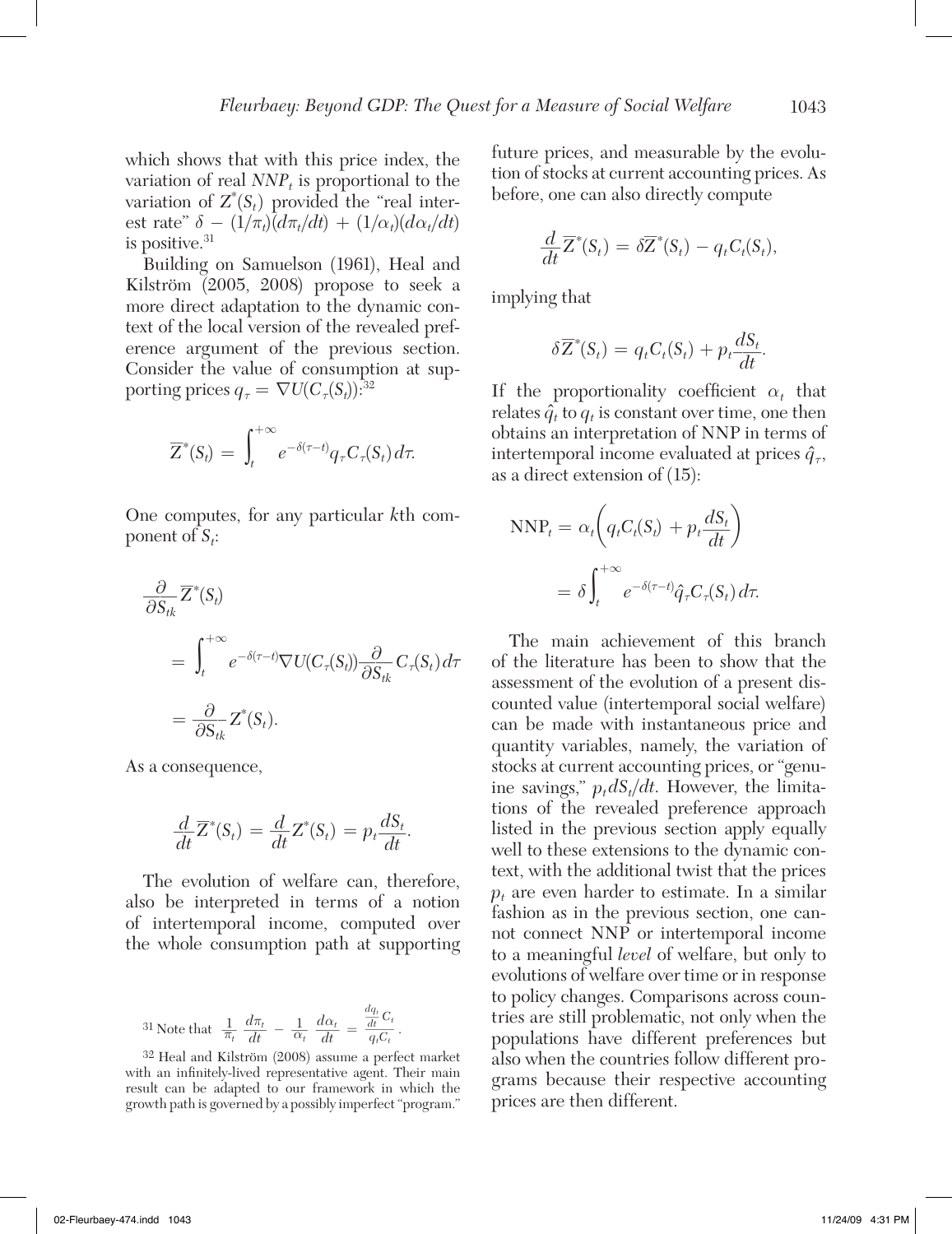which shows that with this price index, the variation of real $NNP_t$ is proportional to the variation of $Z^*(S_t)$ provided the "real interest rate" $\delta - (1/\pi_t)(d\pi_t/dt) + (1/\alpha_t)(d\alpha_t/dt)$ is positive.[31]

Building on Samuelson (1961), Heal and Kilström (2005, 2008) propose to seek a more direct adaptation to the dynamic context of the local version of the revealed preference argument of the previous section. Consider the value of consumption at supporting prices $q_\tau = \nabla U(C_\tau(S_t))$:[32]

$$\overline{Z}^*(S_t) = \int_t^{+\infty} e^{-\delta(\tau - t)} q_\tau C_\tau(S_t)\, d\tau.$$

One computes, for any particular $k$th component of $S_t$:

$$\begin{aligned}
&\frac{\partial}{\partial S_{tk}} \overline{Z}^*(S_t) \\
&= \int_t^{+\infty} e^{-\delta(\tau - t)} \nabla U(C_\tau(S_t)) \frac{\partial}{\partial S_{tk}} C_\tau(S_t)\, d\tau \\
&= \frac{\partial}{\partial S_{tk}} Z^*(S_t).
\end{aligned}$$

As a consequence,

$$\frac{d}{dt} \overline{Z}^*(S_t) = \frac{d}{dt} Z^*(S_t) = p_t \frac{dS_t}{dt}.$$

The evolution of welfare can, therefore, also be interpreted in terms of a notion of intertemporal income, computed over the whole consumption path at supporting future prices, and measurable by the evolution of stocks at current accounting prices. As before, one can also directly compute

$$\frac{d}{dt} \overline{Z}^*(S_t) = \delta \overline{Z}^*(S_t) - q_t C_t(S_t),$$

implying that

$$\delta \overline{Z}^*(S_t) = q_t C_t(S_t) + p_t \frac{dS_t}{dt}.$$

If the proportionality coefficient $\alpha_t$ that relates $\hat{q}_t$ to $q_t$ is constant over time, one then obtains an interpretation of NNP in terms of intertemporal income evaluated at prices $\hat{q}_\tau$, as a direct extension of (15):

$$\begin{aligned}
\mathrm{NNP}_t &= \alpha_t \left( q_t C_t(S_t) + p_t \frac{dS_t}{dt} \right) \\
&= \delta \int_t^{+\infty} e^{-\delta(\tau - t)} \hat{q}_\tau C_\tau(S_t)\, d\tau.
\end{aligned}$$

The main achievement of this branch of the literature has been to show that the assessment of the evolution of a present discounted value (intertemporal social welfare) can be made with instantaneous price and quantity variables, namely, the variation of stocks at current accounting prices, or "genuine savings," $p_t dS_t/dt$. However, the limitations of the revealed preference approach listed in the previous section apply equally well to these extensions to the dynamic context, with the additional twist that the prices $p_t$ are even harder to estimate. In a similar fashion as in the previous section, one cannot connect NNP or intertemporal income to a meaningful *level* of welfare, but only to evolutions of welfare over time or in response to policy changes. Comparisons across countries are still problematic, not only when the populations have different preferences but also when the countries follow different programs because their respective accounting prices are then different.

---

[31] Note that $\frac{1}{\pi_t} \frac{d\pi_t}{dt} - \frac{1}{\alpha_t} \frac{d\alpha_t}{dt} = \frac{\frac{dq_t}{dt} C_t}{q_t C_t}$.

[32] Heal and Kilström (2008) assume a perfect market with an infinitely-lived representative agent. Their main result can be adapted to our framework in which the growth path is governed by a possibly imperfect "program."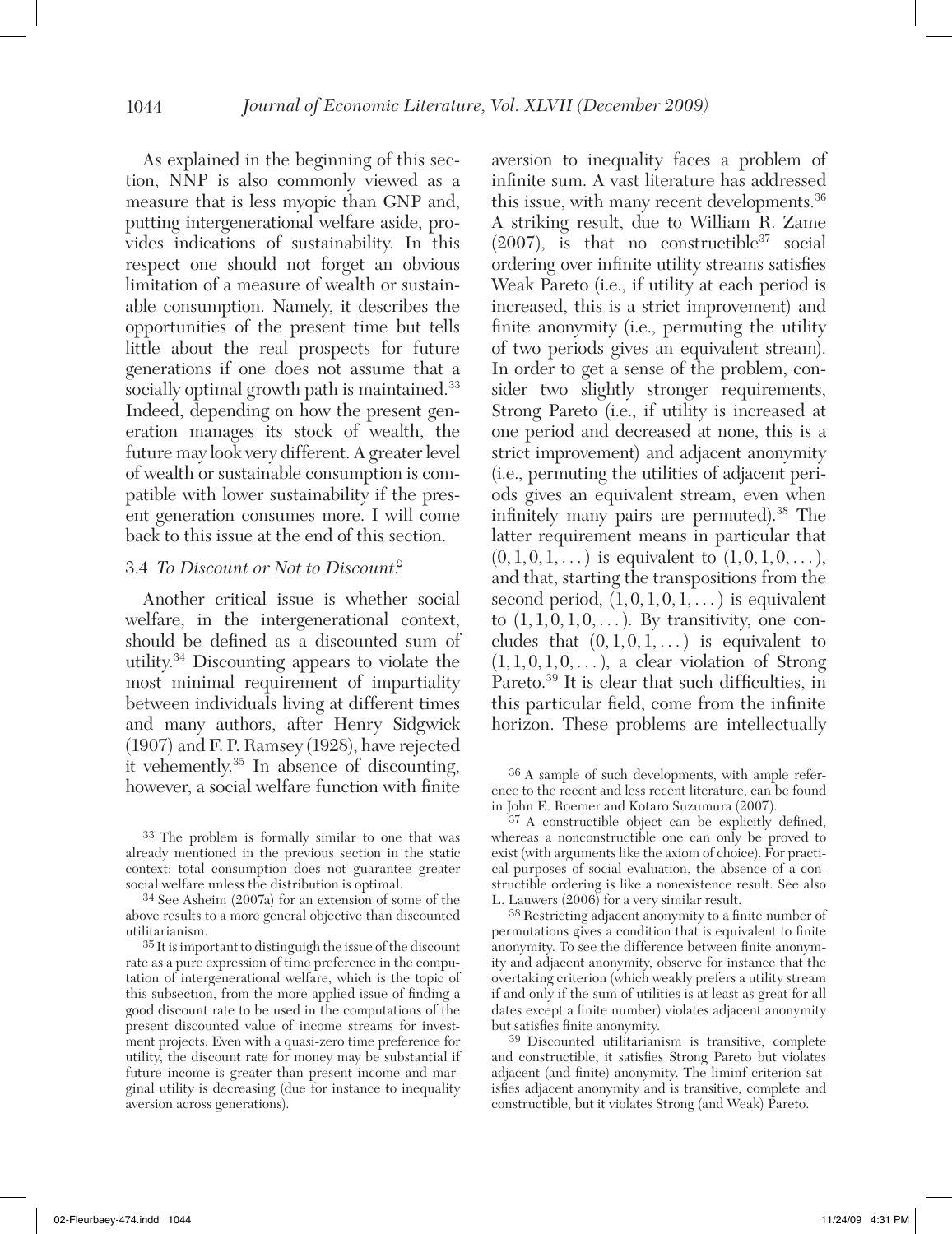As explained in the beginning of this section, NNP is also commonly viewed as a measure that is less myopic than GNP and, putting intergenerational welfare aside, provides indications of sustainability. In this respect one should not forget an obvious limitation of a measure of wealth or sustainable consumption. Namely, it describes the opportunities of the present time but tells little about the real prospects for future generations if one does not assume that a socially optimal growth path is maintained.[33] Indeed, depending on how the present generation manages its stock of wealth, the future may look very different. A greater level of wealth or sustainable consumption is compatible with lower sustainability if the present generation consumes more. I will come back to this issue at the end of this section.

### 3.4 *To Discount or Not to Discount?*

Another critical issue is whether social welfare, in the intergenerational context, should be defined as a discounted sum of utility.[34] Discounting appears to violate the most minimal requirement of impartiality between individuals living at different times and many authors, after Henry Sidgwick (1907) and F. P. Ramsey (1928), have rejected it vehemently.[35] In absence of discounting, however, a social welfare function with finite aversion to inequality faces a problem of infinite sum. A vast literature has addressed this issue, with many recent developments.[36] A striking result, due to William R. Zame (2007), is that no constructible[37] social ordering over infinite utility streams satisfies Weak Pareto (i.e., if utility at each period is increased, this is a strict improvement) and finite anonymity (i.e., permuting the utility of two periods gives an equivalent stream). In order to get a sense of the problem, consider two slightly stronger requirements, Strong Pareto (i.e., if utility is increased at one period and decreased at none, this is a strict improvement) and adjacent anonymity (i.e., permuting the utilities of adjacent periods gives an equivalent stream, even when infinitely many pairs are permuted).[38] The latter requirement means in particular that $(0, 1, 0, 1, \dots)$ is equivalent to $(1, 0, 1, 0, \dots)$, and that, starting the transpositions from the second period, $(1, 0, 1, 0, 1, \dots)$ is equivalent to $(1, 1, 0, 1, 0, \dots)$. By transitivity, one concludes that $(0, 1, 0, 1, \dots)$ is equivalent to $(1, 1, 0, 1, 0, \dots)$, a clear violation of Strong Pareto.[39] It is clear that such difficulties, in this particular field, come from the infinite horizon. These problems are intellectually

---

[33] The problem is formally similar to one that was already mentioned in the previous section in the static context: total consumption does not guarantee greater social welfare unless the distribution is optimal.

[34] See Asheim (2007a) for an extension of some of the above results to a more general objective than discounted utilitarianism.

[35] It is important to distinguigh the issue of the discount rate as a pure expression of time preference in the computation of intergenerational welfare, which is the topic of this subsection, from the more applied issue of finding a good discount rate to be used in the computations of the present discounted value of income streams for investment projects. Even with a quasi-zero time preference for utility, the discount rate for money may be substantial if future income is greater than present income and marginal utility is decreasing (due for instance to inequality aversion across generations).

[36] A sample of such developments, with ample reference to the recent and less recent literature, can be found in John E. Roemer and Kotaro Suzumura (2007).

[37] A constructible object can be explicitly defined, whereas a nonconstructible one can only be proved to exist (with arguments like the axiom of choice). For practical purposes of social evaluation, the absence of a constructible ordering is like a nonexistence result. See also L. Lauwers (2006) for a very similar result.

[38] Restricting adjacent anonymity to a finite number of permutations gives a condition that is equivalent to finite anonymity. To see the difference between finite anonymity and adjacent anonymity, observe for instance that the overtaking criterion (which weakly prefers a utility stream if and only if the sum of utilities is at least as great for all dates except a finite number) violates adjacent anonymity but satisfies finite anonymity.

[39] Discounted utilitarianism is transitive, complete and constructible, it satisfies Strong Pareto but violates adjacent (and finite) anonymity. The liminf criterion satisfies adjacent anonymity and is transitive, complete and constructible, but it violates Strong (and Weak) Pareto.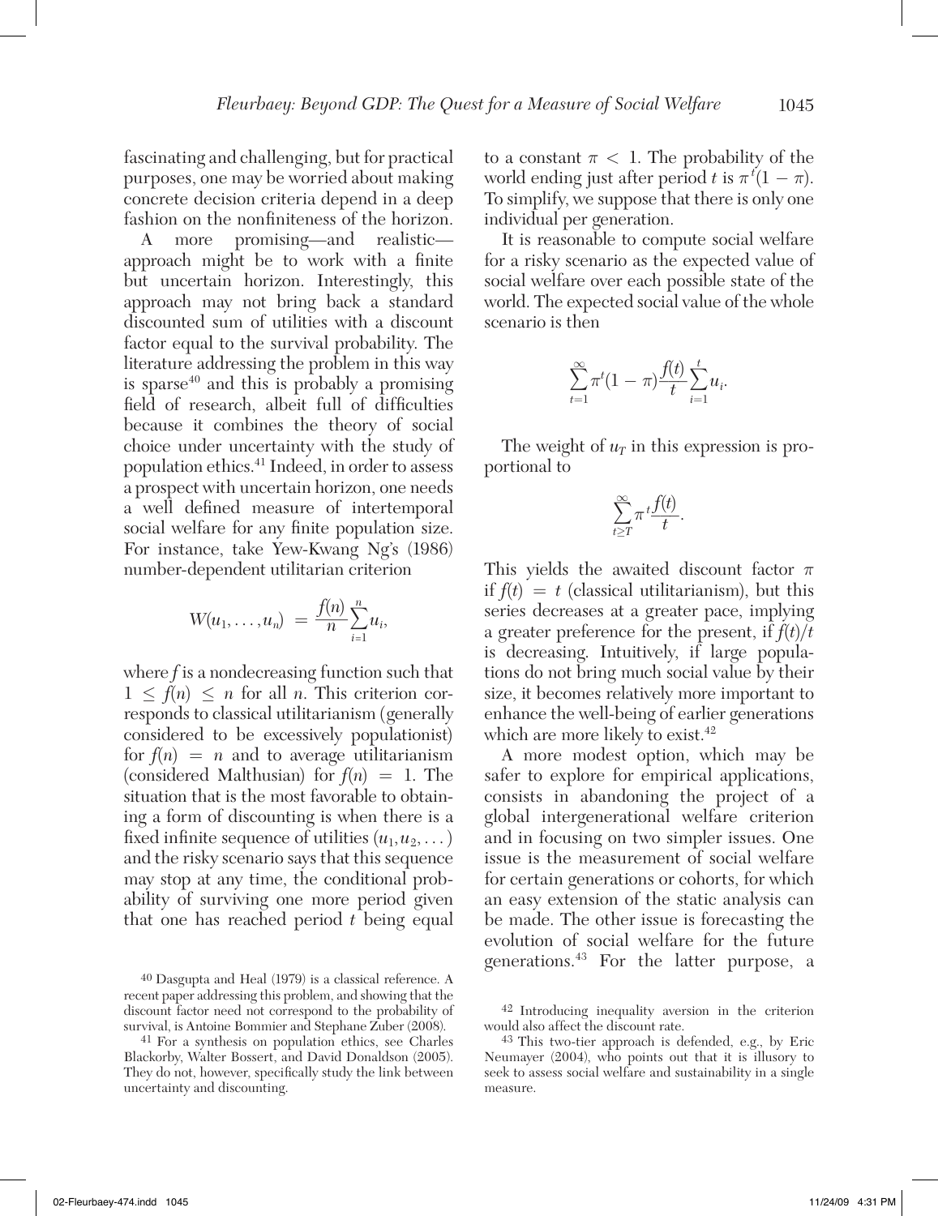fascinating and challenging, but for practical purposes, one may be worried about making concrete decision criteria depend in a deep fashion on the nonfiniteness of the horizon.

A more promising—and realistic—approach might be to work with a finite but uncertain horizon. Interestingly, this approach may not bring back a standard discounted sum of utilities with a discount factor equal to the survival probability. The literature addressing the problem in this way is sparse[40] and this is probably a promising field of research, albeit full of difficulties because it combines the theory of social choice under uncertainty with the study of population ethics.[41] Indeed, in order to assess a prospect with uncertain horizon, one needs a well defined measure of intertemporal social welfare for any finite population size. For instance, take Yew-Kwang Ng's (1986) number-dependent utilitarian criterion

$$W(u_1, \ldots, u_n) = \frac{f(n)}{n}\sum_{i=1}^{n} u_i,$$

where $f$ is a nondecreasing function such that $1 \leq f(n) \leq n$ for all $n$. This criterion corresponds to classical utilitarianism (generally considered to be excessively populationist) for $f(n) = n$ and to average utilitarianism (considered Malthusian) for $f(n) = 1$. The situation that is the most favorable to obtaining a form of discounting is when there is a fixed infinite sequence of utilities $(u_1, u_2, \ldots)$ and the risky scenario says that this sequence may stop at any time, the conditional probability of surviving one more period given that one has reached period $t$ being equal to a constant $\pi < 1$. The probability of the world ending just after period $t$ is $\pi^t(1 - \pi)$. To simplify, we suppose that there is only one individual per generation.

It is reasonable to compute social welfare for a risky scenario as the expected value of social welfare over each possible state of the world. The expected social value of the whole scenario is then

$$\sum_{t=1}^{\infty} \pi^t (1 - \pi) \frac{f(t)}{t} \sum_{i=1}^{t} u_i.$$

The weight of $u_T$ in this expression is proportional to

$$\sum_{t \geq T}^{\infty} \pi^t \frac{f(t)}{t}.$$

This yields the awaited discount factor $\pi$ if $f(t) = t$ (classical utilitarianism), but this series decreases at a greater pace, implying a greater preference for the present, if $f(t)/t$ is decreasing. Intuitively, if large populations do not bring much social value by their size, it becomes relatively more important to enhance the well-being of earlier generations which are more likely to exist.[42]

A more modest option, which may be safer to explore for empirical applications, consists in abandoning the project of a global intergenerational welfare criterion and in focusing on two simpler issues. One issue is the measurement of social welfare for certain generations or cohorts, for which an easy extension of the static analysis can be made. The other issue is forecasting the evolution of social welfare for the future generations.[43] For the latter purpose, a

[40] Dasgupta and Heal (1979) is a classical reference. A recent paper addressing this problem, and showing that the discount factor need not correspond to the probability of survival, is Antoine Bommier and Stephane Zuber (2008).

[41] For a synthesis on population ethics, see Charles Blackorby, Walter Bossert, and David Donaldson (2005). They do not, however, specifically study the link between uncertainty and discounting.

[42] Introducing inequality aversion in the criterion would also affect the discount rate.

[43] This two-tier approach is defended, e.g., by Eric Neumayer (2004), who points out that it is illusory to seek to assess social welfare and sustainability in a single measure.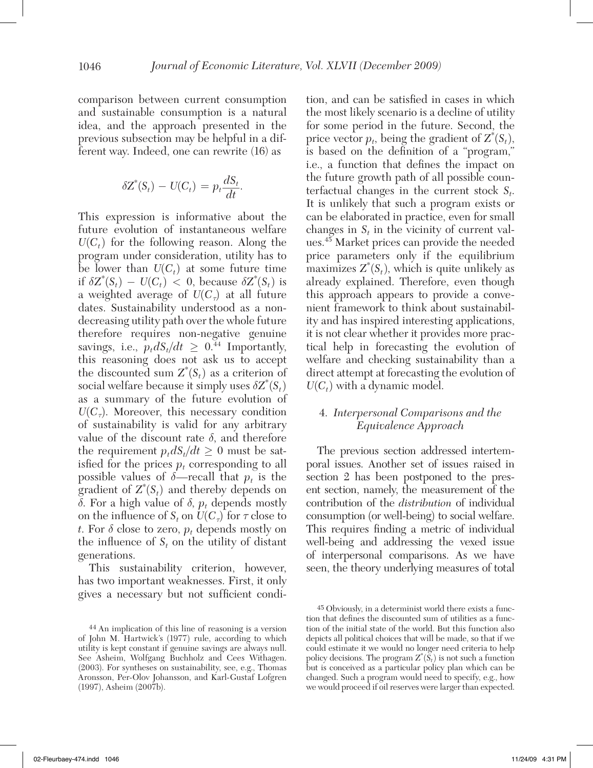comparison between current consumption and sustainable consumption is a natural idea, and the approach presented in the previous subsection may be helpful in a different way. Indeed, one can rewrite (16) as

$$\delta Z^{*}(S_t) - U(C_t) = p_t \frac{dS_t}{dt}.$$

This expression is informative about the future evolution of instantaneous welfare $U(C_t)$ for the following reason. Along the program under consideration, utility has to be lower than $U(C_t)$ at some future time if $\delta Z^{*}(S_t) - U(C_t) < 0$, because $\delta Z^{*}(S_t)$ is a weighted average of $U(C_\tau)$ at all future dates. Sustainability understood as a nondecreasing utility path over the whole future therefore requires non-negative genuine savings, i.e., $p_t dS_t/dt \geq 0$.[44] Importantly, this reasoning does not ask us to accept the discounted sum $Z^{*}(S_t)$ as a criterion of social welfare because it simply uses $\delta Z^{*}(S_t)$ as a summary of the future evolution of $U(C_\tau)$. Moreover, this necessary condition of sustainability is valid for any arbitrary value of the discount rate $\delta$, and therefore the requirement $p_t dS_t/dt \geq 0$ must be satisfied for the prices $p_t$ corresponding to all possible values of $\delta$—recall that $p_t$ is the gradient of $Z^{*}(S_t)$ and thereby depends on $\delta$. For a high value of $\delta$, $p_t$ depends mostly on the influence of $S_t$ on $U(C_\tau)$ for $\tau$ close to $t$. For $\delta$ close to zero, $p_t$ depends mostly on the influence of $S_t$ on the utility of distant generations.

This sustainability criterion, however, has two important weaknesses. First, it only gives a necessary but not sufficient condition, and can be satisfied in cases in which the most likely scenario is a decline of utility for some period in the future. Second, the price vector $p_t$, being the gradient of $Z^{*}(S_t)$, is based on the definition of a "program," i.e., a function that defines the impact on the future growth path of all possible counterfactual changes in the current stock $S_t$. It is unlikely that such a program exists or can be elaborated in practice, even for small changes in $S_t$ in the vicinity of current values.[45] Market prices can provide the needed price parameters only if the equilibrium maximizes $Z^{*}(S_t)$, which is quite unlikely as already explained. Therefore, even though this approach appears to provide a convenient framework to think about sustainability and has inspired interesting applications, it is not clear whether it provides more practical help in forecasting the evolution of welfare and checking sustainability than a direct attempt at forecasting the evolution of $U(C_t)$ with a dynamic model.

## 4. *Interpersonal Comparisons and the Equivalence Approach*

The previous section addressed intertemporal issues. Another set of issues raised in section 2 has been postponed to the present section, namely, the measurement of the contribution of the *distribution* of individual consumption (or well-being) to social welfare. This requires finding a metric of individual well-being and addressing the vexed issue of interpersonal comparisons. As we have seen, the theory underlying measures of total

---

[44] An implication of this line of reasoning is a version of John M. Hartwick's (1977) rule, according to which utility is kept constant if genuine savings are always null. See Asheim, Wolfgang Buchholz and Cees Withagen. (2003). For syntheses on sustainability, see, e.g., Thomas Aronsson, Per-Olov Johansson, and Karl-Gustaf Lofgren (1997), Asheim (2007b).

[45] Obviously, in a determinist world there exists a function that defines the discounted sum of utilities as a function of the initial state of the world. But this function also depicts all political choices that will be made, so that if we could estimate it we would no longer need criteria to help policy decisions. The program $Z^{*}(S_t)$ is not such a function but is conceived as a particular policy plan which can be changed. Such a program would need to specify, e.g., how we would proceed if oil reserves were larger than expected.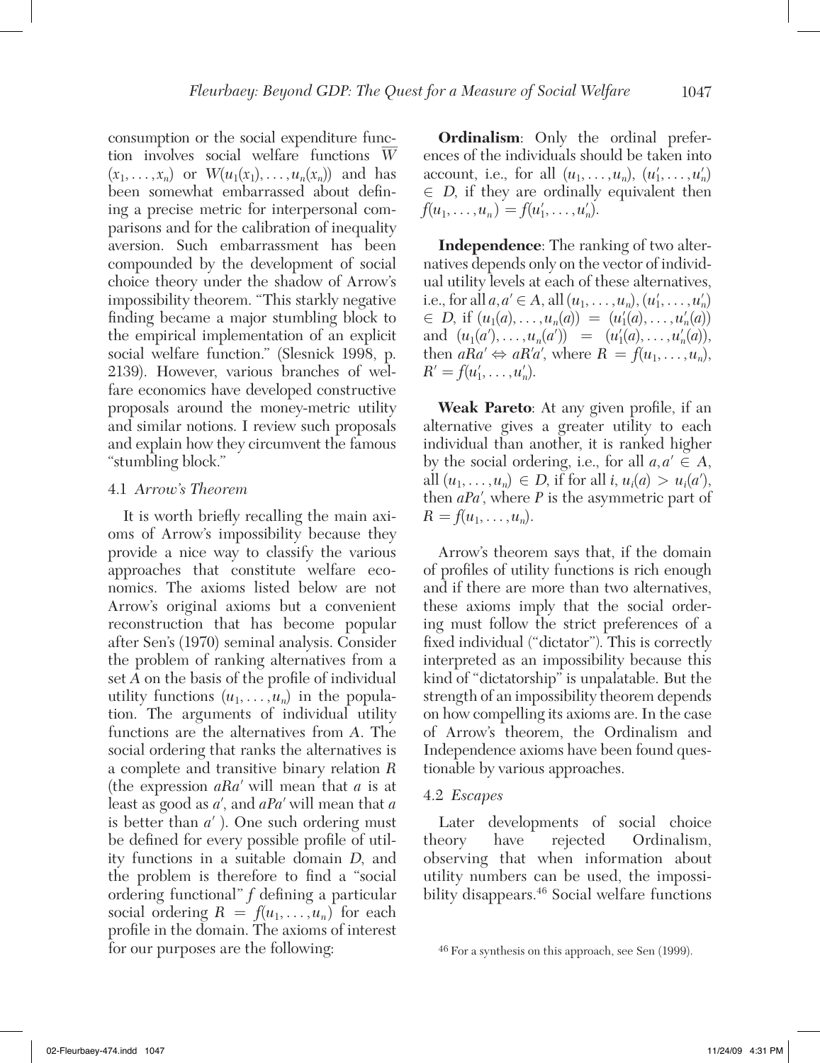consumption or the social expenditure function involves social welfare functions $\overline{W}(x_1, \ldots, x_n)$ or $W(u_1(x_1), \ldots, u_n(x_n))$ and has been somewhat embarrassed about defining a precise metric for interpersonal comparisons and for the calibration of inequality aversion. Such embarrassment has been compounded by the development of social choice theory under the shadow of Arrow's impossibility theorem. "This starkly negative finding became a major stumbling block to the empirical implementation of an explicit social welfare function." (Slesnick 1998, p. 2139). However, various branches of welfare economics have developed constructive proposals around the money-metric utility and similar notions. I review such proposals and explain how they circumvent the famous "stumbling block."

### 4.1 *Arrow's Theorem*

It is worth briefly recalling the main axioms of Arrow's impossibility because they provide a nice way to classify the various approaches that constitute welfare economics. The axioms listed below are not Arrow's original axioms but a convenient reconstruction that has become popular after Sen's (1970) seminal analysis. Consider the problem of ranking alternatives from a set $A$ on the basis of the profile of individual utility functions $(u_1, \ldots, u_n)$ in the population. The arguments of individual utility functions are the alternatives from $A$. The social ordering that ranks the alternatives is a complete and transitive binary relation $R$ (the expression $aRa'$ will mean that $a$ is at least as good as $a'$, and $aPa'$ will mean that $a$ is better than $a'$). One such ordering must be defined for every possible profile of utility functions in a suitable domain $D$, and the problem is therefore to find a "social ordering functional" $f$ defining a particular social ordering $R = f(u_1, \ldots, u_n)$ for each profile in the domain. The axioms of interest for our purposes are the following:

**Ordinalism**: Only the ordinal preferences of the individuals should be taken into account, i.e., for all $(u_1, \ldots, u_n)$, $(u_1', \ldots, u_n') \in D$, if they are ordinally equivalent then $f(u_1, \ldots, u_n) = f(u_1', \ldots, u_n')$.

**Independence**: The ranking of two alternatives depends only on the vector of individual utility levels at each of these alternatives, i.e., for all $a, a' \in A$, all $(u_1, \ldots, u_n)$, $(u_1', \ldots, u_n') \in D$, if $(u_1(a), \ldots, u_n(a)) = (u_1'(a), \ldots, u_n'(a))$ and $(u_1(a'), \ldots, u_n(a')) = (u_1'(a), \ldots, u_n'(a))$, then $aRa' \Leftrightarrow aR'a'$, where $R = f(u_1, \ldots, u_n)$, $R' = f(u_1', \ldots, u_n')$.

**Weak Pareto**: At any given profile, if an alternative gives a greater utility to each individual than another, it is ranked higher by the social ordering, i.e., for all $a, a' \in A$, all $(u_1, \ldots, u_n) \in D$, if for all $i$, $u_i(a) > u_i(a')$, then $aPa'$, where $P$ is the asymmetric part of $R = f(u_1, \ldots, u_n)$.

Arrow's theorem says that, if the domain of profiles of utility functions is rich enough and if there are more than two alternatives, these axioms imply that the social ordering must follow the strict preferences of a fixed individual ("dictator"). This is correctly interpreted as an impossibility because this kind of "dictatorship" is unpalatable. But the strength of an impossibility theorem depends on how compelling its axioms are. In the case of Arrow's theorem, the Ordinalism and Independence axioms have been found questionable by various approaches.

### 4.2 *Escapes*

Later developments of social choice theory have rejected Ordinalism, observing that when information about utility numbers can be used, the impossibility disappears.[46] Social welfare functions

[46] For a synthesis on this approach, see Sen (1999).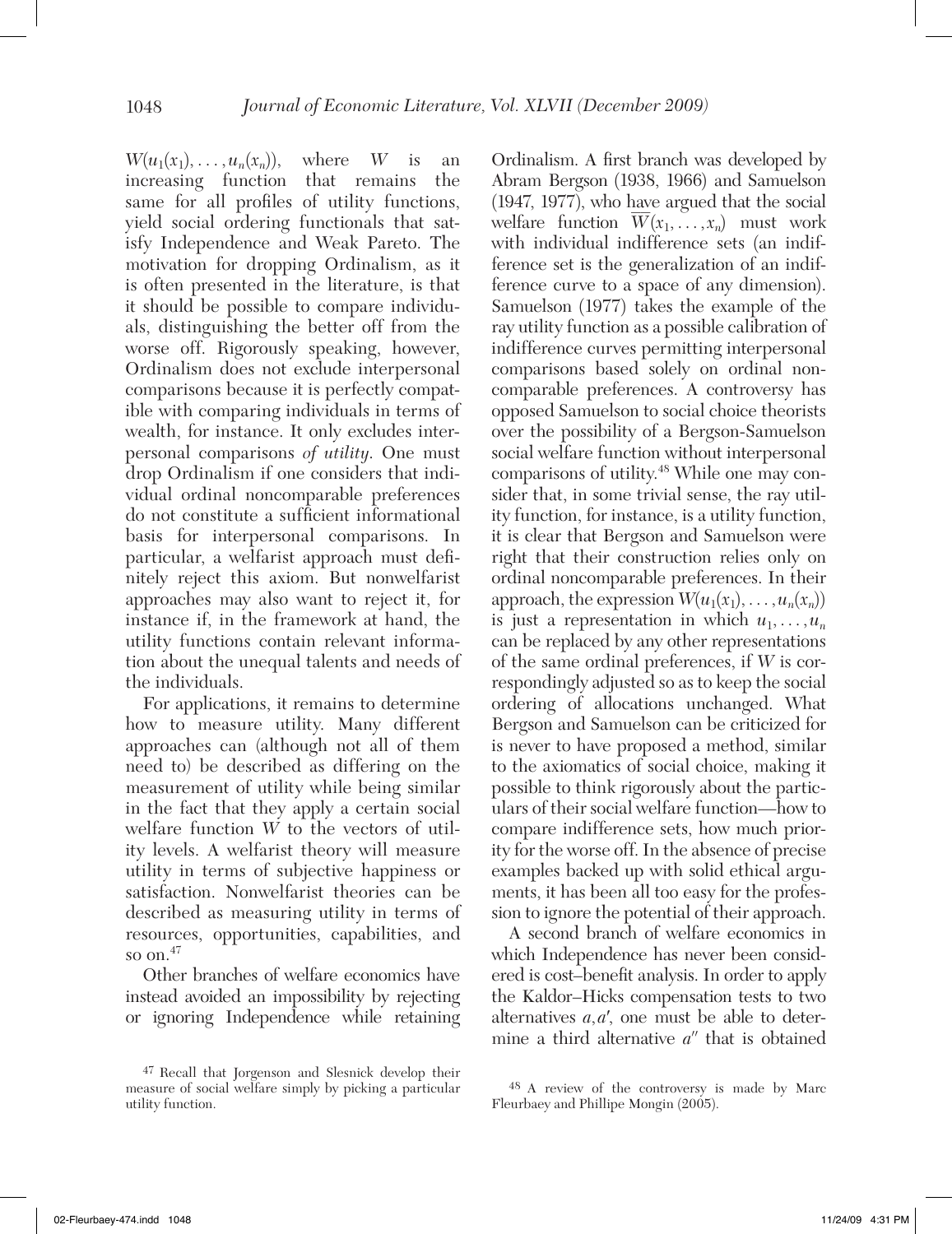$W(u_1(x_1), \ldots, u_n(x_n))$, where $W$ is an increasing function that remains the same for all profiles of utility functions, yield social ordering functionals that satisfy Independence and Weak Pareto. The motivation for dropping Ordinalism, as it is often presented in the literature, is that it should be possible to compare individuals, distinguishing the better off from the worse off. Rigorously speaking, however, Ordinalism does not exclude interpersonal comparisons because it is perfectly compatible with comparing individuals in terms of wealth, for instance. It only excludes interpersonal comparisons *of utility*. One must drop Ordinalism if one considers that individual ordinal noncomparable preferences do not constitute a sufficient informational basis for interpersonal comparisons. In particular, a welfarist approach must definitely reject this axiom. But nonwelfarist approaches may also want to reject it, for instance if, in the framework at hand, the utility functions contain relevant information about the unequal talents and needs of the individuals.

For applications, it remains to determine how to measure utility. Many different approaches can (although not all of them need to) be described as differing on the measurement of utility while being similar in the fact that they apply a certain social welfare function $W$ to the vectors of utility levels. A welfarist theory will measure utility in terms of subjective happiness or satisfaction. Nonwelfarist theories can be described as measuring utility in terms of resources, opportunities, capabilities, and so on.[47]

Other branches of welfare economics have instead avoided an impossibility by rejecting or ignoring Independence while retaining Ordinalism. A first branch was developed by Abram Bergson (1938, 1966) and Samuelson (1947, 1977), who have argued that the social welfare function $\overline{W}(x_1, \ldots, x_n)$ must work with individual indifference sets (an indifference set is the generalization of an indifference curve to a space of any dimension). Samuelson (1977) takes the example of the ray utility function as a possible calibration of indifference curves permitting interpersonal comparisons based solely on ordinal noncomparable preferences. A controversy has opposed Samuelson to social choice theorists over the possibility of a Bergson-Samuelson social welfare function without interpersonal comparisons of utility.[48] While one may consider that, in some trivial sense, the ray utility function, for instance, is a utility function, it is clear that Bergson and Samuelson were right that their construction relies only on ordinal noncomparable preferences. In their approach, the expression $W(u_1(x_1), \ldots, u_n(x_n))$ is just a representation in which $u_1, \ldots, u_n$ can be replaced by any other representations of the same ordinal preferences, if $W$ is correspondingly adjusted so as to keep the social ordering of allocations unchanged. What Bergson and Samuelson can be criticized for is never to have proposed a method, similar to the axiomatics of social choice, making it possible to think rigorously about the particulars of their social welfare function—how to compare indifference sets, how much priority for the worse off. In the absence of precise examples backed up with solid ethical arguments, it has been all too easy for the profession to ignore the potential of their approach.

A second branch of welfare economics in which Independence has never been considered is cost–benefit analysis. In order to apply the Kaldor–Hicks compensation tests to two alternatives $a, a'$, one must be able to determine a third alternative $a''$ that is obtained

[47] Recall that Jorgenson and Slesnick develop their measure of social welfare simply by picking a particular utility function.

[48] A review of the controversy is made by Marc Fleurbaey and Phillipe Mongin (2005).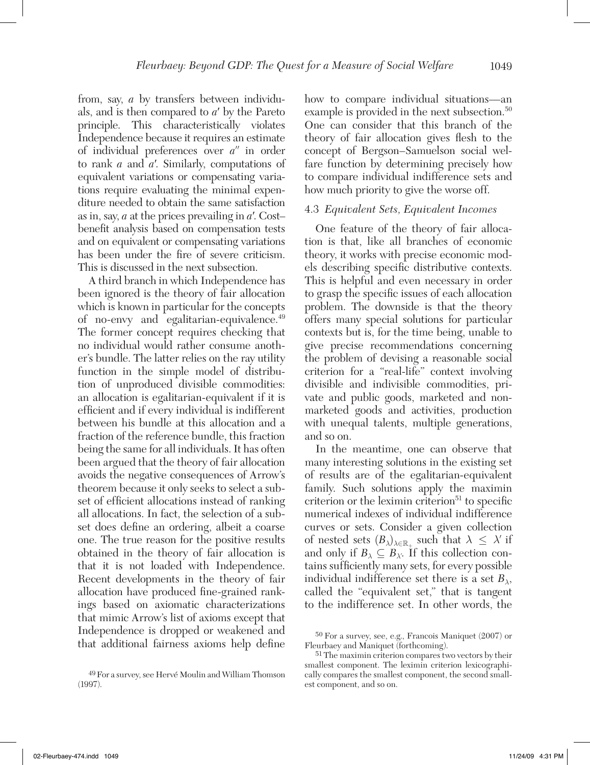from, say, $a$ by transfers between individuals, and is then compared to $a'$ by the Pareto principle. This characteristically violates Independence because it requires an estimate of individual preferences over $a''$ in order to rank $a$ and $a'$. Similarly, computations of equivalent variations or compensating variations require evaluating the minimal expenditure needed to obtain the same satisfaction as in, say, $a$ at the prices prevailing in $a'$. Cost–benefit analysis based on compensation tests and on equivalent or compensating variations has been under the fire of severe criticism. This is discussed in the next subsection.

A third branch in which Independence has been ignored is the theory of fair allocation which is known in particular for the concepts of no-envy and egalitarian-equivalence.[49] The former concept requires checking that no individual would rather consume another's bundle. The latter relies on the ray utility function in the simple model of distribution of unproduced divisible commodities: an allocation is egalitarian-equivalent if it is efficient and if every individual is indifferent between his bundle at this allocation and a fraction of the reference bundle, this fraction being the same for all individuals. It has often been argued that the theory of fair allocation avoids the negative consequences of Arrow's theorem because it only seeks to select a subset of efficient allocations instead of ranking all allocations. In fact, the selection of a subset does define an ordering, albeit a coarse one. The true reason for the positive results obtained in the theory of fair allocation is that it is not loaded with Independence. Recent developments in the theory of fair allocation have produced fine-grained rankings based on axiomatic characterizations that mimic Arrow's list of axioms except that Independence is dropped or weakened and that additional fairness axioms help define how to compare individual situations—an example is provided in the next subsection.[50] One can consider that this branch of the theory of fair allocation gives flesh to the concept of Bergson–Samuelson social welfare function by determining precisely how to compare individual indifference sets and how much priority to give the worse off.

### 4.3 *Equivalent Sets, Equivalent Incomes*

One feature of the theory of fair allocation is that, like all branches of economic theory, it works with precise economic models describing specific distributive contexts. This is helpful and even necessary in order to grasp the specific issues of each allocation problem. The downside is that the theory offers many special solutions for particular contexts but is, for the time being, unable to give precise recommendations concerning the problem of devising a reasonable social criterion for a "real-life" context involving divisible and indivisible commodities, private and public goods, marketed and nonmarketed goods and activities, production with unequal talents, multiple generations, and so on.

In the meantime, one can observe that many interesting solutions in the existing set of results are of the egalitarian-equivalent family. Such solutions apply the maximin criterion or the leximin criterion[51] to specific numerical indexes of individual indifference curves or sets. Consider a given collection of nested sets $(B_\lambda)_{\lambda \in \mathbb{R}_+}$ such that $\lambda \leq \lambda'$ if and only if $B_\lambda \subseteq B_{\lambda'}$. If this collection contains sufficiently many sets, for every possible individual indifference set there is a set $B_\lambda$, called the "equivalent set," that is tangent to the indifference set. In other words, the

---

[49] For a survey, see Hervé Moulin and William Thomson (1997).

[50] For a survey, see, e.g., Francois Maniquet (2007) or Fleurbaey and Maniquet (forthcoming).

[51] The maximin criterion compares two vectors by their smallest component. The leximin criterion lexicographically compares the smallest component, the second smallest component, and so on.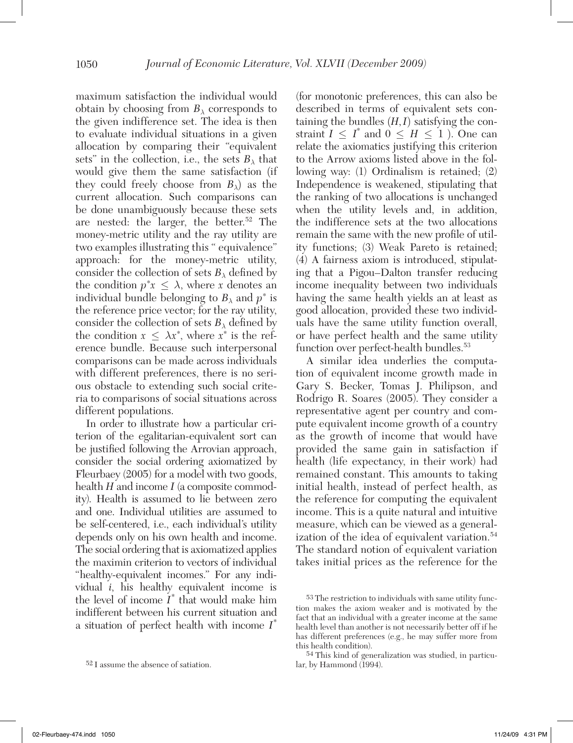maximum satisfaction the individual would obtain by choosing from $B_\lambda$ corresponds to the given indifference set. The idea is then to evaluate individual situations in a given allocation by comparing their "equivalent sets" in the collection, i.e., the sets $B_\lambda$ that would give them the same satisfaction (if they could freely choose from $B_\lambda$) as the current allocation. Such comparisons can be done unambiguously because these sets are nested: the larger, the better.[52] The money-metric utility and the ray utility are two examples illustrating this "equivalence" approach: for the money-metric utility, consider the collection of sets $B_\lambda$ defined by the condition $p^*x \leq \lambda$, where $x$ denotes an individual bundle belonging to $B_\lambda$ and $p^*$ is the reference price vector; for the ray utility, consider the collection of sets $B_\lambda$ defined by the condition $x \leq \lambda x^*$, where $x^*$ is the reference bundle. Because such interpersonal comparisons can be made across individuals with different preferences, there is no serious obstacle to extending such social criteria to comparisons of social situations across different populations.

In order to illustrate how a particular criterion of the egalitarian-equivalent sort can be justified following the Arrovian approach, consider the social ordering axiomatized by Fleurbaey (2005) for a model with two goods, health $H$ and income $I$ (a composite commodity). Health is assumed to lie between zero and one. Individual utilities are assumed to be self-centered, i.e., each individual's utility depends only on his own health and income. The social ordering that is axiomatized applies the maximin criterion to vectors of individual "healthy-equivalent incomes." For any individual $i$, his healthy equivalent income is the level of income $I^*$ that would make him indifferent between his current situation and a situation of perfect health with income $I^*$ (for monotonic preferences, this can also be described in terms of equivalent sets containing the bundles $(H, I)$ satisfying the constraint $I \leq I^*$ and $0 \leq H \leq 1$ ). One can relate the axiomatics justifying this criterion to the Arrow axioms listed above in the following way: (1) Ordinalism is retained; (2) Independence is weakened, stipulating that the ranking of two allocations is unchanged when the utility levels and, in addition, the indifference sets at the two allocations remain the same with the new profile of utility functions; (3) Weak Pareto is retained; (4) A fairness axiom is introduced, stipulating that a Pigou–Dalton transfer reducing income inequality between two individuals having the same health yields an at least as good allocation, provided these two individuals have the same utility function overall, or have perfect health and the same utility function over perfect-health bundles.[53]

A similar idea underlies the computation of equivalent income growth made in Gary S. Becker, Tomas J. Philipson, and Rodrigo R. Soares (2005). They consider a representative agent per country and compute equivalent income growth of a country as the growth of income that would have provided the same gain in satisfaction if health (life expectancy, in their work) had remained constant. This amounts to taking initial health, instead of perfect health, as the reference for computing the equivalent income. This is a quite natural and intuitive measure, which can be viewed as a generalization of the idea of equivalent variation.[54] The standard notion of equivalent variation takes initial prices as the reference for the

---

[52] I assume the absence of satiation.

[53] The restriction to individuals with same utility function makes the axiom weaker and is motivated by the fact that an individual with a greater income at the same health level than another is not necessarily better off if he has different preferences (e.g., he may suffer more from this health condition).

[54] This kind of generalization was studied, in particular, by Hammond (1994).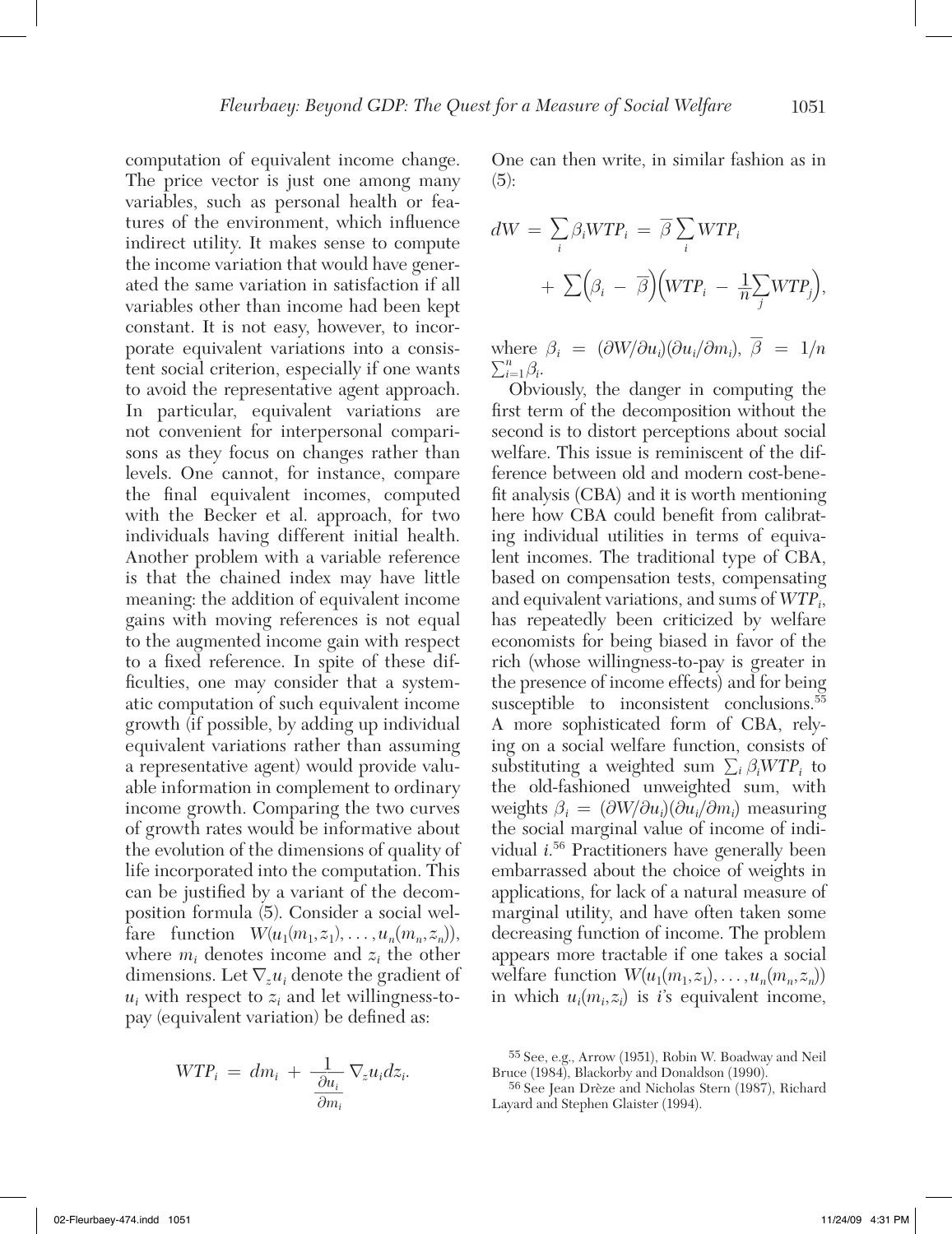computation of equivalent income change. The price vector is just one among many variables, such as personal health or features of the environment, which influence indirect utility. It makes sense to compute the income variation that would have generated the same variation in satisfaction if all variables other than income had been kept constant. It is not easy, however, to incorporate equivalent variations into a consistent social criterion, especially if one wants to avoid the representative agent approach. In particular, equivalent variations are not convenient for interpersonal comparisons as they focus on changes rather than levels. One cannot, for instance, compare the final equivalent incomes, computed with the Becker et al. approach, for two individuals having different initial health. Another problem with a variable reference is that the chained index may have little meaning: the addition of equivalent income gains with moving references is not equal to the augmented income gain with respect to a fixed reference. In spite of these difficulties, one may consider that a systematic computation of such equivalent income growth (if possible, by adding up individual equivalent variations rather than assuming a representative agent) would provide valuable information in complement to ordinary income growth. Comparing the two curves of growth rates would be informative about the evolution of the dimensions of quality of life incorporated into the computation. This can be justified by a variant of the decomposition formula (5). Consider a social welfare function $W(u_1(m_1,z_1), \ldots, u_n(m_n,z_n))$, where $m_i$ denotes income and $z_i$ the other dimensions. Let $\nabla_z u_i$ denote the gradient of $u_i$ with respect to $z_i$ and let willingness-to-pay (equivalent variation) be defined as:

$$WTP_i = dm_i + \frac{1}{\frac{\partial u_i}{\partial m_i}} \nabla_z u_i dz_i.$$

One can then write, in similar fashion as in (5):

$$dW = \sum_i \beta_i WTP_i = \overline{\beta} \sum_i WTP_i + \sum \Big(\beta_i - \overline{\beta}\Big)\Big(WTP_i - \frac{1}{n}\sum_j WTP_j\Big),$$

where $\beta_i = (\partial W/\partial u_i)(\partial u_i/\partial m_i)$, $\overline{\beta} = 1/n \sum_{i=1}^{n} \beta_i$.

Obviously, the danger in computing the first term of the decomposition without the second is to distort perceptions about social welfare. This issue is reminiscent of the difference between old and modern cost-benefit analysis (CBA) and it is worth mentioning here how CBA could benefit from calibrating individual utilities in terms of equivalent incomes. The traditional type of CBA, based on compensation tests, compensating and equivalent variations, and sums of $WTP_i$, has repeatedly been criticized by welfare economists for being biased in favor of the rich (whose willingness-to-pay is greater in the presence of income effects) and for being susceptible to inconsistent conclusions.[55] A more sophisticated form of CBA, relying on a social welfare function, consists of substituting a weighted sum $\sum_i \beta_i WTP_i$ to the old-fashioned unweighted sum, with weights $\beta_i = (\partial W/\partial u_i)(\partial u_i/\partial m_i)$ measuring the social marginal value of income of individual $i$.[56] Practitioners have generally been embarrassed about the choice of weights in applications, for lack of a natural measure of marginal utility, and have often taken some decreasing function of income. The problem appears more tractable if one takes a social welfare function $W(u_1(m_1,z_1), \ldots, u_n(m_n,z_n))$ in which $u_i(m_i,z_i)$ is $i$'s equivalent income,

[55] See, e.g., Arrow (1951), Robin W. Boadway and Neil Bruce (1984), Blackorby and Donaldson (1990).

[56] See Jean Drèze and Nicholas Stern (1987), Richard Layard and Stephen Glaister (1994).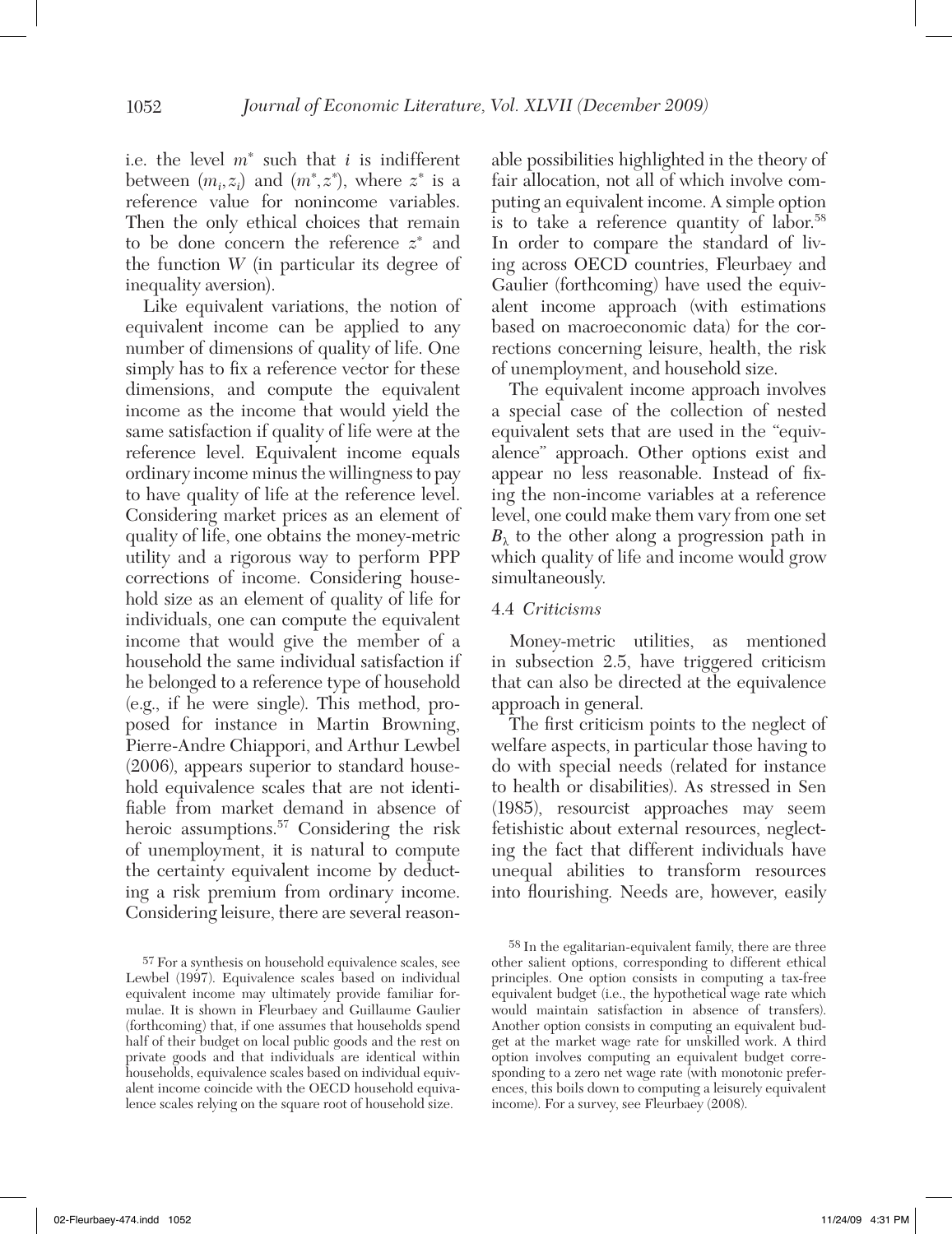i.e. the level $m^*$ such that $i$ is indifferent between $(m_i, z_i)$ and $(m^*, z^*)$, where $z^*$ is a reference value for nonincome variables. Then the only ethical choices that remain to be done concern the reference $z^*$ and the function $W$ (in particular its degree of inequality aversion).

Like equivalent variations, the notion of equivalent income can be applied to any number of dimensions of quality of life. One simply has to fix a reference vector for these dimensions, and compute the equivalent income as the income that would yield the same satisfaction if quality of life were at the reference level. Equivalent income equals ordinary income minus the willingness to pay to have quality of life at the reference level. Considering market prices as an element of quality of life, one obtains the money-metric utility and a rigorous way to perform PPP corrections of income. Considering household size as an element of quality of life for individuals, one can compute the equivalent income that would give the member of a household the same individual satisfaction if he belonged to a reference type of household (e.g., if he were single). This method, proposed for instance in Martin Browning, Pierre-Andre Chiappori, and Arthur Lewbel (2006), appears superior to standard household equivalence scales that are not identifiable from market demand in absence of heroic assumptions.[57] Considering the risk of unemployment, it is natural to compute the certainty equivalent income by deducting a risk premium from ordinary income. Considering leisure, there are several reasonable possibilities highlighted in the theory of fair allocation, not all of which involve computing an equivalent income. A simple option is to take a reference quantity of labor.[58] In order to compare the standard of living across OECD countries, Fleurbaey and Gaulier (forthcoming) have used the equivalent income approach (with estimations based on macroeconomic data) for the corrections concerning leisure, health, the risk of unemployment, and household size.

The equivalent income approach involves a special case of the collection of nested equivalent sets that are used in the "equivalence" approach. Other options exist and appear no less reasonable. Instead of fixing the non-income variables at a reference level, one could make them vary from one set $B_\lambda$ to the other along a progression path in which quality of life and income would grow simultaneously.

### 4.4 *Criticisms*

Money-metric utilities, as mentioned in subsection 2.5, have triggered criticism that can also be directed at the equivalence approach in general.

The first criticism points to the neglect of welfare aspects, in particular those having to do with special needs (related for instance to health or disabilities). As stressed in Sen (1985), resourcist approaches may seem fetishistic about external resources, neglecting the fact that different individuals have unequal abilities to transform resources into flourishing. Needs are, however, easily

---

[57] For a synthesis on household equivalence scales, see Lewbel (1997). Equivalence scales based on individual equivalent income may ultimately provide familiar formulae. It is shown in Fleurbaey and Guillaume Gaulier (forthcoming) that, if one assumes that households spend half of their budget on local public goods and the rest on private goods and that individuals are identical within households, equivalence scales based on individual equivalent income coincide with the OECD household equivalence scales relying on the square root of household size.

[58] In the egalitarian-equivalent family, there are three other salient options, corresponding to different ethical principles. One option consists in computing a tax-free equivalent budget (i.e., the hypothetical wage rate which would maintain satisfaction in absence of transfers). Another option consists in computing an equivalent budget at the market wage rate for unskilled work. A third option involves computing an equivalent budget corresponding to a zero net wage rate (with monotonic preferences, this boils down to computing a leisurely equivalent income). For a survey, see Fleurbaey (2008).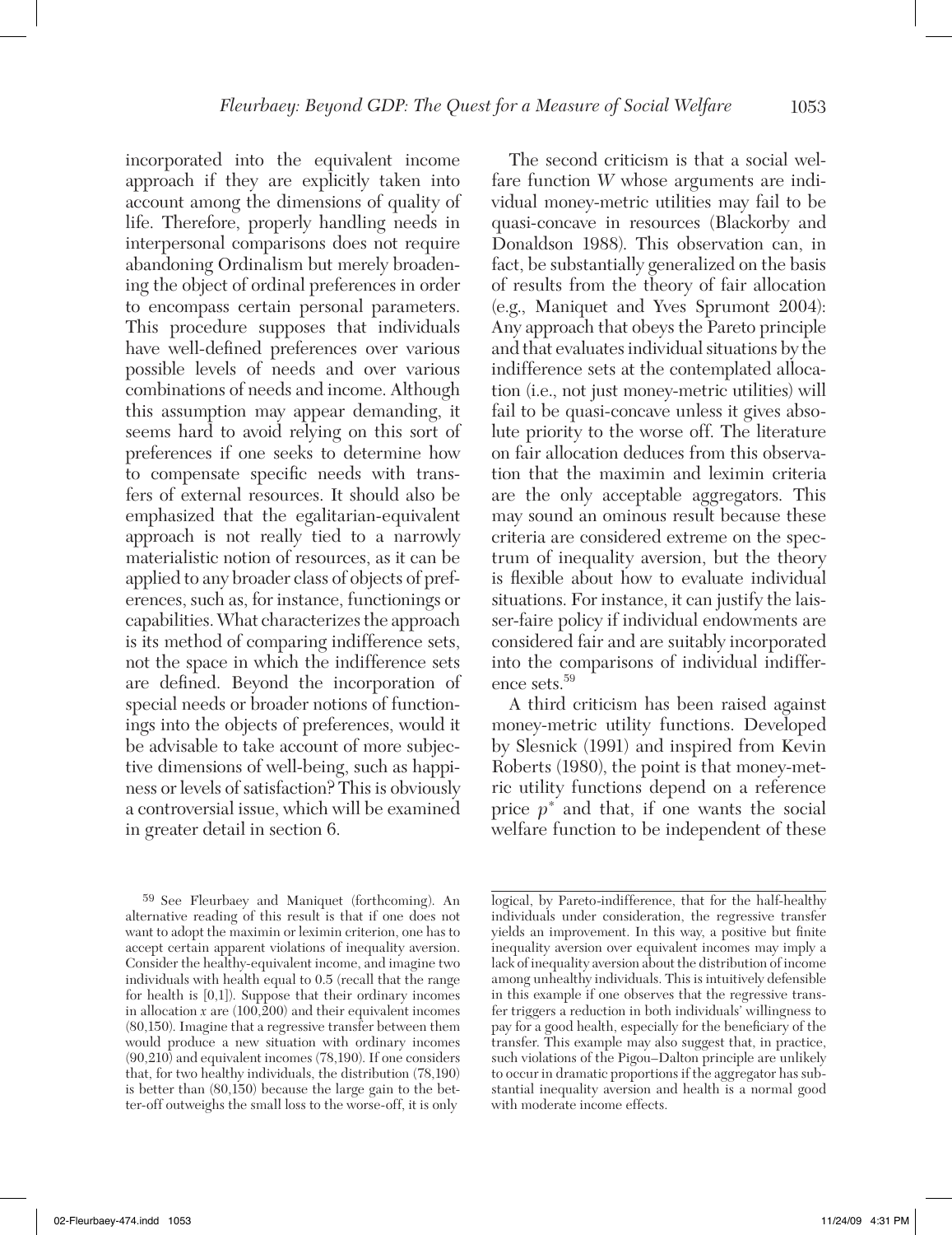incorporated into the equivalent income approach if they are explicitly taken into account among the dimensions of quality of life. Therefore, properly handling needs in interpersonal comparisons does not require abandoning Ordinalism but merely broadening the object of ordinal preferences in order to encompass certain personal parameters. This procedure supposes that individuals have well-defined preferences over various possible levels of needs and over various combinations of needs and income. Although this assumption may appear demanding, it seems hard to avoid relying on this sort of preferences if one seeks to determine how to compensate specific needs with transfers of external resources. It should also be emphasized that the egalitarian-equivalent approach is not really tied to a narrowly materialistic notion of resources, as it can be applied to any broader class of objects of preferences, such as, for instance, functionings or capabilities. What characterizes the approach is its method of comparing indifference sets, not the space in which the indifference sets are defined. Beyond the incorporation of special needs or broader notions of functionings into the objects of preferences, would it be advisable to take account of more subjective dimensions of well-being, such as happiness or levels of satisfaction? This is obviously a controversial issue, which will be examined in greater detail in section 6.

The second criticism is that a social welfare function $W$ whose arguments are individual money-metric utilities may fail to be quasi-concave in resources (Blackorby and Donaldson 1988). This observation can, in fact, be substantially generalized on the basis of results from the theory of fair allocation (e.g., Maniquet and Yves Sprumont 2004): Any approach that obeys the Pareto principle and that evaluates individual situations by the indifference sets at the contemplated allocation (i.e., not just money-metric utilities) will fail to be quasi-concave unless it gives absolute priority to the worse off. The literature on fair allocation deduces from this observation that the maximin and leximin criteria are the only acceptable aggregators. This may sound an ominous result because these criteria are considered extreme on the spectrum of inequality aversion, but the theory is flexible about how to evaluate individual situations. For instance, it can justify the laisser-faire policy if individual endowments are considered fair and are suitably incorporated into the comparisons of individual indifference sets.[59]

A third criticism has been raised against money-metric utility functions. Developed by Slesnick (1991) and inspired from Kevin Roberts (1980), the point is that money-metric utility functions depend on a reference price $p^*$ and that, if one wants the social welfare function to be independent of these

[59] See Fleurbaey and Maniquet (forthcoming). An alternative reading of this result is that if one does not want to adopt the maximin or leximin criterion, one has to accept certain apparent violations of inequality aversion. Consider the healthy-equivalent income, and imagine two individuals with health equal to 0.5 (recall that the range for health is [0,1]). Suppose that their ordinary incomes in allocation $x$ are (100,200) and their equivalent incomes (80,150). Imagine that a regressive transfer between them would produce a new situation with ordinary incomes (90,210) and equivalent incomes (78,190). If one considers that, for two healthy individuals, the distribution (78,190) is better than (80,150) because the large gain to the better-off outweighs the small loss to the worse-off, it is only logical, by Pareto-indifference, that for the half-healthy individuals under consideration, the regressive transfer yields an improvement. In this way, a positive but finite inequality aversion over equivalent incomes may imply a lack of inequality aversion about the distribution of income among unhealthy individuals. This is intuitively defensible in this example if one observes that the regressive transfer triggers a reduction in both individuals' willingness to pay for a good health, especially for the beneficiary of the transfer. This example may also suggest that, in practice, such violations of the Pigou–Dalton principle are unlikely to occur in dramatic proportions if the aggregator has substantial inequality aversion and health is a normal good with moderate income effects.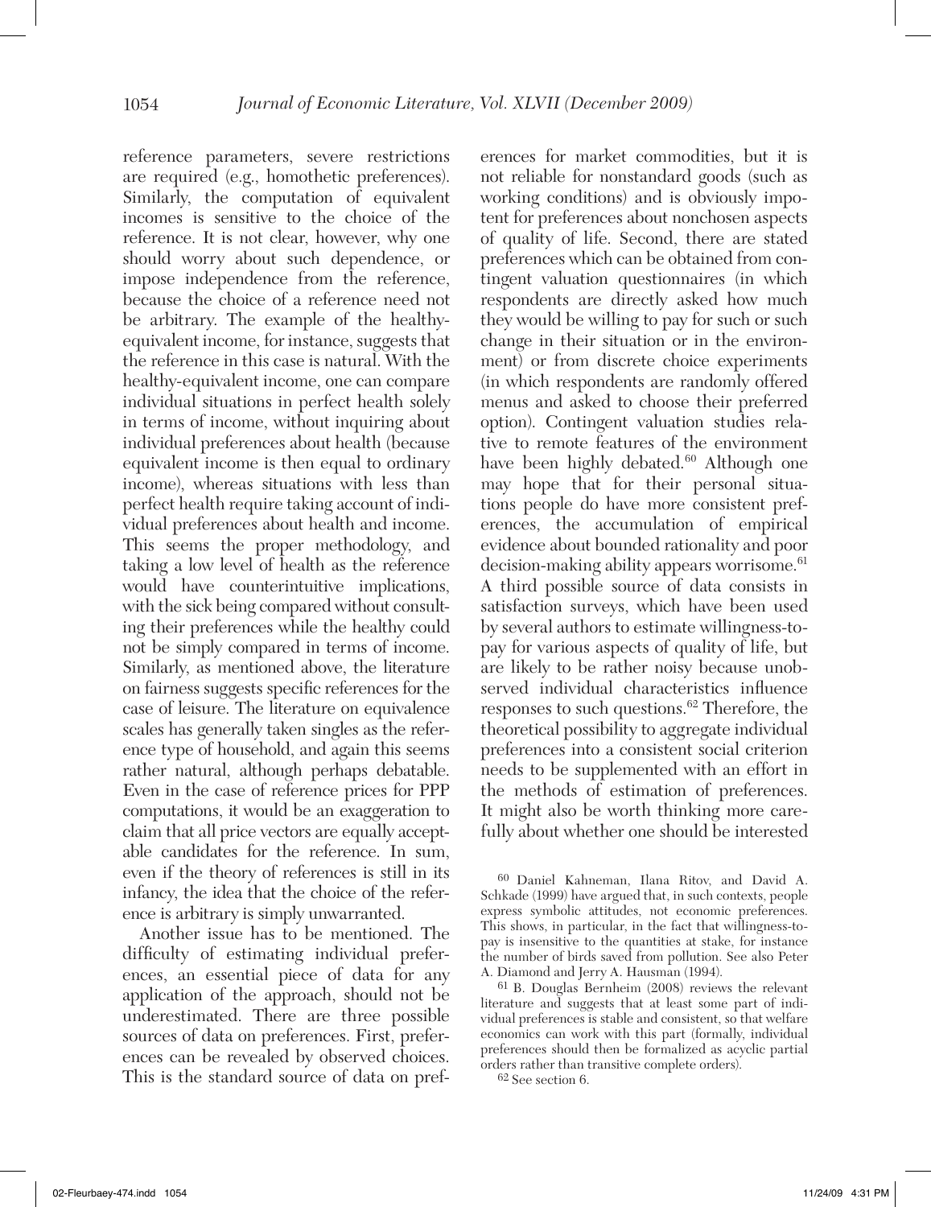reference parameters, severe restrictions are required (e.g., homothetic preferences). Similarly, the computation of equivalent incomes is sensitive to the choice of the reference. It is not clear, however, why one should worry about such dependence, or impose independence from the reference, because the choice of a reference need not be arbitrary. The example of the healthy-equivalent income, for instance, suggests that the reference in this case is natural. With the healthy-equivalent income, one can compare individual situations in perfect health solely in terms of income, without inquiring about individual preferences about health (because equivalent income is then equal to ordinary income), whereas situations with less than perfect health require taking account of individual preferences about health and income. This seems the proper methodology, and taking a low level of health as the reference would have counterintuitive implications, with the sick being compared without consulting their preferences while the healthy could not be simply compared in terms of income. Similarly, as mentioned above, the literature on fairness suggests specific references for the case of leisure. The literature on equivalence scales has generally taken singles as the reference type of household, and again this seems rather natural, although perhaps debatable. Even in the case of reference prices for PPP computations, it would be an exaggeration to claim that all price vectors are equally acceptable candidates for the reference. In sum, even if the theory of references is still in its infancy, the idea that the choice of the reference is arbitrary is simply unwarranted.

Another issue has to be mentioned. The difficulty of estimating individual preferences, an essential piece of data for any application of the approach, should not be underestimated. There are three possible sources of data on preferences. First, preferences can be revealed by observed choices. This is the standard source of data on preferences for market commodities, but it is not reliable for nonstandard goods (such as working conditions) and is obviously impotent for preferences about nonchosen aspects of quality of life. Second, there are stated preferences which can be obtained from contingent valuation questionnaires (in which respondents are directly asked how much they would be willing to pay for such or such change in their situation or in the environment) or from discrete choice experiments (in which respondents are randomly offered menus and asked to choose their preferred option). Contingent valuation studies relative to remote features of the environment have been highly debated.[60] Although one may hope that for their personal situations people do have more consistent preferences, the accumulation of empirical evidence about bounded rationality and poor decision-making ability appears worrisome.[61] A third possible source of data consists in satisfaction surveys, which have been used by several authors to estimate willingness-to-pay for various aspects of quality of life, but are likely to be rather noisy because unobserved individual characteristics influence responses to such questions.[62] Therefore, the theoretical possibility to aggregate individual preferences into a consistent social criterion needs to be supplemented with an effort in the methods of estimation of preferences. It might also be worth thinking more carefully about whether one should be interested

[60] Daniel Kahneman, Ilana Ritov, and David A. Schkade (1999) have argued that, in such contexts, people express symbolic attitudes, not economic preferences. This shows, in particular, in the fact that willingness-to-pay is insensitive to the quantities at stake, for instance the number of birds saved from pollution. See also Peter A. Diamond and Jerry A. Hausman (1994).

[61] B. Douglas Bernheim (2008) reviews the relevant literature and suggests that at least some part of individual preferences is stable and consistent, so that welfare economics can work with this part (formally, individual preferences should then be formalized as acyclic partial orders rather than transitive complete orders).

[62] See section 6.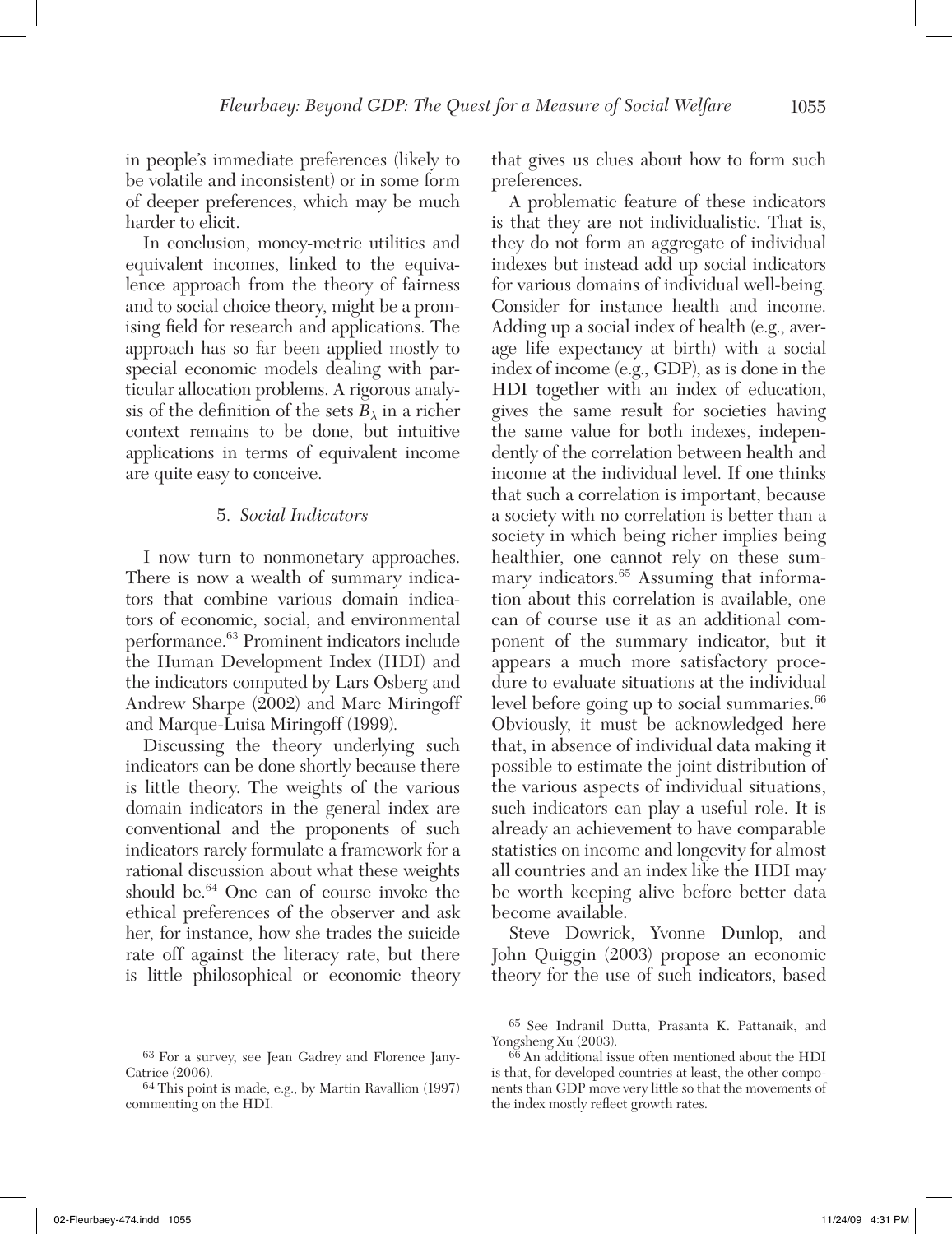in people's immediate preferences (likely to be volatile and inconsistent) or in some form of deeper preferences, which may be much harder to elicit.

In conclusion, money-metric utilities and equivalent incomes, linked to the equivalence approach from the theory of fairness and to social choice theory, might be a promising field for research and applications. The approach has so far been applied mostly to special economic models dealing with particular allocation problems. A rigorous analysis of the definition of the sets $B_\lambda$ in a richer context remains to be done, but intuitive applications in terms of equivalent income are quite easy to conceive.

## 5. *Social Indicators*

I now turn to nonmonetary approaches. There is now a wealth of summary indicators that combine various domain indicators of economic, social, and environmental performance.[63] Prominent indicators include the Human Development Index (HDI) and the indicators computed by Lars Osberg and Andrew Sharpe (2002) and Marc Miringoff and Marque-Luisa Miringoff (1999).

Discussing the theory underlying such indicators can be done shortly because there is little theory. The weights of the various domain indicators in the general index are conventional and the proponents of such indicators rarely formulate a framework for a rational discussion about what these weights should be.[64] One can of course invoke the ethical preferences of the observer and ask her, for instance, how she trades the suicide rate off against the literacy rate, but there is little philosophical or economic theory that gives us clues about how to form such preferences.

A problematic feature of these indicators is that they are not individualistic. That is, they do not form an aggregate of individual indexes but instead add up social indicators for various domains of individual well-being. Consider for instance health and income. Adding up a social index of health (e.g., average life expectancy at birth) with a social index of income (e.g., GDP), as is done in the HDI together with an index of education, gives the same result for societies having the same value for both indexes, independently of the correlation between health and income at the individual level. If one thinks that such a correlation is important, because a society with no correlation is better than a society in which being richer implies being healthier, one cannot rely on these summary indicators.[65] Assuming that information about this correlation is available, one can of course use it as an additional component of the summary indicator, but it appears a much more satisfactory procedure to evaluate situations at the individual level before going up to social summaries.[66] Obviously, it must be acknowledged here that, in absence of individual data making it possible to estimate the joint distribution of the various aspects of individual situations, such indicators can play a useful role. It is already an achievement to have comparable statistics on income and longevity for almost all countries and an index like the HDI may be worth keeping alive before better data become available.

Steve Dowrick, Yvonne Dunlop, and John Quiggin (2003) propose an economic theory for the use of such indicators, based

[63] For a survey, see Jean Gadrey and Florence Jany-Catrice (2006).

[64] This point is made, e.g., by Martin Ravallion (1997) commenting on the HDI.

[65] See Indranil Dutta, Prasanta K. Pattanaik, and Yongsheng Xu (2003).

[66] An additional issue often mentioned about the HDI is that, for developed countries at least, the other components than GDP move very little so that the movements of the index mostly reflect growth rates.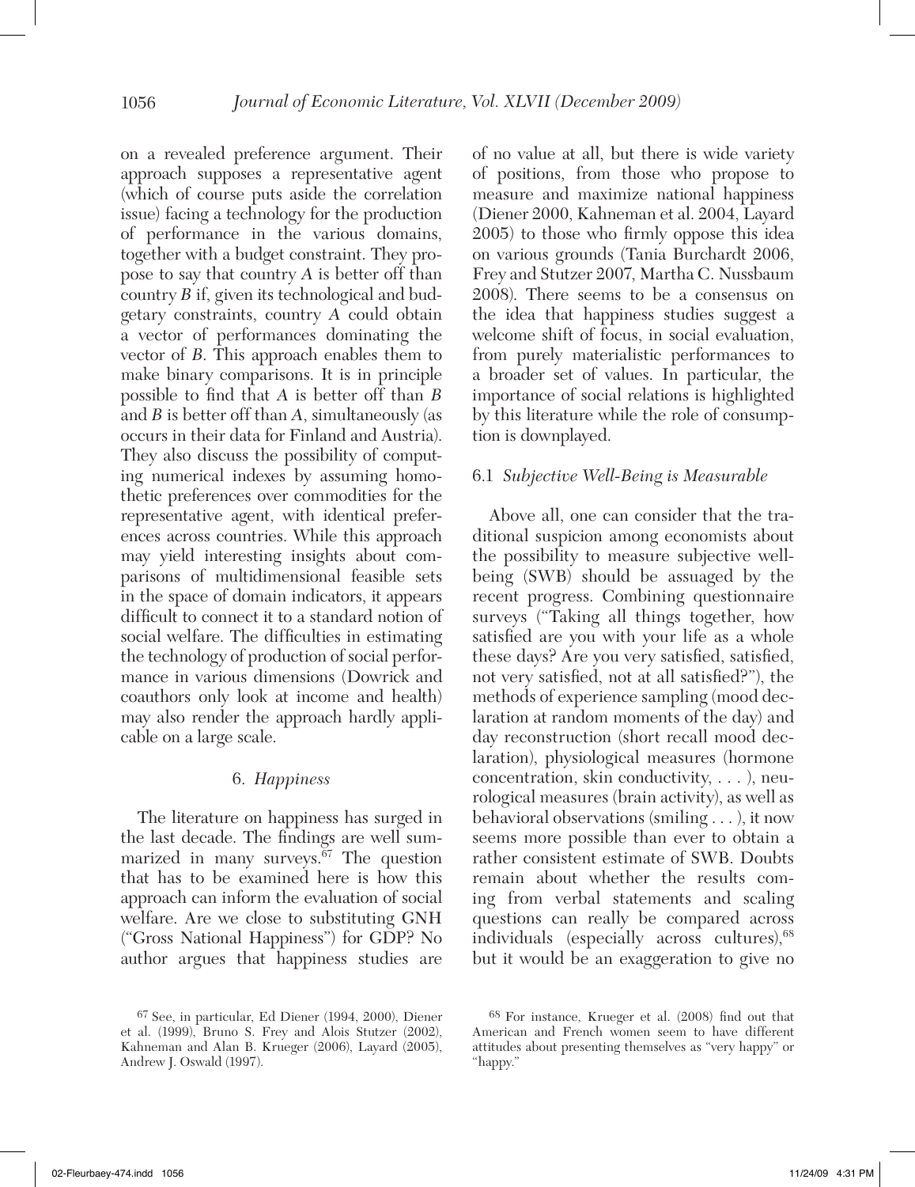on a revealed preference argument. Their approach supposes a representative agent (which of course puts aside the correlation issue) facing a technology for the production of performance in the various domains, together with a budget constraint. They propose to say that country *A* is better off than country *B* if, given its technological and budgetary constraints, country *A* could obtain a vector of performances dominating the vector of *B*. This approach enables them to make binary comparisons. It is in principle possible to find that *A* is better off than *B* and *B* is better off than *A*, simultaneously (as occurs in their data for Finland and Austria). They also discuss the possibility of computing numerical indexes by assuming homothetic preferences over commodities for the representative agent, with identical preferences across countries. While this approach may yield interesting insights about comparisons of multidimensional feasible sets in the space of domain indicators, it appears difficult to connect it to a standard notion of social welfare. The difficulties in estimating the technology of production of social performance in various dimensions (Dowrick and coauthors only look at income and health) may also render the approach hardly applicable on a large scale.

## 6. *Happiness*

The literature on happiness has surged in the last decade. The findings are well summarized in many surveys.[67] The question that has to be examined here is how this approach can inform the evaluation of social welfare. Are we close to substituting GNH ("Gross National Happiness") for GDP? No author argues that happiness studies are of no value at all, but there is wide variety of positions, from those who propose to measure and maximize national happiness (Diener 2000, Kahneman et al. 2004, Layard 2005) to those who firmly oppose this idea on various grounds (Tania Burchardt 2006, Frey and Stutzer 2007, Martha C. Nussbaum 2008). There seems to be a consensus on the idea that happiness studies suggest a welcome shift of focus, in social evaluation, from purely materialistic performances to a broader set of values. In particular, the importance of social relations is highlighted by this literature while the role of consumption is downplayed.

### 6.1 *Subjective Well-Being is Measurable*

Above all, one can consider that the traditional suspicion among economists about the possibility to measure subjective well-being (SWB) should be assuaged by the recent progress. Combining questionnaire surveys ("Taking all things together, how satisfied are you with your life as a whole these days? Are you very satisfied, satisfied, not very satisfied, not at all satisfied?"), the methods of experience sampling (mood declaration at random moments of the day) and day reconstruction (short recall mood declaration), physiological measures (hormone concentration, skin conductivity, . . . ), neurological measures (brain activity), as well as behavioral observations (smiling . . . ), it now seems more possible than ever to obtain a rather consistent estimate of SWB. Doubts remain about whether the results coming from verbal statements and scaling questions can really be compared across individuals (especially across cultures),[68] but it would be an exaggeration to give no

[67] See, in particular, Ed Diener (1994, 2000), Diener et al. (1999), Bruno S. Frey and Alois Stutzer (2002), Kahneman and Alan B. Krueger (2006), Layard (2005), Andrew J. Oswald (1997).

[68] For instance, Krueger et al. (2008) find out that American and French women seem to have different attitudes about presenting themselves as "very happy" or "happy."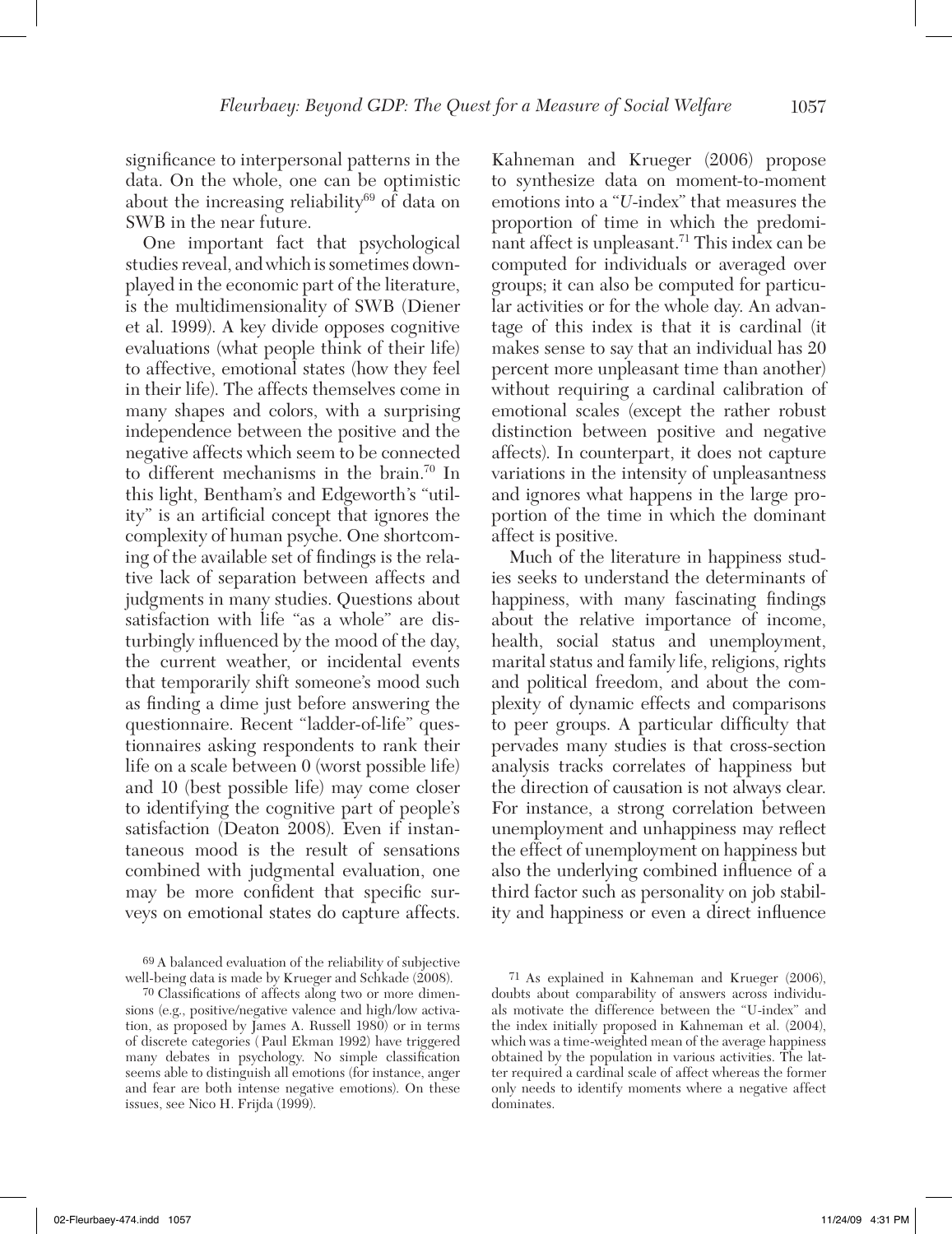significance to interpersonal patterns in the data. On the whole, one can be optimistic about the increasing reliability[69] of data on SWB in the near future.

One important fact that psychological studies reveal, and which is sometimes downplayed in the economic part of the literature, is the multidimensionality of SWB (Diener et al. 1999). A key divide opposes cognitive evaluations (what people think of their life) to affective, emotional states (how they feel in their life). The affects themselves come in many shapes and colors, with a surprising independence between the positive and the negative affects which seem to be connected to different mechanisms in the brain.[70] In this light, Bentham's and Edgeworth's "utility" is an artificial concept that ignores the complexity of human psyche. One shortcoming of the available set of findings is the relative lack of separation between affects and judgments in many studies. Questions about satisfaction with life "as a whole" are disturbingly influenced by the mood of the day, the current weather, or incidental events that temporarily shift someone's mood such as finding a dime just before answering the questionnaire. Recent "ladder-of-life" questionnaires asking respondents to rank their life on a scale between 0 (worst possible life) and 10 (best possible life) may come closer to identifying the cognitive part of people's satisfaction (Deaton 2008). Even if instantaneous mood is the result of sensations combined with judgmental evaluation, one may be more confident that specific surveys on emotional states do capture affects. Kahneman and Krueger (2006) propose to synthesize data on moment-to-moment emotions into a "*U*-index" that measures the proportion of time in which the predominant affect is unpleasant.[71] This index can be computed for individuals or averaged over groups; it can also be computed for particular activities or for the whole day. An advantage of this index is that it is cardinal (it makes sense to say that an individual has 20 percent more unpleasant time than another) without requiring a cardinal calibration of emotional scales (except the rather robust distinction between positive and negative affects). In counterpart, it does not capture variations in the intensity of unpleasantness and ignores what happens in the large proportion of the time in which the dominant affect is positive.

Much of the literature in happiness studies seeks to understand the determinants of happiness, with many fascinating findings about the relative importance of income, health, social status and unemployment, marital status and family life, religions, rights and political freedom, and about the complexity of dynamic effects and comparisons to peer groups. A particular difficulty that pervades many studies is that cross-section analysis tracks correlates of happiness but the direction of causation is not always clear. For instance, a strong correlation between unemployment and unhappiness may reflect the effect of unemployment on happiness but also the underlying combined influence of a third factor such as personality on job stability and happiness or even a direct influence

---

[69] A balanced evaluation of the reliability of subjective well-being data is made by Krueger and Schkade (2008).

[70] Classifications of affects along two or more dimensions (e.g., positive/negative valence and high/low activation, as proposed by James A. Russell 1980) or in terms of discrete categories (Paul Ekman 1992) have triggered many debates in psychology. No simple classification seems able to distinguish all emotions (for instance, anger and fear are both intense negative emotions). On these issues, see Nico H. Frijda (1999).

[71] As explained in Kahneman and Krueger (2006), doubts about comparability of answers across individuals motivate the difference between the "U-index" and the index initially proposed in Kahneman et al. (2004), which was a time-weighted mean of the average happiness obtained by the population in various activities. The latter required a cardinal scale of affect whereas the former only needs to identify moments where a negative affect dominates.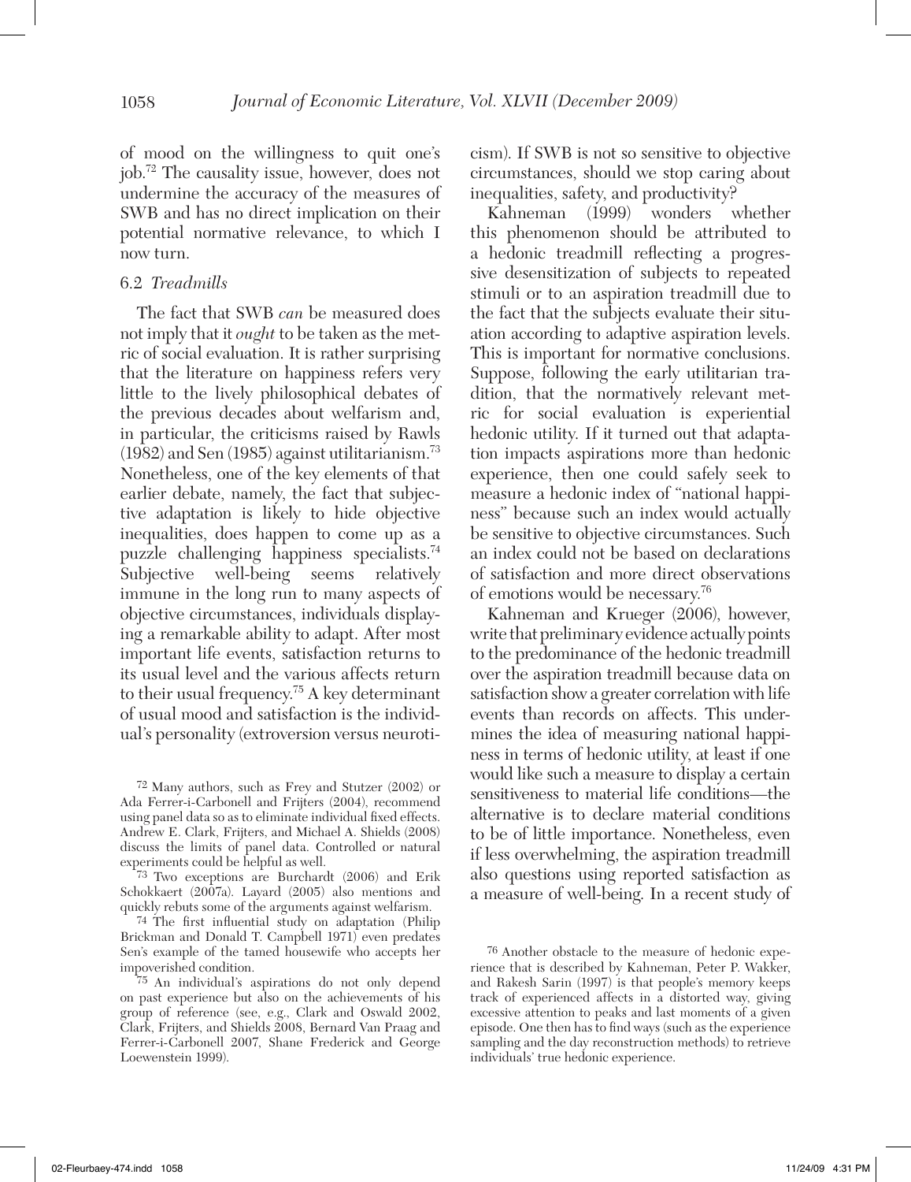of mood on the willingness to quit one's job.[72] The causality issue, however, does not undermine the accuracy of the measures of SWB and has no direct implication on their potential normative relevance, to which I now turn.

### 6.2 *Treadmills*

The fact that SWB *can* be measured does not imply that it *ought* to be taken as the metric of social evaluation. It is rather surprising that the literature on happiness refers very little to the lively philosophical debates of the previous decades about welfarism and, in particular, the criticisms raised by Rawls (1982) and Sen (1985) against utilitarianism.[73] Nonetheless, one of the key elements of that earlier debate, namely, the fact that subjective adaptation is likely to hide objective inequalities, does happen to come up as a puzzle challenging happiness specialists.[74] Subjective well-being seems relatively immune in the long run to many aspects of objective circumstances, individuals displaying a remarkable ability to adapt. After most important life events, satisfaction returns to its usual level and the various affects return to their usual frequency.[75] A key determinant of usual mood and satisfaction is the individual's personality (extroversion versus neuroticism). If SWB is not so sensitive to objective circumstances, should we stop caring about inequalities, safety, and productivity?

Kahneman (1999) wonders whether this phenomenon should be attributed to a hedonic treadmill reflecting a progressive desensitization of subjects to repeated stimuli or to an aspiration treadmill due to the fact that the subjects evaluate their situation according to adaptive aspiration levels. This is important for normative conclusions. Suppose, following the early utilitarian tradition, that the normatively relevant metric for social evaluation is experiential hedonic utility. If it turned out that adaptation impacts aspirations more than hedonic experience, then one could safely seek to measure a hedonic index of "national happiness" because such an index would actually be sensitive to objective circumstances. Such an index could not be based on declarations of satisfaction and more direct observations of emotions would be necessary.[76]

Kahneman and Krueger (2006), however, write that preliminary evidence actually points to the predominance of the hedonic treadmill over the aspiration treadmill because data on satisfaction show a greater correlation with life events than records on affects. This undermines the idea of measuring national happiness in terms of hedonic utility, at least if one would like such a measure to display a certain sensitiveness to material life conditions—the alternative is to declare material conditions to be of little importance. Nonetheless, even if less overwhelming, the aspiration treadmill also questions using reported satisfaction as a measure of well-being. In a recent study of

[72] Many authors, such as Frey and Stutzer (2002) or Ada Ferrer-i-Carbonell and Frijters (2004), recommend using panel data so as to eliminate individual fixed effects. Andrew E. Clark, Frijters, and Michael A. Shields (2008) discuss the limits of panel data. Controlled or natural experiments could be helpful as well.

[73] Two exceptions are Burchardt (2006) and Erik Schokkaert (2007a). Layard (2005) also mentions and quickly rebuts some of the arguments against welfarism.

[74] The first influential study on adaptation (Philip Brickman and Donald T. Campbell 1971) even predates Sen's example of the tamed housewife who accepts her impoverished condition.

[75] An individual's aspirations do not only depend on past experience but also on the achievements of his group of reference (see, e.g., Clark and Oswald 2002, Clark, Frijters, and Shields 2008, Bernard Van Praag and Ferrer-i-Carbonell 2007, Shane Frederick and George Loewenstein 1999).

[76] Another obstacle to the measure of hedonic experience that is described by Kahneman, Peter P. Wakker, and Rakesh Sarin (1997) is that people's memory keeps track of experienced affects in a distorted way, giving excessive attention to peaks and last moments of a given episode. One then has to find ways (such as the experience sampling and the day reconstruction methods) to retrieve individuals' true hedonic experience.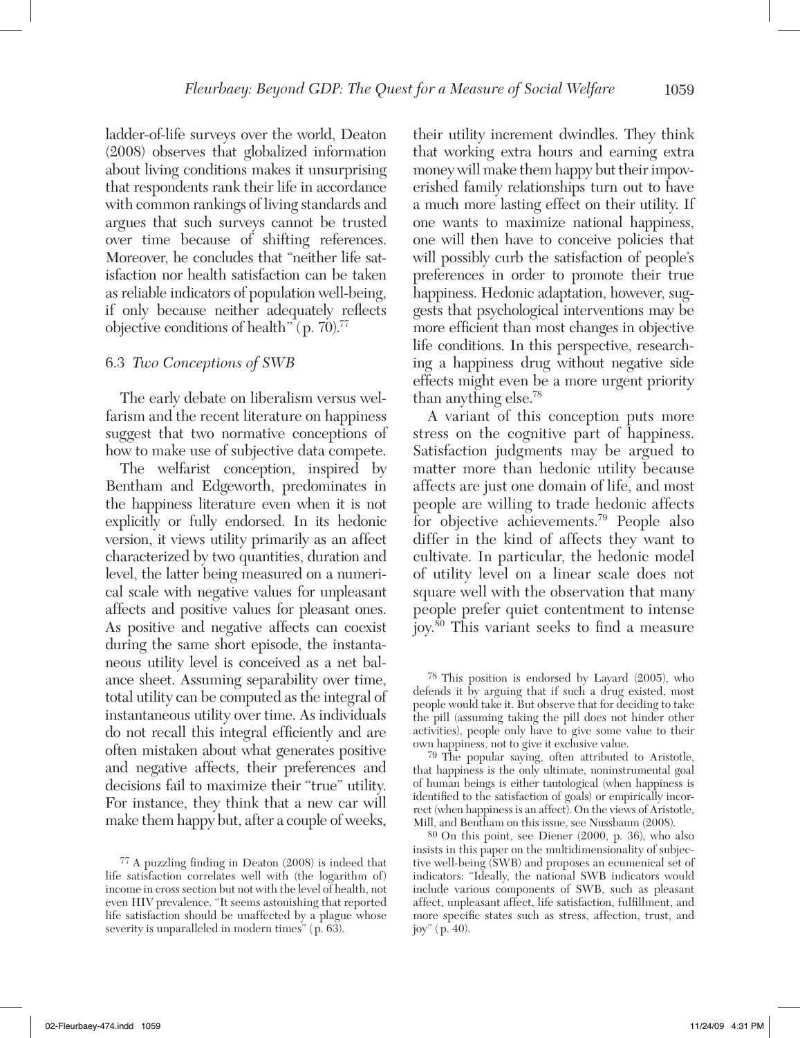ladder-of-life surveys over the world, Deaton (2008) observes that globalized information about living conditions makes it unsurprising that respondents rank their life in accordance with common rankings of living standards and argues that such surveys cannot be trusted over time because of shifting references. Moreover, he concludes that "neither life satisfaction nor health satisfaction can be taken as reliable indicators of population well-being, if only because neither adequately reflects objective conditions of health" (p. 70).[77]

### 6.3 *Two Conceptions of SWB*

The early debate on liberalism versus welfarism and the recent literature on happiness suggest that two normative conceptions of how to make use of subjective data compete.

The welfarist conception, inspired by Bentham and Edgeworth, predominates in the happiness literature even when it is not explicitly or fully endorsed. In its hedonic version, it views utility primarily as an affect characterized by two quantities, duration and level, the latter being measured on a numerical scale with negative values for unpleasant affects and positive values for pleasant ones. As positive and negative affects can coexist during the same short episode, the instantaneous utility level is conceived as a net balance sheet. Assuming separability over time, total utility can be computed as the integral of instantaneous utility over time. As individuals do not recall this integral efficiently and are often mistaken about what generates positive and negative affects, their preferences and decisions fail to maximize their "true" utility. For instance, they think that a new car will make them happy but, after a couple of weeks, their utility increment dwindles. They think that working extra hours and earning extra money will make them happy but their impoverished family relationships turn out to have a much more lasting effect on their utility. If one wants to maximize national happiness, one will then have to conceive policies that will possibly curb the satisfaction of people's preferences in order to promote their true happiness. Hedonic adaptation, however, suggests that psychological interventions may be more efficient than most changes in objective life conditions. In this perspective, researching a happiness drug without negative side effects might even be a more urgent priority than anything else.[78]

A variant of this conception puts more stress on the cognitive part of happiness. Satisfaction judgments may be argued to matter more than hedonic utility because affects are just one domain of life, and most people are willing to trade hedonic affects for objective achievements.[79] People also differ in the kind of affects they want to cultivate. In particular, the hedonic model of utility level on a linear scale does not square well with the observation that many people prefer quiet contentment to intense joy.[80] This variant seeks to find a measure

---

[77] A puzzling finding in Deaton (2008) is indeed that life satisfaction correlates well with (the logarithm of) income in cross section but not with the level of health, not even HIV prevalence. "It seems astonishing that reported life satisfaction should be unaffected by a plague whose severity is unparalleled in modern times" (p. 63).

[78] This position is endorsed by Layard (2005), who defends it by arguing that if such a drug existed, most people would take it. But observe that for deciding to take the pill (assuming taking the pill does not hinder other activities), people only have to give some value to their own happiness, not to give it exclusive value.

[79] The popular saying, often attributed to Aristotle, that happiness is the only ultimate, noninstrumental goal of human beings is either tautological (when happiness is identified to the satisfaction of goals) or empirically incorrect (when happiness is an affect). On the views of Aristotle, Mill, and Bentham on this issue, see Nussbaum (2008).

[80] On this point, see Diener (2000, p. 36), who also insists in this paper on the multidimensionality of subjective well-being (SWB) and proposes an ecumenical set of indicators: "Ideally, the national SWB indicators would include various components of SWB, such as pleasant affect, unpleasant affect, life satisfaction, fulfillment, and more specific states such as stress, affection, trust, and joy" (p. 40).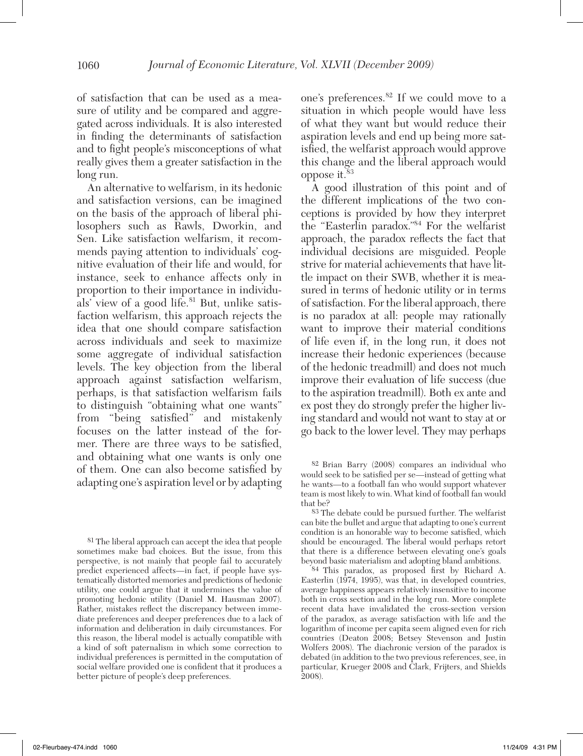of satisfaction that can be used as a measure of utility and be compared and aggregated across individuals. It is also interested in finding the determinants of satisfaction and to fight people's misconceptions of what really gives them a greater satisfaction in the long run.

An alternative to welfarism, in its hedonic and satisfaction versions, can be imagined on the basis of the approach of liberal philosophers such as Rawls, Dworkin, and Sen. Like satisfaction welfarism, it recommends paying attention to individuals' cognitive evaluation of their life and would, for instance, seek to enhance affects only in proportion to their importance in individuals' view of a good life.[81] But, unlike satisfaction welfarism, this approach rejects the idea that one should compare satisfaction across individuals and seek to maximize some aggregate of individual satisfaction levels. The key objection from the liberal approach against satisfaction welfarism, perhaps, is that satisfaction welfarism fails to distinguish "obtaining what one wants" from "being satisfied" and mistakenly focuses on the latter instead of the former. There are three ways to be satisfied, and obtaining what one wants is only one of them. One can also become satisfied by adapting one's aspiration level or by adapting one's preferences.[82] If we could move to a situation in which people would have less of what they want but would reduce their aspiration levels and end up being more satisfied, the welfarist approach would approve this change and the liberal approach would oppose it.[83]

A good illustration of this point and of the different implications of the two conceptions is provided by how they interpret the "Easterlin paradox."[84] For the welfarist approach, the paradox reflects the fact that individual decisions are misguided. People strive for material achievements that have little impact on their SWB, whether it is measured in terms of hedonic utility or in terms of satisfaction. For the liberal approach, there is no paradox at all: people may rationally want to improve their material conditions of life even if, in the long run, it does not increase their hedonic experiences (because of the hedonic treadmill) and does not much improve their evaluation of life success (due to the aspiration treadmill). Both ex ante and ex post they do strongly prefer the higher living standard and would not want to stay at or go back to the lower level. They may perhaps

[81] The liberal approach can accept the idea that people sometimes make bad choices. But the issue, from this perspective, is not mainly that people fail to accurately predict experienced affects—in fact, if people have systematically distorted memories and predictions of hedonic utility, one could argue that it undermines the value of promoting hedonic utility (Daniel M. Hausman 2007). Rather, mistakes reflect the discrepancy between immediate preferences and deeper preferences due to a lack of information and deliberation in daily circumstances. For this reason, the liberal model is actually compatible with a kind of soft paternalism in which some correction to individual preferences is permitted in the computation of social welfare provided one is confident that it produces a better picture of people's deep preferences.

[82] Brian Barry (2008) compares an individual who would seek to be satisfied per se—instead of getting what he wants—to a football fan who would support whatever team is most likely to win. What kind of football fan would that be?

[83] The debate could be pursued further. The welfarist can bite the bullet and argue that adapting to one's current condition is an honorable way to become satisfied, which should be encouraged. The liberal would perhaps retort that there is a difference between elevating one's goals beyond basic materialism and adopting bland ambitions.

[84] This paradox, as proposed first by Richard A. Easterlin (1974, 1995), was that, in developed countries, average happiness appears relatively insensitive to income both in cross section and in the long run. More complete recent data have invalidated the cross-section version of the paradox, as average satisfaction with life and the logarithm of income per capita seem aligned even for rich countries (Deaton 2008; Betsey Stevenson and Justin Wolfers 2008). The diachronic version of the paradox is debated (in addition to the two previous references, see, in particular, Krueger 2008 and Clark, Frijters, and Shields 2008).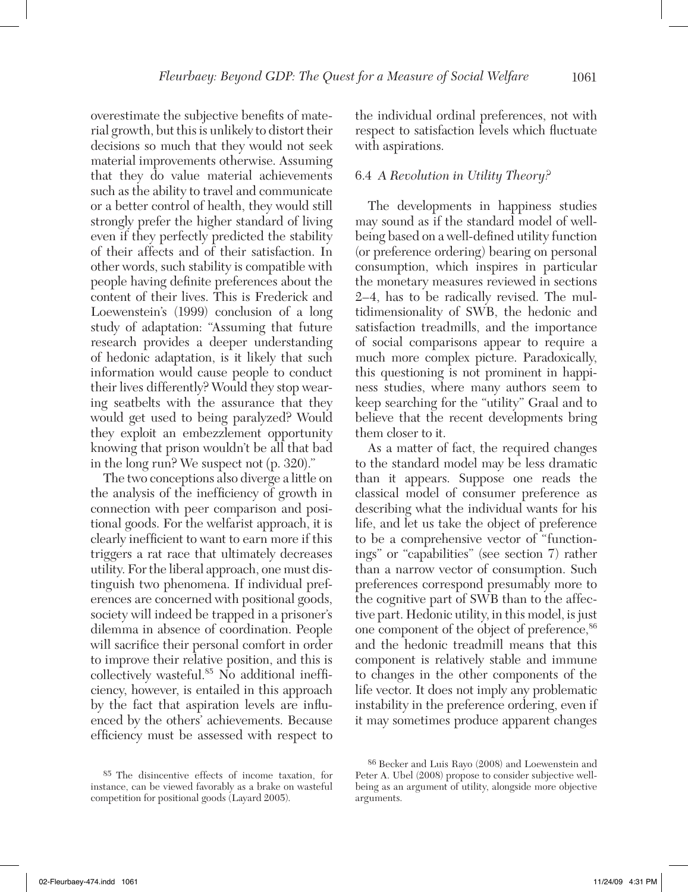overestimate the subjective benefits of material growth, but this is unlikely to distort their decisions so much that they would not seek material improvements otherwise. Assuming that they do value material achievements such as the ability to travel and communicate or a better control of health, they would still strongly prefer the higher standard of living even if they perfectly predicted the stability of their affects and of their satisfaction. In other words, such stability is compatible with people having definite preferences about the content of their lives. This is Frederick and Loewenstein's (1999) conclusion of a long study of adaptation: "Assuming that future research provides a deeper understanding of hedonic adaptation, is it likely that such information would cause people to conduct their lives differently? Would they stop wearing seatbelts with the assurance that they would get used to being paralyzed? Would they exploit an embezzlement opportunity knowing that prison wouldn't be all that bad in the long run? We suspect not (p. 320)."

The two conceptions also diverge a little on the analysis of the inefficiency of growth in connection with peer comparison and positional goods. For the welfarist approach, it is clearly inefficient to want to earn more if this triggers a rat race that ultimately decreases utility. For the liberal approach, one must distinguish two phenomena. If individual preferences are concerned with positional goods, society will indeed be trapped in a prisoner's dilemma in absence of coordination. People will sacrifice their personal comfort in order to improve their relative position, and this is collectively wasteful.[85] No additional inefficiency, however, is entailed in this approach by the fact that aspiration levels are influenced by the others' achievements. Because efficiency must be assessed with respect to the individual ordinal preferences, not with respect to satisfaction levels which fluctuate with aspirations.

### 6.4 *A Revolution in Utility Theory?*

The developments in happiness studies may sound as if the standard model of well-being based on a well-defined utility function (or preference ordering) bearing on personal consumption, which inspires in particular the monetary measures reviewed in sections 2–4, has to be radically revised. The multidimensionality of SWB, the hedonic and satisfaction treadmills, and the importance of social comparisons appear to require a much more complex picture. Paradoxically, this questioning is not prominent in happiness studies, where many authors seem to keep searching for the "utility" Graal and to believe that the recent developments bring them closer to it.

As a matter of fact, the required changes to the standard model may be less dramatic than it appears. Suppose one reads the classical model of consumer preference as describing what the individual wants for his life, and let us take the object of preference to be a comprehensive vector of "functionings" or "capabilities" (see section 7) rather than a narrow vector of consumption. Such preferences correspond presumably more to the cognitive part of SWB than to the affective part. Hedonic utility, in this model, is just one component of the object of preference,[86] and the hedonic treadmill means that this component is relatively stable and immune to changes in the other components of the life vector. It does not imply any problematic instability in the preference ordering, even if it may sometimes produce apparent changes

[85] The disincentive effects of income taxation, for instance, can be viewed favorably as a brake on wasteful competition for positional goods (Layard 2005).

[86] Becker and Luis Rayo (2008) and Loewenstein and Peter A. Ubel (2008) propose to consider subjective well-being as an argument of utility, alongside more objective arguments.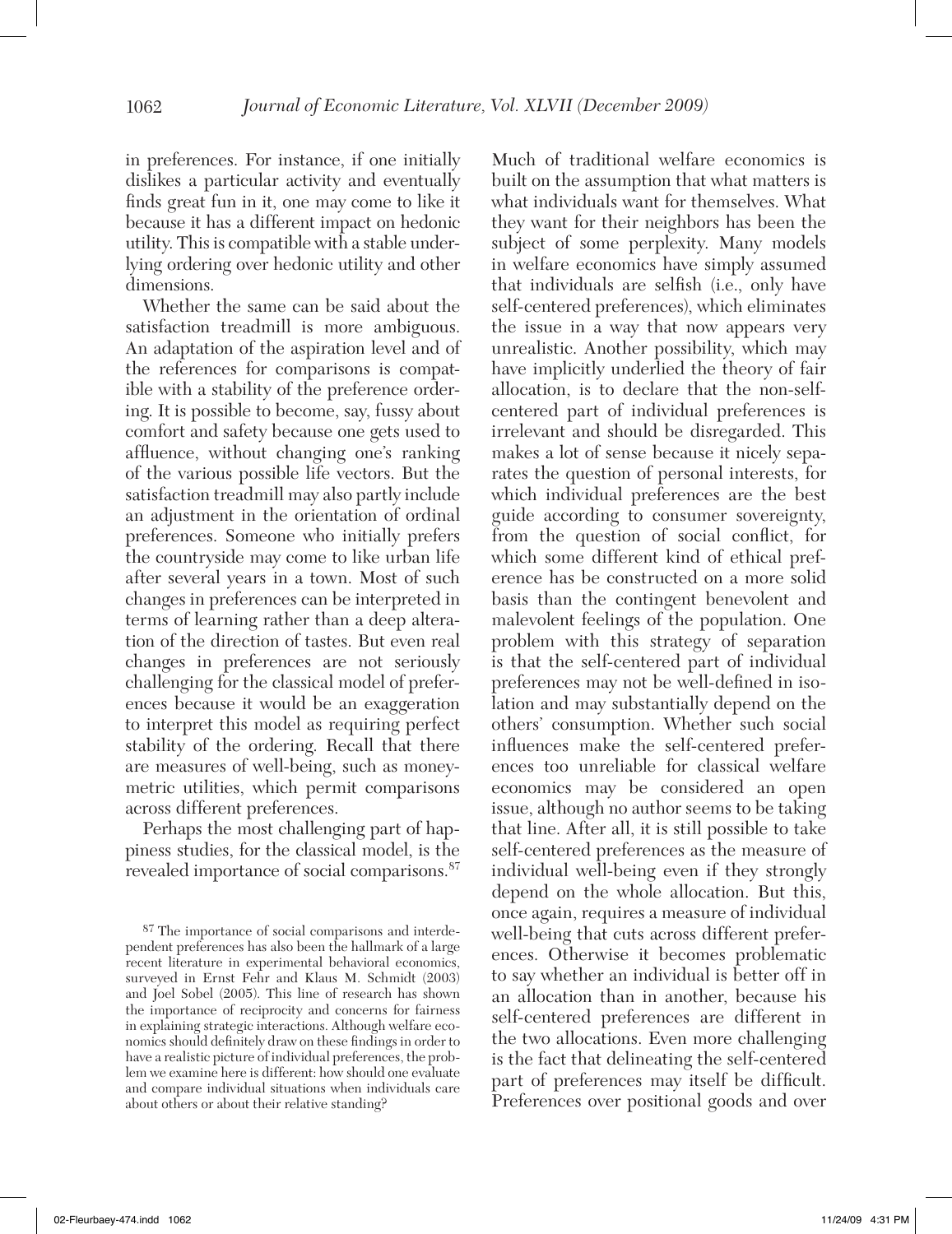in preferences. For instance, if one initially dislikes a particular activity and eventually finds great fun in it, one may come to like it because it has a different impact on hedonic utility. This is compatible with a stable underlying ordering over hedonic utility and other dimensions.

Whether the same can be said about the satisfaction treadmill is more ambiguous. An adaptation of the aspiration level and of the references for comparisons is compatible with a stability of the preference ordering. It is possible to become, say, fussy about comfort and safety because one gets used to affluence, without changing one's ranking of the various possible life vectors. But the satisfaction treadmill may also partly include an adjustment in the orientation of ordinal preferences. Someone who initially prefers the countryside may come to like urban life after several years in a town. Most of such changes in preferences can be interpreted in terms of learning rather than a deep alteration of the direction of tastes. But even real changes in preferences are not seriously challenging for the classical model of preferences because it would be an exaggeration to interpret this model as requiring perfect stability of the ordering. Recall that there are measures of well-being, such as money-metric utilities, which permit comparisons across different preferences.

Perhaps the most challenging part of happiness studies, for the classical model, is the revealed importance of social comparisons.[87] Much of traditional welfare economics is built on the assumption that what matters is what individuals want for themselves. What they want for their neighbors has been the subject of some perplexity. Many models in welfare economics have simply assumed that individuals are selfish (i.e., only have self-centered preferences), which eliminates the issue in a way that now appears very unrealistic. Another possibility, which may have implicitly underlied the theory of fair allocation, is to declare that the non-self-centered part of individual preferences is irrelevant and should be disregarded. This makes a lot of sense because it nicely separates the question of personal interests, for which individual preferences are the best guide according to consumer sovereignty, from the question of social conflict, for which some different kind of ethical preference has be constructed on a more solid basis than the contingent benevolent and malevolent feelings of the population. One problem with this strategy of separation is that the self-centered part of individual preferences may not be well-defined in isolation and may substantially depend on the others' consumption. Whether such social influences make the self-centered preferences too unreliable for classical welfare economics may be considered an open issue, although no author seems to be taking that line. After all, it is still possible to take self-centered preferences as the measure of individual well-being even if they strongly depend on the whole allocation. But this, once again, requires a measure of individual well-being that cuts across different preferences. Otherwise it becomes problematic to say whether an individual is better off in an allocation than in another, because his self-centered preferences are different in the two allocations. Even more challenging is the fact that delineating the self-centered part of preferences may itself be difficult. Preferences over positional goods and over

[87] The importance of social comparisons and interdependent preferences has also been the hallmark of a large recent literature in experimental behavioral economics, surveyed in Ernst Fehr and Klaus M. Schmidt (2003) and Joel Sobel (2005). This line of research has shown the importance of reciprocity and concerns for fairness in explaining strategic interactions. Although welfare economics should definitely draw on these findings in order to have a realistic picture of individual preferences, the problem we examine here is different: how should one evaluate and compare individual situations when individuals care about others or about their relative standing?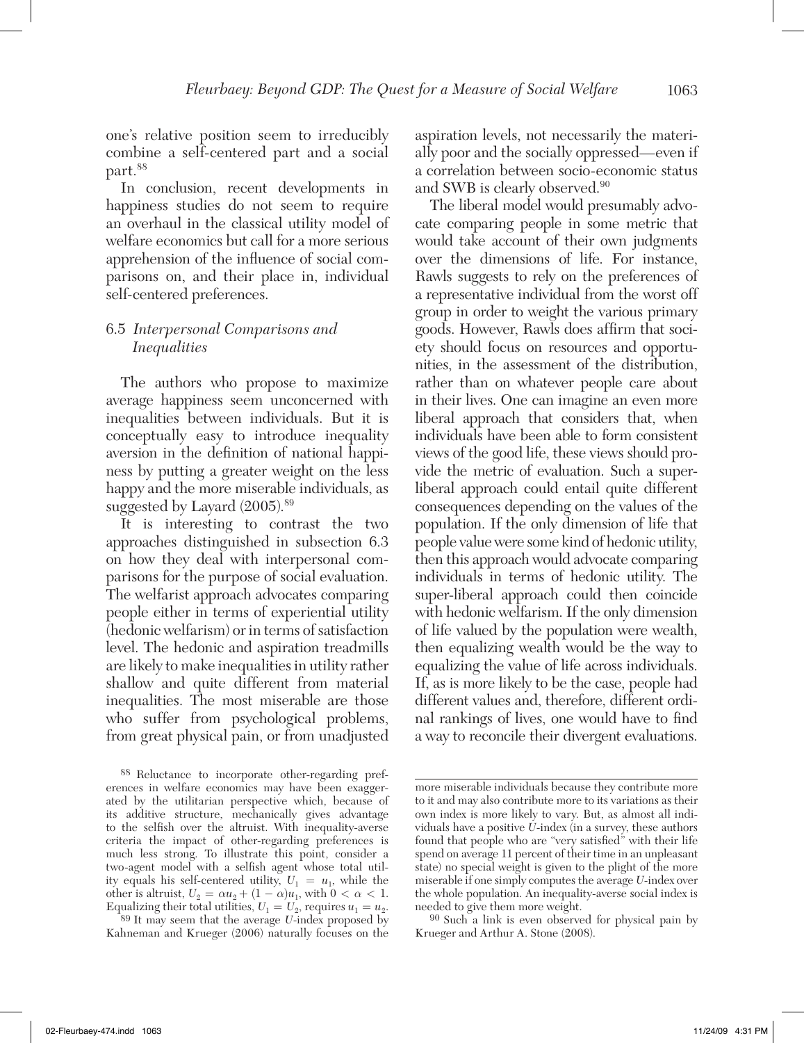one's relative position seem to irreducibly combine a self-centered part and a social part.[88]

In conclusion, recent developments in happiness studies do not seem to require an overhaul in the classical utility model of welfare economics but call for a more serious apprehension of the influence of social comparisons on, and their place in, individual self-centered preferences.

### 6.5 *Interpersonal Comparisons and Inequalities*

The authors who propose to maximize average happiness seem unconcerned with inequalities between individuals. But it is conceptually easy to introduce inequality aversion in the definition of national happiness by putting a greater weight on the less happy and the more miserable individuals, as suggested by Layard (2005).[89]

It is interesting to contrast the two approaches distinguished in subsection 6.3 on how they deal with interpersonal comparisons for the purpose of social evaluation. The welfarist approach advocates comparing people either in terms of experiential utility (hedonic welfarism) or in terms of satisfaction level. The hedonic and aspiration treadmills are likely to make inequalities in utility rather shallow and quite different from material inequalities. The most miserable are those who suffer from psychological problems, from great physical pain, or from unadjusted aspiration levels, not necessarily the materially poor and the socially oppressed—even if a correlation between socio-economic status and SWB is clearly observed.[90]

The liberal model would presumably advocate comparing people in some metric that would take account of their own judgments over the dimensions of life. For instance, Rawls suggests to rely on the preferences of a representative individual from the worst off group in order to weight the various primary goods. However, Rawls does affirm that society should focus on resources and opportunities, in the assessment of the distribution, rather than on whatever people care about in their lives. One can imagine an even more liberal approach that considers that, when individuals have been able to form consistent views of the good life, these views should provide the metric of evaluation. Such a super-liberal approach could entail quite different consequences depending on the values of the population. If the only dimension of life that people value were some kind of hedonic utility, then this approach would advocate comparing individuals in terms of hedonic utility. The super-liberal approach could then coincide with hedonic welfarism. If the only dimension of life valued by the population were wealth, then equalizing wealth would be the way to equalizing the value of life across individuals. If, as is more likely to be the case, people had different values and, therefore, different ordinal rankings of lives, one would have to find a way to reconcile their divergent evaluations.

---

[88] Reluctance to incorporate other-regarding preferences in welfare economics may have been exaggerated by the utilitarian perspective which, because of its additive structure, mechanically gives advantage to the selfish over the altruist. With inequality-averse criteria the impact of other-regarding preferences is much less strong. To illustrate this point, consider a two-agent model with a selfish agent whose total utility equals his self-centered utility, $U_1 = u_1$, while the other is altruist, $U_2 = \alpha u_2 + (1 - \alpha)u_1$, with $0 < \alpha < 1$. Equalizing their total utilities, $U_1 = U_2$, requires $u_1 = u_2$.

[89] It may seem that the average $U$-index proposed by Kahneman and Krueger (2006) naturally focuses on the more miserable individuals because they contribute more to it and may also contribute more to its variations as their own index is more likely to vary. But, as almost all individuals have a positive $U$-index (in a survey, these authors found that people who are "very satisfied" with their life spend on average 11 percent of their time in an unpleasant state) no special weight is given to the plight of the more miserable if one simply computes the average $U$-index over the whole population. An inequality-averse social index is needed to give them more weight.

[90] Such a link is even observed for physical pain by Krueger and Arthur A. Stone (2008).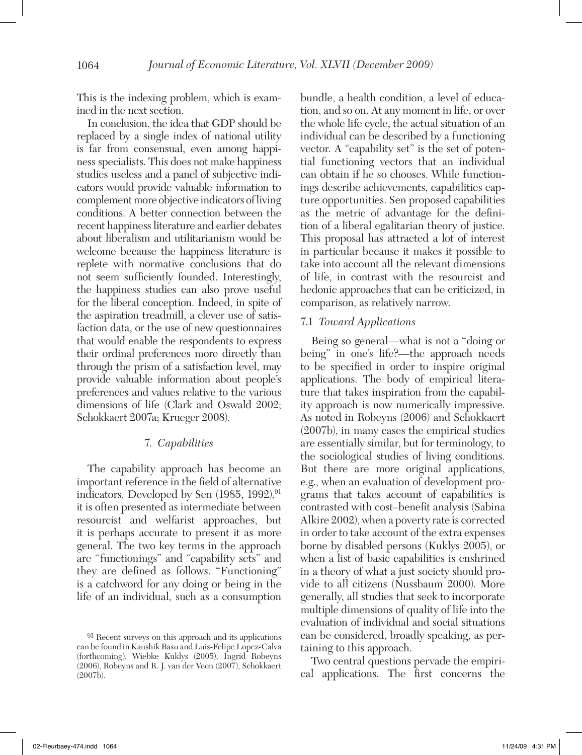This is the indexing problem, which is examined in the next section.

In conclusion, the idea that GDP should be replaced by a single index of national utility is far from consensual, even among happiness specialists. This does not make happiness studies useless and a panel of subjective indicators would provide valuable information to complement more objective indicators of living conditions. A better connection between the recent happiness literature and earlier debates about liberalism and utilitarianism would be welcome because the happiness literature is replete with normative conclusions that do not seem sufficiently founded. Interestingly, the happiness studies can also prove useful for the liberal conception. Indeed, in spite of the aspiration treadmill, a clever use of satisfaction data, or the use of new questionnaires that would enable the respondents to express their ordinal preferences more directly than through the prism of a satisfaction level, may provide valuable information about people's preferences and values relative to the various dimensions of life (Clark and Oswald 2002; Schokkaert 2007a; Krueger 2008).

## 7. *Capabilities*

The capability approach has become an important reference in the field of alternative indicators. Developed by Sen (1985, 1992),[91] it is often presented as intermediate between resourcist and welfarist approaches, but it is perhaps accurate to present it as more general. The two key terms in the approach are "functionings" and "capability sets" and they are defined as follows. "Functioning" is a catchword for any doing or being in the life of an individual, such as a consumption bundle, a health condition, a level of education, and so on. At any moment in life, or over the whole life cycle, the actual situation of an individual can be described by a functioning vector. A "capability set" is the set of potential functioning vectors that an individual can obtain if he so chooses. While functionings describe achievements, capabilities capture opportunities. Sen proposed capabilities as the metric of advantage for the definition of a liberal egalitarian theory of justice. This proposal has attracted a lot of interest in particular because it makes it possible to take into account all the relevant dimensions of life, in contrast with the resourcist and hedonic approaches that can be criticized, in comparison, as relatively narrow.

### 7.1 *Toward Applications*

Being so general—what is not a "doing or being" in one's life?—the approach needs to be specified in order to inspire original applications. The body of empirical literature that takes inspiration from the capability approach is now numerically impressive. As noted in Robeyns (2006) and Schokkaert (2007b), in many cases the empirical studies are essentially similar, but for terminology, to the sociological studies of living conditions. But there are more original applications, e.g., when an evaluation of development programs that takes account of capabilities is contrasted with cost–benefit analysis (Sabina Alkire 2002), when a poverty rate is corrected in order to take account of the extra expenses borne by disabled persons (Kuklys 2005), or when a list of basic capabilities is enshrined in a theory of what a just society should provide to all citizens (Nussbaum 2000). More generally, all studies that seek to incorporate multiple dimensions of quality of life into the evaluation of individual and social situations can be considered, broadly speaking, as pertaining to this approach.

Two central questions pervade the empirical applications. The first concerns the

[91] Recent surveys on this approach and its applications can be found in Kaushik Basu and Luis-Felipe Lopez-Calva (forthcoming), Wiebke Kuklys (2005), Ingrid Robeyns (2006), Robeyns and R. J. van der Veen (2007), Schokkaert (2007b).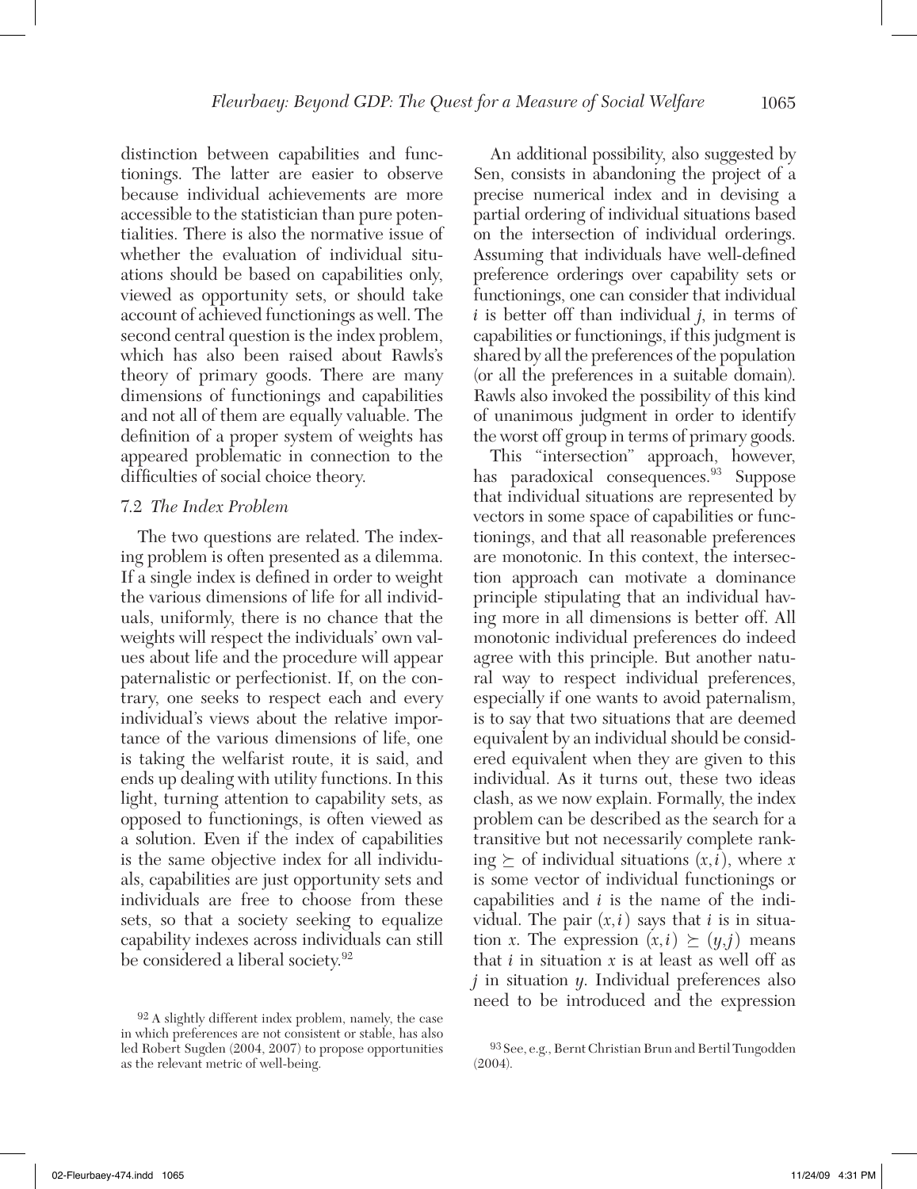distinction between capabilities and functionings. The latter are easier to observe because individual achievements are more accessible to the statistician than pure potentialities. There is also the normative issue of whether the evaluation of individual situations should be based on capabilities only, viewed as opportunity sets, or should take account of achieved functionings as well. The second central question is the index problem, which has also been raised about Rawls's theory of primary goods. There are many dimensions of functionings and capabilities and not all of them are equally valuable. The definition of a proper system of weights has appeared problematic in connection to the difficulties of social choice theory.

### 7.2 *The Index Problem*

The two questions are related. The indexing problem is often presented as a dilemma. If a single index is defined in order to weight the various dimensions of life for all individuals, uniformly, there is no chance that the weights will respect the individuals' own values about life and the procedure will appear paternalistic or perfectionist. If, on the contrary, one seeks to respect each and every individual's views about the relative importance of the various dimensions of life, one is taking the welfarist route, it is said, and ends up dealing with utility functions. In this light, turning attention to capability sets, as opposed to functionings, is often viewed as a solution. Even if the index of capabilities is the same objective index for all individuals, capabilities are just opportunity sets and individuals are free to choose from these sets, so that a society seeking to equalize capability indexes across individuals can still be considered a liberal society.[92]

An additional possibility, also suggested by Sen, consists in abandoning the project of a precise numerical index and in devising a partial ordering of individual situations based on the intersection of individual orderings. Assuming that individuals have well-defined preference orderings over capability sets or functionings, one can consider that individual $i$ is better off than individual $j$, in terms of capabilities or functionings, if this judgment is shared by all the preferences of the population (or all the preferences in a suitable domain). Rawls also invoked the possibility of this kind of unanimous judgment in order to identify the worst off group in terms of primary goods.

This "intersection" approach, however, has paradoxical consequences.[93] Suppose that individual situations are represented by vectors in some space of capabilities or functionings, and that all reasonable preferences are monotonic. In this context, the intersection approach can motivate a dominance principle stipulating that an individual having more in all dimensions is better off. All monotonic individual preferences do indeed agree with this principle. But another natural way to respect individual preferences, especially if one wants to avoid paternalism, is to say that two situations that are deemed equivalent by an individual should be considered equivalent when they are given to this individual. As it turns out, these two ideas clash, as we now explain. Formally, the index problem can be described as the search for a transitive but not necessarily complete ranking $\succeq$ of individual situations $(x,i)$, where $x$ is some vector of individual functionings or capabilities and $i$ is the name of the individual. The pair $(x,i)$ says that $i$ is in situation $x$. The expression $(x,i) \succeq (y,j)$ means that $i$ in situation $x$ is at least as well off as $j$ in situation $y$. Individual preferences also need to be introduced and the expression

[92] A slightly different index problem, namely, the case in which preferences are not consistent or stable, has also led Robert Sugden (2004, 2007) to propose opportunities as the relevant metric of well-being.

[93] See, e.g., Bernt Christian Brun and Bertil Tungodden (2004).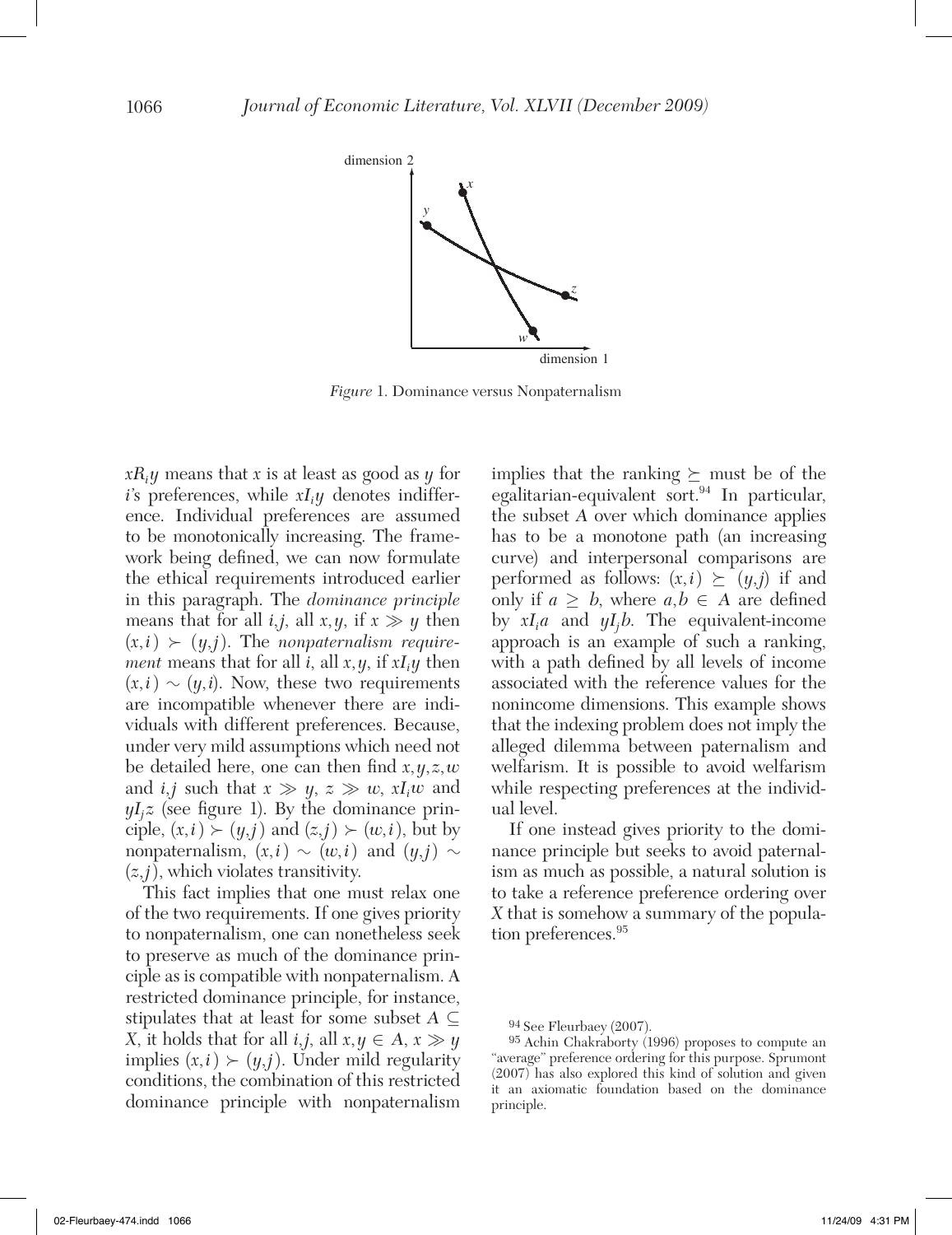*Figure* 1. Dominance versus Nonpaternalism

$xR_iy$ means that $x$ is at least as good as $y$ for $i$'s preferences, while $xI_iy$ denotes indifference. Individual preferences are assumed to be monotonically increasing. The framework being defined, we can now formulate the ethical requirements introduced earlier in this paragraph. The *dominance principle* means that for all $i,j$, all $x,y$, if $x \gg y$ then $(x,i) \succ (y,j)$. The *nonpaternalism requirement* means that for all $i$, all $x,y$, if $xI_iy$ then $(x,i) \sim (y,i)$. Now, these two requirements are incompatible whenever there are individuals with different preferences. Because, under very mild assumptions which need not be detailed here, one can then find $x,y,z,w$ and $i,j$ such that $x \gg y$, $z \gg w$, $xI_iw$ and $yI_jz$ (see figure 1). By the dominance principle, $(x,i) \succ (y,j)$ and $(z,j) \succ (w,i)$, but by nonpaternalism, $(x,i) \sim (w,i)$ and $(y,j) \sim (z,j)$, which violates transitivity.

This fact implies that one must relax one of the two requirements. If one gives priority to nonpaternalism, one can nonetheless seek to preserve as much of the dominance principle as is compatible with nonpaternalism. A restricted dominance principle, for instance, stipulates that at least for some subset $A \subseteq X$, it holds that for all $i,j$, all $x,y \in A$, $x \gg y$ implies $(x,i) \succ (y,j)$. Under mild regularity conditions, the combination of this restricted dominance principle with nonpaternalism implies that the ranking $\succeq$ must be of the egalitarian-equivalent sort.[94] In particular, the subset $A$ over which dominance applies has to be a monotone path (an increasing curve) and interpersonal comparisons are performed as follows: $(x,i) \succeq (y,j)$ if and only if $a \geq b$, where $a,b \in A$ are defined by $xI_ia$ and $yI_jb$. The equivalent-income approach is an example of such a ranking, with a path defined by all levels of income associated with the reference values for the nonincome dimensions. This example shows that the indexing problem does not imply the alleged dilemma between paternalism and welfarism. It is possible to avoid welfarism while respecting preferences at the individual level.

If one instead gives priority to the dominance principle but seeks to avoid paternalism as much as possible, a natural solution is to take a reference preference ordering over $X$ that is somehow a summary of the population preferences.[95]

[94] See Fleurbaey (2007).

[95] Achin Chakraborty (1996) proposes to compute an "average" preference ordering for this purpose. Sprumont (2007) has also explored this kind of solution and given it an axiomatic foundation based on the dominance principle.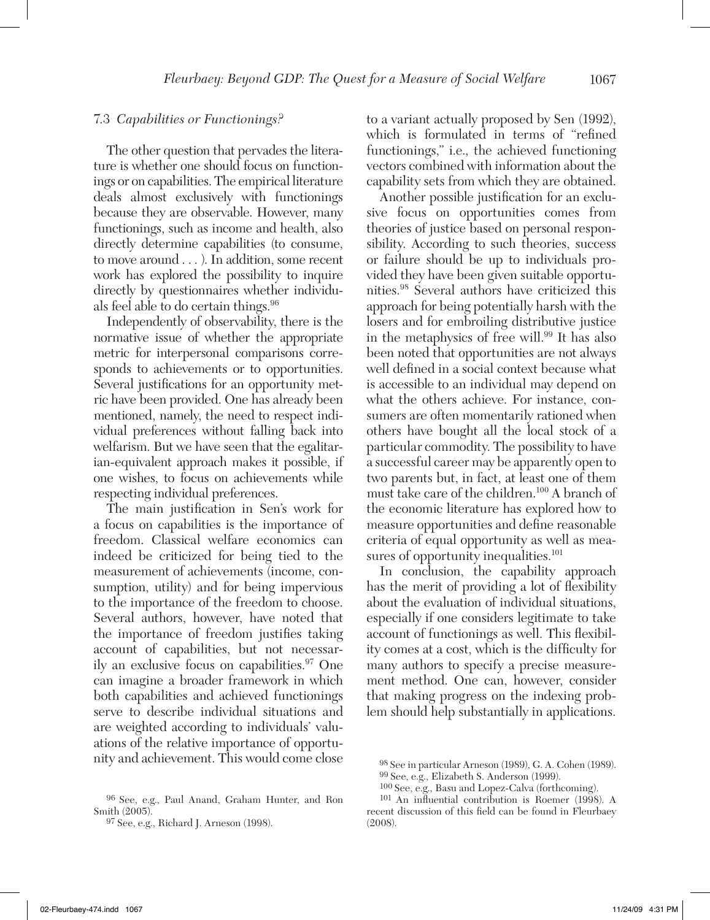### 7.3 *Capabilities or Functionings?*

The other question that pervades the literature is whether one should focus on functionings or on capabilities. The empirical literature deals almost exclusively with functionings because they are observable. However, many functionings, such as income and health, also directly determine capabilities (to consume, to move around . . . ). In addition, some recent work has explored the possibility to inquire directly by questionnaires whether individuals feel able to do certain things.[96]

Independently of observability, there is the normative issue of whether the appropriate metric for interpersonal comparisons corresponds to achievements or to opportunities. Several justifications for an opportunity metric have been provided. One has already been mentioned, namely, the need to respect individual preferences without falling back into welfarism. But we have seen that the egalitarian-equivalent approach makes it possible, if one wishes, to focus on achievements while respecting individual preferences.

The main justification in Sen's work for a focus on capabilities is the importance of freedom. Classical welfare economics can indeed be criticized for being tied to the measurement of achievements (income, consumption, utility) and for being impervious to the importance of the freedom to choose. Several authors, however, have noted that the importance of freedom justifies taking account of capabilities, but not necessarily an exclusive focus on capabilities.[97] One can imagine a broader framework in which both capabilities and achieved functionings serve to describe individual situations and are weighted according to individuals' valuations of the relative importance of opportunity and achievement. This would come close to a variant actually proposed by Sen (1992), which is formulated in terms of "refined functionings," i.e., the achieved functioning vectors combined with information about the capability sets from which they are obtained.

Another possible justification for an exclusive focus on opportunities comes from theories of justice based on personal responsibility. According to such theories, success or failure should be up to individuals provided they have been given suitable opportunities.[98] Several authors have criticized this approach for being potentially harsh with the losers and for embroiling distributive justice in the metaphysics of free will.[99] It has also been noted that opportunities are not always well defined in a social context because what is accessible to an individual may depend on what the others achieve. For instance, consumers are often momentarily rationed when others have bought all the local stock of a particular commodity. The possibility to have a successful career may be apparently open to two parents but, in fact, at least one of them must take care of the children.[100] A branch of the economic literature has explored how to measure opportunities and define reasonable criteria of equal opportunity as well as measures of opportunity inequalities.[101]

In conclusion, the capability approach has the merit of providing a lot of flexibility about the evaluation of individual situations, especially if one considers legitimate to take account of functionings as well. This flexibility comes at a cost, which is the difficulty for many authors to specify a precise measurement method. One can, however, consider that making progress on the indexing problem should help substantially in applications.

---

[96] See, e.g., Paul Anand, Graham Hunter, and Ron Smith (2005).

[97] See, e.g., Richard J. Arneson (1998).

[98] See in particular Arneson (1989), G. A. Cohen (1989).

[99] See, e.g., Elizabeth S. Anderson (1999).

[100] See, e.g., Basu and Lopez-Calva (forthcoming).

[101] An influential contribution is Roemer (1998). A recent discussion of this field can be found in Fleurbaey (2008).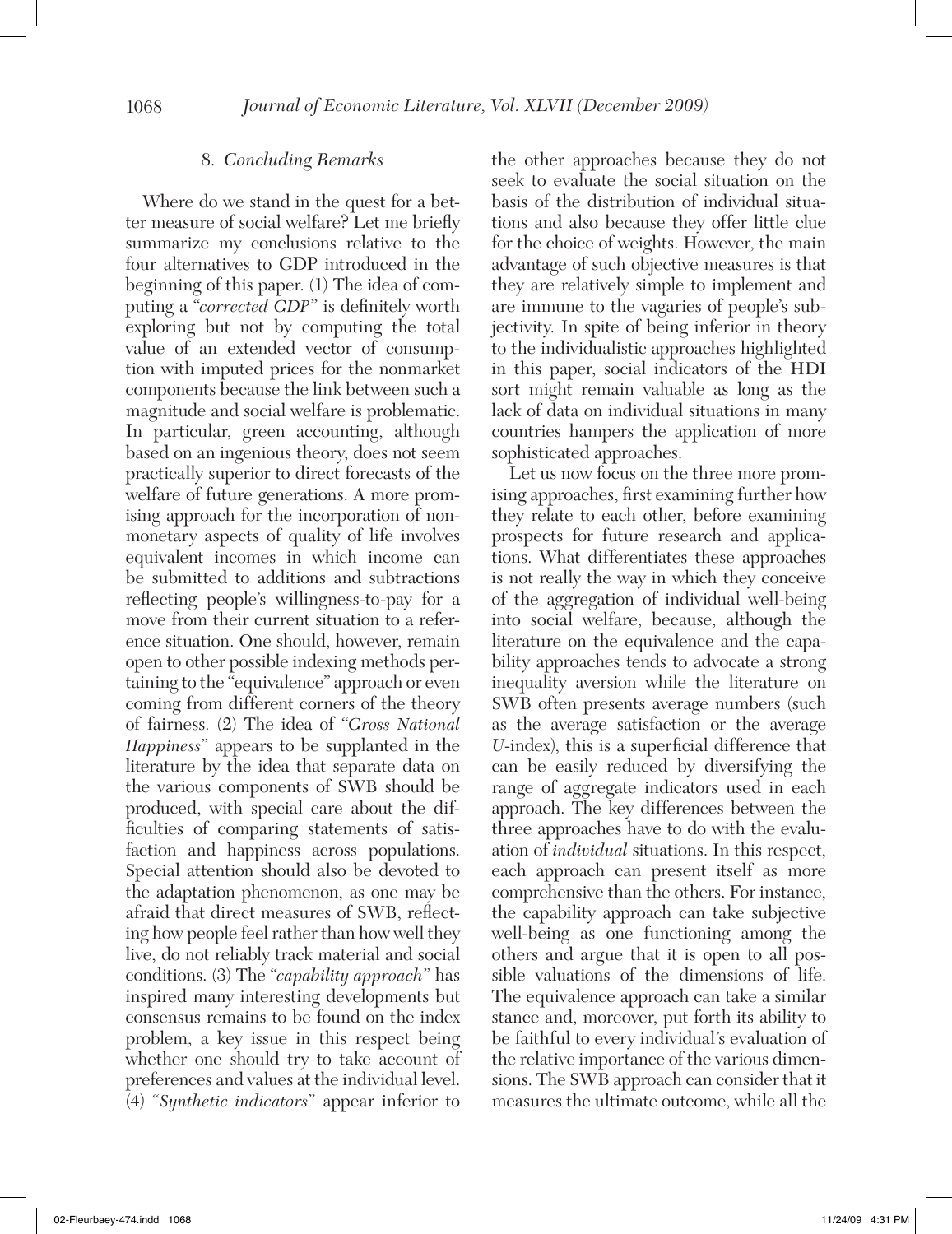## 8. *Concluding Remarks*

Where do we stand in the quest for a better measure of social welfare? Let me briefly summarize my conclusions relative to the four alternatives to GDP introduced in the beginning of this paper. (1) The idea of computing a "*corrected GDP*" is definitely worth exploring but not by computing the total value of an extended vector of consumption with imputed prices for the nonmarket components because the link between such a magnitude and social welfare is problematic. In particular, green accounting, although based on an ingenious theory, does not seem practically superior to direct forecasts of the welfare of future generations. A more promising approach for the incorporation of nonmonetary aspects of quality of life involves equivalent incomes in which income can be submitted to additions and subtractions reflecting people's willingness-to-pay for a move from their current situation to a reference situation. One should, however, remain open to other possible indexing methods pertaining to the "equivalence" approach or even coming from different corners of the theory of fairness. (2) The idea of "*Gross National Happiness*" appears to be supplanted in the literature by the idea that separate data on the various components of SWB should be produced, with special care about the difficulties of comparing statements of satisfaction and happiness across populations. Special attention should also be devoted to the adaptation phenomenon, as one may be afraid that direct measures of SWB, reflecting how people feel rather than how well they live, do not reliably track material and social conditions. (3) The "*capability approach*" has inspired many interesting developments but consensus remains to be found on the index problem, a key issue in this respect being whether one should try to take account of preferences and values at the individual level. (4) "*Synthetic indicators*" appear inferior to the other approaches because they do not seek to evaluate the social situation on the basis of the distribution of individual situations and also because they offer little clue for the choice of weights. However, the main advantage of such objective measures is that they are relatively simple to implement and are immune to the vagaries of people's subjectivity. In spite of being inferior in theory to the individualistic approaches highlighted in this paper, social indicators of the HDI sort might remain valuable as long as the lack of data on individual situations in many countries hampers the application of more sophisticated approaches.

Let us now focus on the three more promising approaches, first examining further how they relate to each other, before examining prospects for future research and applications. What differentiates these approaches is not really the way in which they conceive of the aggregation of individual well-being into social welfare, because, although the literature on the equivalence and the capability approaches tends to advocate a strong inequality aversion while the literature on SWB often presents average numbers (such as the average satisfaction or the average *U*-index), this is a superficial difference that can be easily reduced by diversifying the range of aggregate indicators used in each approach. The key differences between the three approaches have to do with the evaluation of *individual* situations. In this respect, each approach can present itself as more comprehensive than the others. For instance, the capability approach can take subjective well-being as one functioning among the others and argue that it is open to all possible valuations of the dimensions of life. The equivalence approach can take a similar stance and, moreover, put forth its ability to be faithful to every individual's evaluation of the relative importance of the various dimensions. The SWB approach can consider that it measures the ultimate outcome, while all the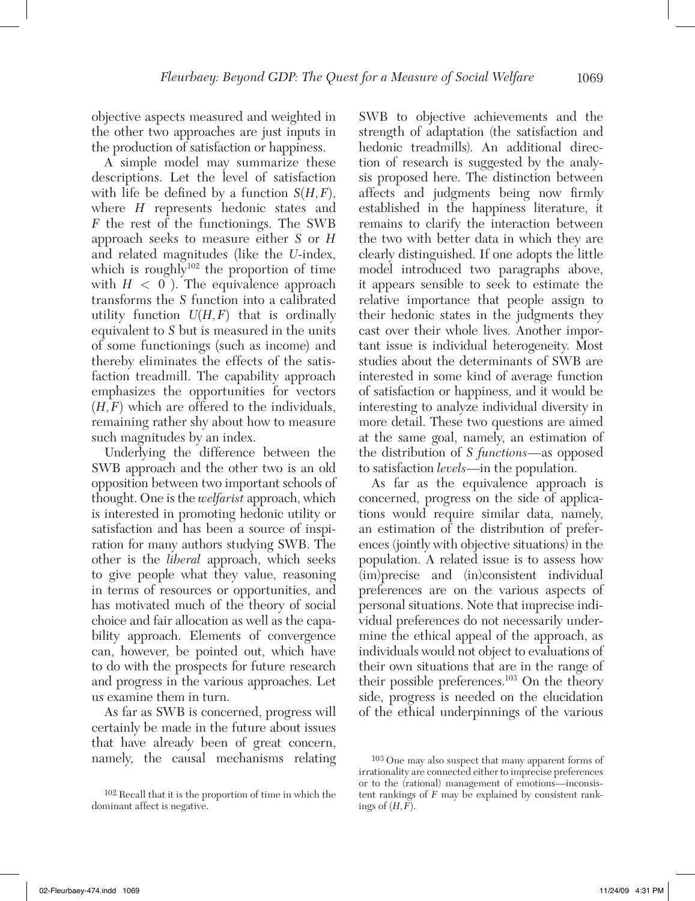objective aspects measured and weighted in the other two approaches are just inputs in the production of satisfaction or happiness.

A simple model may summarize these descriptions. Let the level of satisfaction with life be defined by a function $S(H, F)$, where $H$ represents hedonic states and $F$ the rest of the functionings. The SWB approach seeks to measure either $S$ or $H$ and related magnitudes (like the $U$-index, which is roughly[102] the proportion of time with $H < 0$). The equivalence approach transforms the $S$ function into a calibrated utility function $U(H, F)$ that is ordinally equivalent to $S$ but is measured in the units of some functionings (such as income) and thereby eliminates the effects of the satisfaction treadmill. The capability approach emphasizes the opportunities for vectors $(H, F)$ which are offered to the individuals, remaining rather shy about how to measure such magnitudes by an index.

Underlying the difference between the SWB approach and the other two is an old opposition between two important schools of thought. One is the *welfarist* approach, which is interested in promoting hedonic utility or satisfaction and has been a source of inspiration for many authors studying SWB. The other is the *liberal* approach, which seeks to give people what they value, reasoning in terms of resources or opportunities, and has motivated much of the theory of social choice and fair allocation as well as the capability approach. Elements of convergence can, however, be pointed out, which have to do with the prospects for future research and progress in the various approaches. Let us examine them in turn.

As far as SWB is concerned, progress will certainly be made in the future about issues that have already been of great concern, namely, the causal mechanisms relating SWB to objective achievements and the strength of adaptation (the satisfaction and hedonic treadmills). An additional direction of research is suggested by the analysis proposed here. The distinction between affects and judgments being now firmly established in the happiness literature, it remains to clarify the interaction between the two with better data in which they are clearly distinguished. If one adopts the little model introduced two paragraphs above, it appears sensible to seek to estimate the relative importance that people assign to their hedonic states in the judgments they cast over their whole lives. Another important issue is individual heterogeneity. Most studies about the determinants of SWB are interested in some kind of average function of satisfaction or happiness, and it would be interesting to analyze individual diversity in more detail. These two questions are aimed at the same goal, namely, an estimation of the distribution of *S functions*—as opposed to satisfaction *levels*—in the population.

As far as the equivalence approach is concerned, progress on the side of applications would require similar data, namely, an estimation of the distribution of preferences (jointly with objective situations) in the population. A related issue is to assess how (im)precise and (in)consistent individual preferences are on the various aspects of personal situations. Note that imprecise individual preferences do not necessarily undermine the ethical appeal of the approach, as individuals would not object to evaluations of their own situations that are in the range of their possible preferences.[103] On the theory side, progress is needed on the elucidation of the ethical underpinnings of the various

[102] Recall that it is the proportion of time in which the dominant affect is negative.

[103] One may also suspect that many apparent forms of irrationality are connected either to imprecise preferences or to the (rational) management of emotions—inconsistent rankings of $F$ may be explained by consistent rankings of $(H, F)$.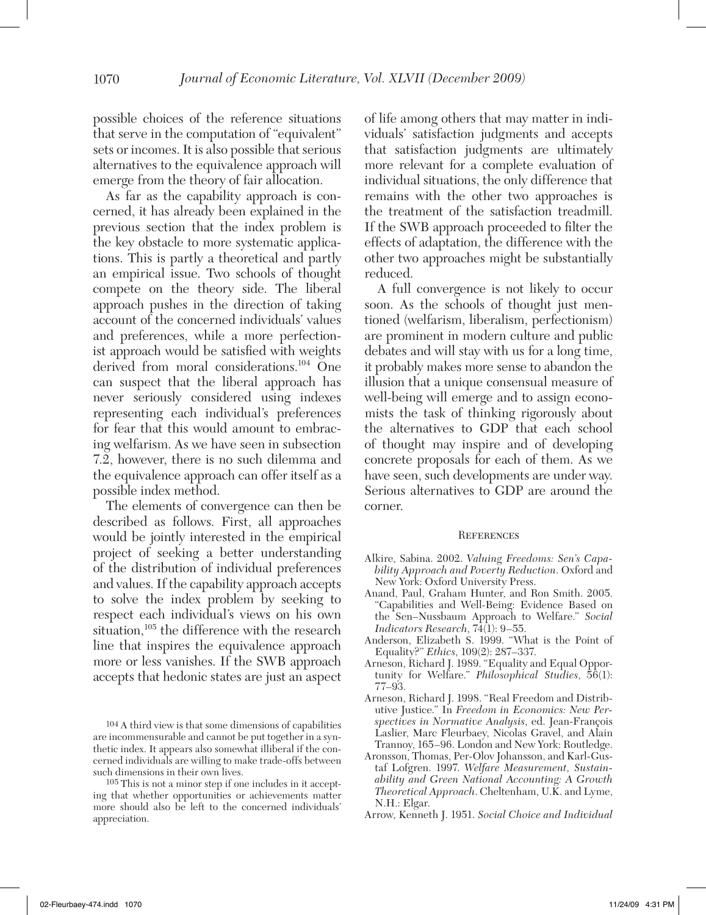possible choices of the reference situations that serve in the computation of "equivalent" sets or incomes. It is also possible that serious alternatives to the equivalence approach will emerge from the theory of fair allocation.

As far as the capability approach is concerned, it has already been explained in the previous section that the index problem is the key obstacle to more systematic applications. This is partly a theoretical and partly an empirical issue. Two schools of thought compete on the theory side. The liberal approach pushes in the direction of taking account of the concerned individuals' values and preferences, while a more perfectionist approach would be satisfied with weights derived from moral considerations.[104] One can suspect that the liberal approach has never seriously considered using indexes representing each individual's preferences for fear that this would amount to embracing welfarism. As we have seen in subsection 7.2, however, there is no such dilemma and the equivalence approach can offer itself as a possible index method.

The elements of convergence can then be described as follows. First, all approaches would be jointly interested in the empirical project of seeking a better understanding of the distribution of individual preferences and values. If the capability approach accepts to solve the index problem by seeking to respect each individual's views on his own situation,[105] the difference with the research line that inspires the equivalence approach more or less vanishes. If the SWB approach accepts that hedonic states are just an aspect of life among others that may matter in individuals' satisfaction judgments and accepts that satisfaction judgments are ultimately more relevant for a complete evaluation of individual situations, the only difference that remains with the other two approaches is the treatment of the satisfaction treadmill. If the SWB approach proceeded to filter the effects of adaptation, the difference with the other two approaches might be substantially reduced.

A full convergence is not likely to occur soon. As the schools of thought just mentioned (welfarism, liberalism, perfectionism) are prominent in modern culture and public debates and will stay with us for a long time, it probably makes more sense to abandon the illusion that a unique consensual measure of well-being will emerge and to assign economists the task of thinking rigorously about the alternatives to GDP that each school of thought may inspire and of developing concrete proposals for each of them. As we have seen, such developments are under way. Serious alternatives to GDP are around the corner.

[104] A third view is that some dimensions of capabilities are incommensurable and cannot be put together in a synthetic index. It appears also somewhat illiberal if the concerned individuals are willing to make trade-offs between such dimensions in their own lives.

[105] This is not a minor step if one includes in it accepting that whether opportunities or achievements matter more should also be left to the concerned individuals' appreciation.

## References

Alkire, Sabina. 2002. *Valuing Freedoms: Sen's Capability Approach and Poverty Reduction*. Oxford and New York: Oxford University Press.

Anand, Paul, Graham Hunter, and Ron Smith. 2005. "Capabilities and Well-Being: Evidence Based on the Sen–Nussbaum Approach to Welfare." *Social Indicators Research*, 74(1): 9–55.

Anderson, Elizabeth S. 1999. "What is the Point of Equality?" *Ethics*, 109(2): 287–337.

Arneson, Richard J. 1989. "Equality and Equal Opportunity for Welfare." *Philosophical Studies*, 56(1): 77–93.

Arneson, Richard J. 1998. "Real Freedom and Distributive Justice." In *Freedom in Economics: New Perspectives in Normative Analysis*, ed. Jean-François Laslier, Marc Fleurbaey, Nicolas Gravel, and Alain Trannoy, 165–96. London and New York: Routledge.

Aronsson, Thomas, Per-Olov Johansson, and Karl-Gustaf Lofgren. 1997. *Welfare Measurement, Sustainability and Green National Accounting: A Growth Theoretical Approach*. Cheltenham, U.K. and Lyme, N.H.: Elgar.

Arrow, Kenneth J. 1951. *Social Choice and Individual*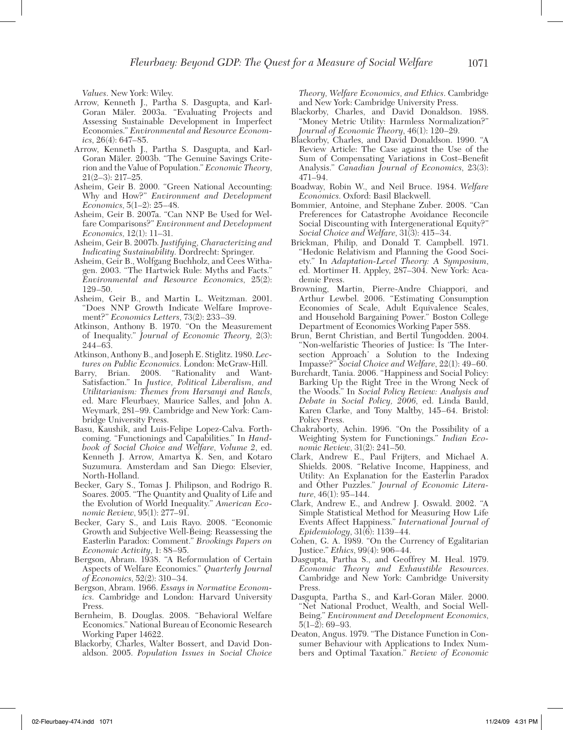*Values*. New York: Wiley.

Arrow, Kenneth J., Partha S. Dasgupta, and Karl-Goran Mäler. 2003a. "Evaluating Projects and Assessing Sustainable Development in Imperfect Economies." *Environmental and Resource Economics*, 26(4): 647–85.

Arrow, Kenneth J., Partha S. Dasgupta, and Karl-Goran Mäler. 2003b. "The Genuine Savings Criterion and the Value of Population." *Economic Theory*, 21(2–3): 217–25.

Asheim, Geir B. 2000. "Green National Accounting: Why and How?" *Environment and Development Economics*, 5(1–2): 25–48.

Asheim, Geir B. 2007a. "Can NNP Be Used for Welfare Comparisons?" *Environment and Development Economics*, 12(1): 11–31.

Asheim, Geir B. 2007b. *Justifying, Characterizing and Indicating Sustainability*. Dordrecht: Springer.

Asheim, Geir B., Wolfgang Buchholz, and Cees Withagen. 2003. "The Hartwick Rule: Myths and Facts." *Environmental and Resource Economics*, 25(2): 129–50.

Asheim, Geir B., and Martin L. Weitzman. 2001. "Does NNP Growth Indicate Welfare Improvement?" *Economics Letters*, 73(2): 233–39.

Atkinson, Anthony B. 1970. "On the Measurement of Inequality." *Journal of Economic Theory*, 2(3): 244–63.

Atkinson, Anthony B., and Joseph E. Stiglitz. 1980. *Lectures on Public Economics*. London: McGraw-Hill.

Barry, Brian. 2008. "Rationality and Want-Satisfaction." In *Justice, Political Liberalism, and Utilitarianism: Themes from Harsanyi and Rawls*, ed. Marc Fleurbaey, Maurice Salles, and John A. Weymark, 281–99. Cambridge and New York: Cambridge University Press.

Basu, Kaushik, and Luis-Felipe Lopez-Calva. Forthcoming. "Functionings and Capabilities." In *Handbook of Social Choice and Welfare, Volume 2*, ed. Kenneth J. Arrow, Amartya K. Sen, and Kotaro Suzumura. Amsterdam and San Diego: Elsevier, North-Holland.

Becker, Gary S., Tomas J. Philipson, and Rodrigo R. Soares. 2005. "The Quantity and Quality of Life and the Evolution of World Inequality." *American Economic Review*, 95(1): 277–91.

Becker, Gary S., and Luis Rayo. 2008. "Economic Growth and Subjective Well-Being: Reassessing the Easterlin Paradox: Comment." *Brookings Papers on Economic Activity*, 1: 88–95.

Bergson, Abram. 1938. "A Reformulation of Certain Aspects of Welfare Economics." *Quarterly Journal of Economics*, 52(2): 310–34.

Bergson, Abram. 1966. *Essays in Normative Economics*. Cambridge and London: Harvard University Press.

Bernheim, B. Douglas. 2008. "Behavioral Welfare Economics." National Bureau of Economic Research Working Paper 14622.

Blackorby, Charles, Walter Bossert, and David Donaldson. 2005. *Population Issues in Social Choice Theory, Welfare Economics, and Ethics*. Cambridge and New York: Cambridge University Press.

Blackorby, Charles, and David Donaldson. 1988. "Money Metric Utility: Harmless Normalization?" *Journal of Economic Theory*, 46(1): 120–29.

Blackorby, Charles, and David Donaldson. 1990. "A Review Article: The Case against the Use of the Sum of Compensating Variations in Cost–Benefit Analysis." *Canadian Journal of Economics*, 23(3): 471–94.

Boadway, Robin W., and Neil Bruce. 1984. *Welfare Economics*. Oxford: Basil Blackwell.

Bommier, Antoine, and Stephane Zuber. 2008. "Can Preferences for Catastrophe Avoidance Reconcile Social Discounting with Intergenerational Equity?" *Social Choice and Welfare*, 31(3): 415–34.

Brickman, Philip, and Donald T. Campbell. 1971. "Hedonic Relativism and Planning the Good Society." In *Adaptation-Level Theory: A Symposium*, ed. Mortimer H. Appley, 287–304. New York: Academic Press.

Browning, Martin, Pierre-Andre Chiappori, and Arthur Lewbel. 2006. "Estimating Consumption Economies of Scale, Adult Equivalence Scales, and Household Bargaining Power." Boston College Department of Economics Working Paper 588.

Brun, Bernt Christian, and Bertil Tungodden. 2004. "Non-welfaristic Theories of Justice: Is 'The Intersection Approach' a Solution to the Indexing Impasse?" *Social Choice and Welfare*, 22(1): 49–60.

Burchardt, Tania. 2006. "Happiness and Social Policy: Barking Up the Right Tree in the Wrong Neck of the Woods." In *Social Policy Review: Analysis and Debate in Social Policy, 2006*, ed. Linda Bauld, Karen Clarke, and Tony Maltby, 145–64. Bristol: Policy Press.

Chakraborty, Achin. 1996. "On the Possibility of a Weighting System for Functionings." *Indian Economic Review*, 31(2): 241–50.

Clark, Andrew E., Paul Frijters, and Michael A. Shields. 2008. "Relative Income, Happiness, and Utility: An Explanation for the Easterlin Paradox and Other Puzzles." *Journal of Economic Literature*, 46(1): 95–144.

Clark, Andrew E., and Andrew J. Oswald. 2002. "A Simple Statistical Method for Measuring How Life Events Affect Happiness." *International Journal of Epidemiology*, 31(6): 1139–44.

Cohen, G. A. 1989. "On the Currency of Egalitarian Justice." *Ethics*, 99(4): 906–44.

Dasgupta, Partha S., and Geoffrey M. Heal. 1979. *Economic Theory and Exhaustible Resources*. Cambridge and New York: Cambridge University Press.

Dasgupta, Partha S., and Karl-Goran Mäler. 2000. "Net National Product, Wealth, and Social Well-Being." *Environment and Development Economics*, 5(1–2): 69–93.

Deaton, Angus. 1979. "The Distance Function in Consumer Behaviour with Applications to Index Numbers and Optimal Taxation." *Review of Economic*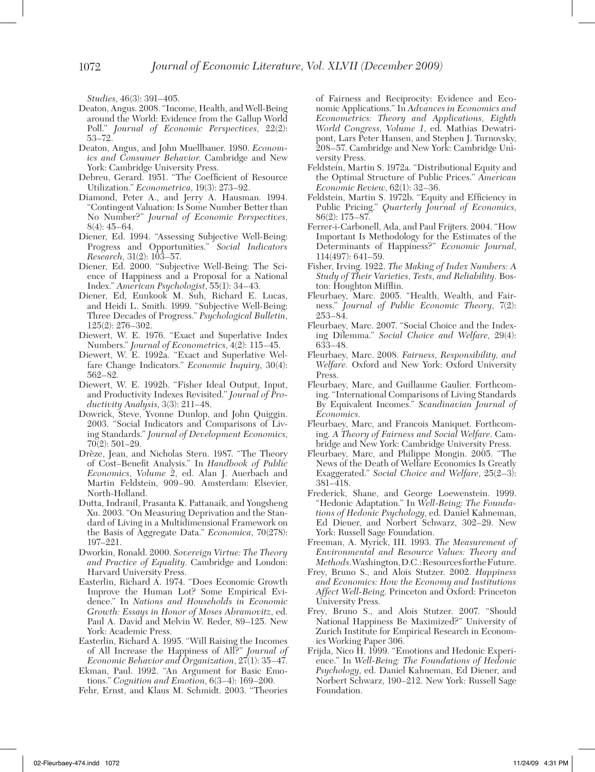*Studies*, 46(3): 391–405.

Deaton, Angus. 2008. "Income, Health, and Well-Being around the World: Evidence from the Gallup World Poll." *Journal of Economic Perspectives*, 22(2): 53–72.

Deaton, Angus, and John Muellbauer. 1980. *Economics and Consumer Behavior*. Cambridge and New York: Cambridge University Press.

Debreu, Gerard. 1951. "The Coefficient of Resource Utilization." *Econometrica*, 19(3): 273–92.

Diamond, Peter A., and Jerry A. Hausman. 1994. "Contingent Valuation: Is Some Number Better than No Number?" *Journal of Economic Perspectives*, 8(4): 45–64.

Diener, Ed. 1994. "Assessing Subjective Well-Being: Progress and Opportunities." *Social Indicators Research*, 31(2): 103–57.

Diener, Ed. 2000. "Subjective Well-Being: The Science of Happiness and a Proposal for a National Index." *American Psychologist*, 55(1): 34–43.

Diener, Ed, Eunkook M. Suh, Richard E. Lucas, and Heidi L. Smith. 1999. "Subjective Well-Being: Three Decades of Progress." *Psychological Bulletin*, 125(2): 276–302.

Diewert, W. E. 1976. "Exact and Superlative Index Numbers." *Journal of Econometrics*, 4(2): 115–45.

Diewert, W. E. 1992a. "Exact and Superlative Welfare Change Indicators." *Economic Inquiry*, 30(4): 562–82.

Diewert, W. E. 1992b. "Fisher Ideal Output, Input, and Productivity Indexes Revisited." *Journal of Productivity Analysis*, 3(3): 211–48.

Dowrick, Steve, Yvonne Dunlop, and John Quiggin. 2003. "Social Indicators and Comparisons of Living Standards." *Journal of Development Economics*, 70(2): 501–29.

Drèze, Jean, and Nicholas Stern. 1987. "The Theory of Cost–Benefit Analysis." In *Handbook of Public Economics, Volume 2*, ed. Alan J. Auerbach and Martin Feldstein, 909–90. Amsterdam: Elsevier, North-Holland.

Dutta, Indranil, Prasanta K. Pattanaik, and Yongsheng Xu. 2003. "On Measuring Deprivation and the Standard of Living in a Multidimensional Framework on the Basis of Aggregate Data." *Economica*, 70(278): 197–221.

Dworkin, Ronald. 2000. *Sovereign Virtue: The Theory and Practice of Equality*. Cambridge and London: Harvard University Press.

Easterlin, Richard A. 1974. "Does Economic Growth Improve the Human Lot? Some Empirical Evidence." In *Nations and Households in Economic Growth: Essays in Honor of Moses Abramovitz*, ed. Paul A. David and Melvin W. Reder, 89–125. New York: Academic Press.

Easterlin, Richard A. 1995. "Will Raising the Incomes of All Increase the Happiness of All?" *Journal of Economic Behavior and Organization*, 27(1): 35–47.

Ekman, Paul. 1992. "An Argument for Basic Emotions." *Cognition and Emotion*, 6(3–4): 169–200.

Fehr, Ernst, and Klaus M. Schmidt. 2003. "Theories of Fairness and Reciprocity: Evidence and Economic Applications." In *Advances in Economics and Econometrics: Theory and Applications, Eighth World Congress, Volume 1*, ed. Mathias Dewatripont, Lars Peter Hansen, and Stephen J. Turnovsky, 208–57. Cambridge and New York: Cambridge University Press.

Feldstein, Martin S. 1972a. "Distributional Equity and the Optimal Structure of Public Prices." *American Economic Review*, 62(1): 32–36.

Feldstein, Martin S. 1972b. "Equity and Efficiency in Public Pricing." *Quarterly Journal of Economics*, 86(2): 175–87.

Ferrer-i-Carbonell, Ada, and Paul Frijters. 2004. "How Important Is Methodology for the Estimates of the Determinants of Happiness?" *Economic Journal*, 114(497): 641–59.

Fisher, Irving. 1922. *The Making of Index Numbers: A Study of Their Varieties, Tests, and Reliability*. Boston: Houghton Mifflin.

Fleurbaey, Marc. 2005. "Health, Wealth, and Fairness." *Journal of Public Economic Theory*, 7(2): 253–84.

Fleurbaey, Marc. 2007. "Social Choice and the Indexing Dilemma." *Social Choice and Welfare*, 29(4): 633–48.

Fleurbaey, Marc. 2008. *Fairness, Responsibility, and Welfare*. Oxford and New York: Oxford University Press.

Fleurbaey, Marc, and Guillaume Gaulier. Forthcoming. "International Comparisons of Living Standards By Equivalent Incomes." *Scandinavian Journal of Economics*.

Fleurbaey, Marc, and Francois Maniquet. Forthcoming. *A Theory of Fairness and Social Welfare*. Cambridge and New York: Cambridge University Press.

Fleurbaey, Marc, and Philippe Mongin. 2005. "The News of the Death of Welfare Economics Is Greatly Exaggerated." *Social Choice and Welfare*, 25(2–3): 381–418.

Frederick, Shane, and George Loewenstein. 1999. "Hedonic Adaptation." In *Well-Being: The Foundations of Hedonic Psychology*, ed. Daniel Kahneman, Ed Diener, and Norbert Schwarz, 302–29. New York: Russell Sage Foundation.

Freeman, A. Myrick, III. 1993. *The Measurement of Environmental and Resource Values: Theory and Methods*. Washington, D.C.: Resources for the Future.

Frey, Bruno S., and Alois Stutzer. 2002. *Happiness and Economics: How the Economy and Institutions Affect Well-Being*. Princeton and Oxford: Princeton University Press.

Frey, Bruno S., and Alois Stutzer. 2007. "Should National Happiness Be Maximized?" University of Zurich Institute for Empirical Research in Economics Working Paper 306.

Frijda, Nico H. 1999. "Emotions and Hedonic Experience." In *Well-Being: The Foundations of Hedonic Psychology*, ed. Daniel Kahneman, Ed Diener, and Norbert Schwarz, 190–212. New York: Russell Sage Foundation.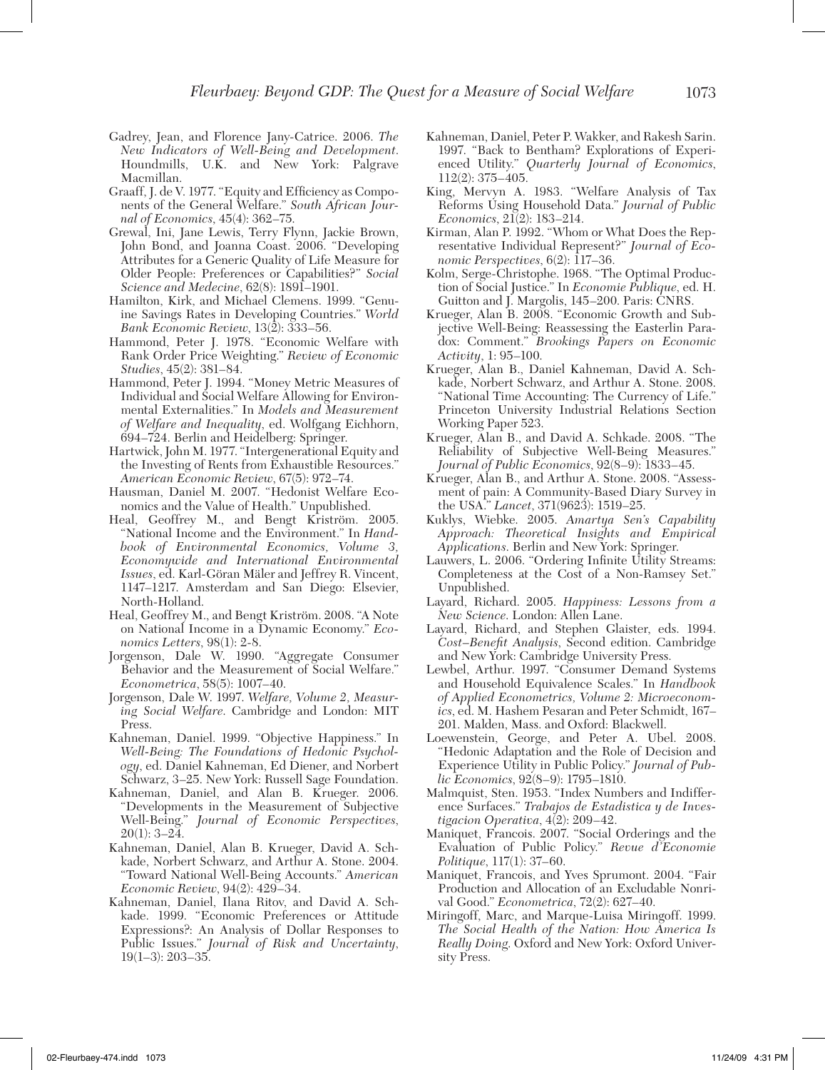Gadrey, Jean, and Florence Jany-Catrice. 2006. *The New Indicators of Well-Being and Development.* Houndmills, U.K. and New York: Palgrave Macmillan.

Graaff, J. de V. 1977. "Equity and Efficiency as Components of the General Welfare." *South African Journal of Economics*, 45(4): 362–75.

Grewal, Ini, Jane Lewis, Terry Flynn, Jackie Brown, John Bond, and Joanna Coast. 2006. "Developing Attributes for a Generic Quality of Life Measure for Older People: Preferences or Capabilities?" *Social Science and Medecine*, 62(8): 1891–1901.

Hamilton, Kirk, and Michael Clemens. 1999. "Genuine Savings Rates in Developing Countries." *World Bank Economic Review*, 13(2): 333–56.

Hammond, Peter J. 1978. "Economic Welfare with Rank Order Price Weighting." *Review of Economic Studies*, 45(2): 381–84.

Hammond, Peter J. 1994. "Money Metric Measures of Individual and Social Welfare Allowing for Environmental Externalities." In *Models and Measurement of Welfare and Inequality*, ed. Wolfgang Eichhorn, 694–724. Berlin and Heidelberg: Springer.

Hartwick, John M. 1977. "Intergenerational Equity and the Investing of Rents from Exhaustible Resources." *American Economic Review*, 67(5): 972–74.

Hausman, Daniel M. 2007. "Hedonist Welfare Economics and the Value of Health." Unpublished.

Heal, Geoffrey M., and Bengt Kriström. 2005. "National Income and the Environment." In *Handbook of Environmental Economics, Volume 3, Economywide and International Environmental Issues*, ed. Karl-Göran Mäler and Jeffrey R. Vincent, 1147–1217. Amsterdam and San Diego: Elsevier, North-Holland.

Heal, Geoffrey M., and Bengt Kriström. 2008. "A Note on National Income in a Dynamic Economy." *Economics Letters*, 98(1): 2-8.

Jorgenson, Dale W. 1990. "Aggregate Consumer Behavior and the Measurement of Social Welfare." *Econometrica*, 58(5): 1007–40.

Jorgenson, Dale W. 1997. *Welfare, Volume 2, Measuring Social Welfare.* Cambridge and London: MIT Press.

Kahneman, Daniel. 1999. "Objective Happiness." In *Well-Being: The Foundations of Hedonic Psychology*, ed. Daniel Kahneman, Ed Diener, and Norbert Schwarz, 3–25. New York: Russell Sage Foundation.

Kahneman, Daniel, and Alan B. Krueger. 2006. "Developments in the Measurement of Subjective Well-Being." *Journal of Economic Perspectives*, 20(1): 3–24.

Kahneman, Daniel, Alan B. Krueger, David A. Schkade, Norbert Schwarz, and Arthur A. Stone. 2004. "Toward National Well-Being Accounts." *American Economic Review*, 94(2): 429–34.

Kahneman, Daniel, Ilana Ritov, and David A. Schkade. 1999. "Economic Preferences or Attitude Expressions?: An Analysis of Dollar Responses to Public Issues." *Journal of Risk and Uncertainty*, 19(1–3): 203–35.

Kahneman, Daniel, Peter P. Wakker, and Rakesh Sarin. 1997. "Back to Bentham? Explorations of Experienced Utility." *Quarterly Journal of Economics*, 112(2): 375–405.

King, Mervyn A. 1983. "Welfare Analysis of Tax Reforms Using Household Data." *Journal of Public Economics*, 21(2): 183–214.

Kirman, Alan P. 1992. "Whom or What Does the Representative Individual Represent?" *Journal of Economic Perspectives*, 6(2): 117–36.

Kolm, Serge-Christophe. 1968. "The Optimal Production of Social Justice." In *Economie Publique*, ed. H. Guitton and J. Margolis, 145–200. Paris: CNRS.

Krueger, Alan B. 2008. "Economic Growth and Subjective Well-Being: Reassessing the Easterlin Paradox: Comment." *Brookings Papers on Economic Activity*, 1: 95–100.

Krueger, Alan B., Daniel Kahneman, David A. Schkade, Norbert Schwarz, and Arthur A. Stone. 2008. "National Time Accounting: The Currency of Life." Princeton University Industrial Relations Section Working Paper 523.

Krueger, Alan B., and David A. Schkade. 2008. "The Reliability of Subjective Well-Being Measures." *Journal of Public Economics*, 92(8–9): 1833–45.

Krueger, Alan B., and Arthur A. Stone. 2008. "Assessment of pain: A Community-Based Diary Survey in the USA." *Lancet*, 371(9623): 1519–25.

Kuklys, Wiebke. 2005. *Amartya Sen's Capability Approach: Theoretical Insights and Empirical Applications.* Berlin and New York: Springer.

Lauwers, L. 2006. "Ordering Infinite Utility Streams: Completeness at the Cost of a Non-Ramsey Set." Unpublished.

Layard, Richard. 2005. *Happiness: Lessons from a New Science.* London: Allen Lane.

Layard, Richard, and Stephen Glaister, eds. 1994. *Cost–Benefit Analysis*, Second edition. Cambridge and New York: Cambridge University Press.

Lewbel, Arthur. 1997. "Consumer Demand Systems and Household Equivalence Scales." In *Handbook of Applied Econometrics, Volume 2: Microeconomics*, ed. M. Hashem Pesaran and Peter Schmidt, 167–201. Malden, Mass. and Oxford: Blackwell.

Loewenstein, George, and Peter A. Ubel. 2008. "Hedonic Adaptation and the Role of Decision and Experience Utility in Public Policy." *Journal of Public Economics*, 92(8–9): 1795–1810.

Malmquist, Sten. 1953. "Index Numbers and Indifference Surfaces." *Trabajos de Estadistica y de Investigacion Operativa*, 4(2): 209–42.

Maniquet, Francois. 2007. "Social Orderings and the Evaluation of Public Policy." *Revue d'Economie Politique*, 117(1): 37–60.

Maniquet, Francois, and Yves Sprumont. 2004. "Fair Production and Allocation of an Excludable Nonrival Good." *Econometrica*, 72(2): 627–40.

Miringoff, Marc, and Marque-Luisa Miringoff. 1999. *The Social Health of the Nation: How America Is Really Doing.* Oxford and New York: Oxford University Press.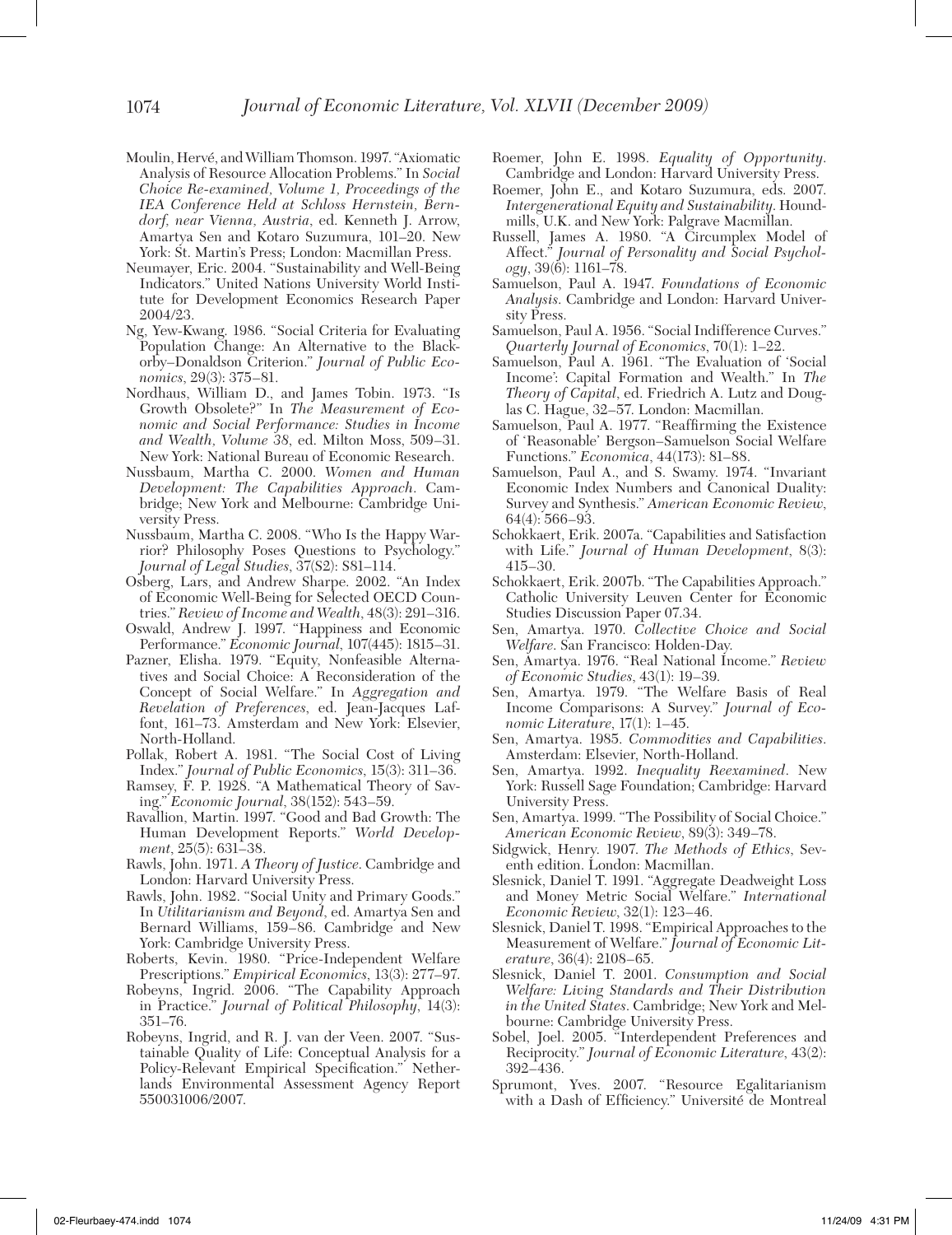Moulin, Hervé, and William Thomson. 1997. "Axiomatic Analysis of Resource Allocation Problems." In *Social Choice Re-examined, Volume 1, Proceedings of the IEA Conference Held at Schloss Hernstein, Berndorf, near Vienna, Austria*, ed. Kenneth J. Arrow, Amartya Sen and Kotaro Suzumura, 101–20. New York: St. Martin's Press; London: Macmillan Press.

Neumayer, Eric. 2004. "Sustainability and Well-Being Indicators." United Nations University World Institute for Development Economics Research Paper 2004/23.

Ng, Yew-Kwang. 1986. "Social Criteria for Evaluating Population Change: An Alternative to the Blackorby–Donaldson Criterion." *Journal of Public Economics*, 29(3): 375–81.

Nordhaus, William D., and James Tobin. 1973. "Is Growth Obsolete?" In *The Measurement of Economic and Social Performance: Studies in Income and Wealth, Volume 38*, ed. Milton Moss, 509–31. New York: National Bureau of Economic Research.

Nussbaum, Martha C. 2000. *Women and Human Development: The Capabilities Approach*. Cambridge; New York and Melbourne: Cambridge University Press.

Nussbaum, Martha C. 2008. "Who Is the Happy Warrior? Philosophy Poses Questions to Psychology." *Journal of Legal Studies*, 37(S2): S81–114.

Osberg, Lars, and Andrew Sharpe. 2002. "An Index of Economic Well-Being for Selected OECD Countries." *Review of Income and Wealth*, 48(3): 291–316.

Oswald, Andrew J. 1997. "Happiness and Economic Performance." *Economic Journal*, 107(445): 1815–31.

Pazner, Elisha. 1979. "Equity, Nonfeasible Alternatives and Social Choice: A Reconsideration of the Concept of Social Welfare." In *Aggregation and Revelation of Preferences*, ed. Jean-Jacques Laffont, 161–73. Amsterdam and New York: Elsevier, North-Holland.

Pollak, Robert A. 1981. "The Social Cost of Living Index." *Journal of Public Economics*, 15(3): 311–36.

Ramsey, F. P. 1928. "A Mathematical Theory of Saving." *Economic Journal*, 38(152): 543–59.

Ravallion, Martin. 1997. "Good and Bad Growth: The Human Development Reports." *World Development*, 25(5): 631–38.

Rawls, John. 1971. *A Theory of Justice*. Cambridge and London: Harvard University Press.

Rawls, John. 1982. "Social Unity and Primary Goods." In *Utilitarianism and Beyond*, ed. Amartya Sen and Bernard Williams, 159–86. Cambridge and New York: Cambridge University Press.

Roberts, Kevin. 1980. "Price-Independent Welfare Prescriptions." *Empirical Economics*, 13(3): 277–97.

Robeyns, Ingrid. 2006. "The Capability Approach in Practice." *Journal of Political Philosophy*, 14(3): 351–76.

Robeyns, Ingrid, and R. J. van der Veen. 2007. "Sustainable Quality of Life: Conceptual Analysis for a Policy-Relevant Empirical Specification." Netherlands Environmental Assessment Agency Report 550031006/2007.

Roemer, John E. 1998. *Equality of Opportunity*. Cambridge and London: Harvard University Press.

Roemer, John E., and Kotaro Suzumura, eds. 2007. *Intergenerational Equity and Sustainability*. Houndmills, U.K. and New York: Palgrave Macmillan.

Russell, James A. 1980. "A Circumplex Model of Affect." *Journal of Personality and Social Psychology*, 39(6): 1161–78.

Samuelson, Paul A. 1947. *Foundations of Economic Analysis*. Cambridge and London: Harvard University Press.

Samuelson, Paul A. 1956. "Social Indifference Curves." *Quarterly Journal of Economics*, 70(1): 1–22.

Samuelson, Paul A. 1961. "The Evaluation of 'Social Income': Capital Formation and Wealth." In *The Theory of Capital*, ed. Friedrich A. Lutz and Douglas C. Hague, 32–57. London: Macmillan.

Samuelson, Paul A. 1977. "Reaffirming the Existence of 'Reasonable' Bergson–Samuelson Social Welfare Functions." *Economica*, 44(173): 81–88.

Samuelson, Paul A., and S. Swamy. 1974. "Invariant Economic Index Numbers and Canonical Duality: Survey and Synthesis." *American Economic Review*, 64(4): 566–93.

Schokkaert, Erik. 2007a. "Capabilities and Satisfaction with Life." *Journal of Human Development*, 8(3): 415–30.

Schokkaert, Erik. 2007b. "The Capabilities Approach." Catholic University Leuven Center for Economic Studies Discussion Paper 07.34.

Sen, Amartya. 1970. *Collective Choice and Social Welfare*. San Francisco: Holden-Day.

Sen, Amartya. 1976. "Real National Income." *Review of Economic Studies*, 43(1): 19–39.

Sen, Amartya. 1979. "The Welfare Basis of Real Income Comparisons: A Survey." *Journal of Economic Literature*, 17(1): 1–45.

Sen, Amartya. 1985. *Commodities and Capabilities*. Amsterdam: Elsevier, North-Holland.

Sen, Amartya. 1992. *Inequality Reexamined*. New York: Russell Sage Foundation; Cambridge: Harvard University Press.

Sen, Amartya. 1999. "The Possibility of Social Choice." *American Economic Review*, 89(3): 349–78.

Sidgwick, Henry. 1907. *The Methods of Ethics*, Seventh edition. London: Macmillan.

Slesnick, Daniel T. 1991. "Aggregate Deadweight Loss and Money Metric Social Welfare." *International Economic Review*, 32(1): 123–46.

Slesnick, Daniel T. 1998. "Empirical Approaches to the Measurement of Welfare." *Journal of Economic Literature*, 36(4): 2108–65.

Slesnick, Daniel T. 2001. *Consumption and Social Welfare: Living Standards and Their Distribution in the United States*. Cambridge; New York and Melbourne: Cambridge University Press.

Sobel, Joel. 2005. "Interdependent Preferences and Reciprocity." *Journal of Economic Literature*, 43(2): 392–436.

Sprumont, Yves. 2007. "Resource Egalitarianism with a Dash of Efficiency." Université de Montreal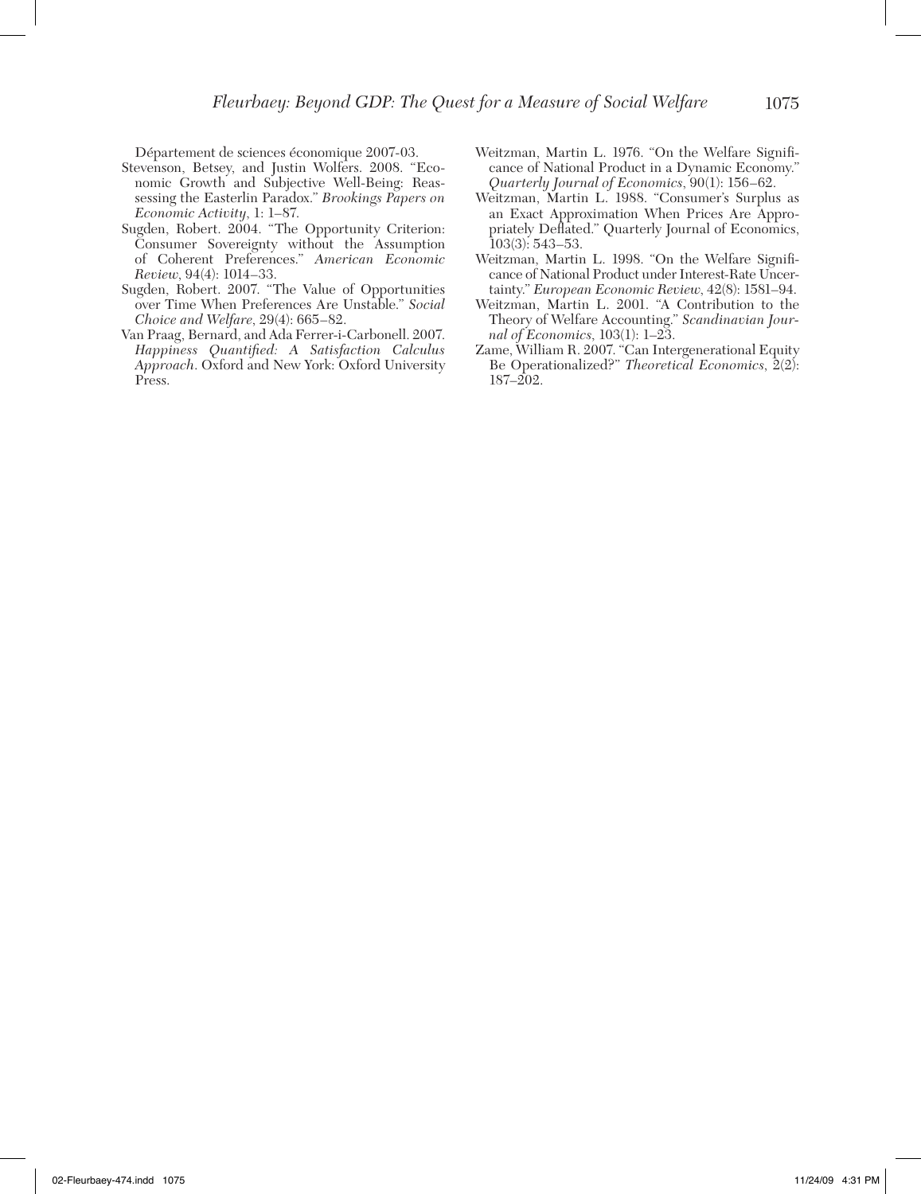Département de sciences économique 2007-03.

Stevenson, Betsey, and Justin Wolfers. 2008. "Economic Growth and Subjective Well-Being: Reassessing the Easterlin Paradox." *Brookings Papers on Economic Activity*, 1: 1–87.

Sugden, Robert. 2004. "The Opportunity Criterion: Consumer Sovereignty without the Assumption of Coherent Preferences." *American Economic Review*, 94(4): 1014–33.

Sugden, Robert. 2007. "The Value of Opportunities over Time When Preferences Are Unstable." *Social Choice and Welfare*, 29(4): 665–82.

Van Praag, Bernard, and Ada Ferrer-i-Carbonell. 2007. *Happiness Quantified: A Satisfaction Calculus Approach*. Oxford and New York: Oxford University Press.

Weitzman, Martin L. 1976. "On the Welfare Significance of National Product in a Dynamic Economy." *Quarterly Journal of Economics*, 90(1): 156–62.

Weitzman, Martin L. 1988. "Consumer's Surplus as an Exact Approximation When Prices Are Appropriately Deflated." Quarterly Journal of Economics, 103(3): 543–53.

Weitzman, Martin L. 1998. "On the Welfare Significance of National Product under Interest-Rate Uncertainty." *European Economic Review*, 42(8): 1581–94.

Weitzman, Martin L. 2001. "A Contribution to the Theory of Welfare Accounting." *Scandinavian Journal of Economics*, 103(1): 1–23.

Zame, William R. 2007. "Can Intergenerational Equity Be Operationalized?" *Theoretical Economics*, 2(2): 187–202.